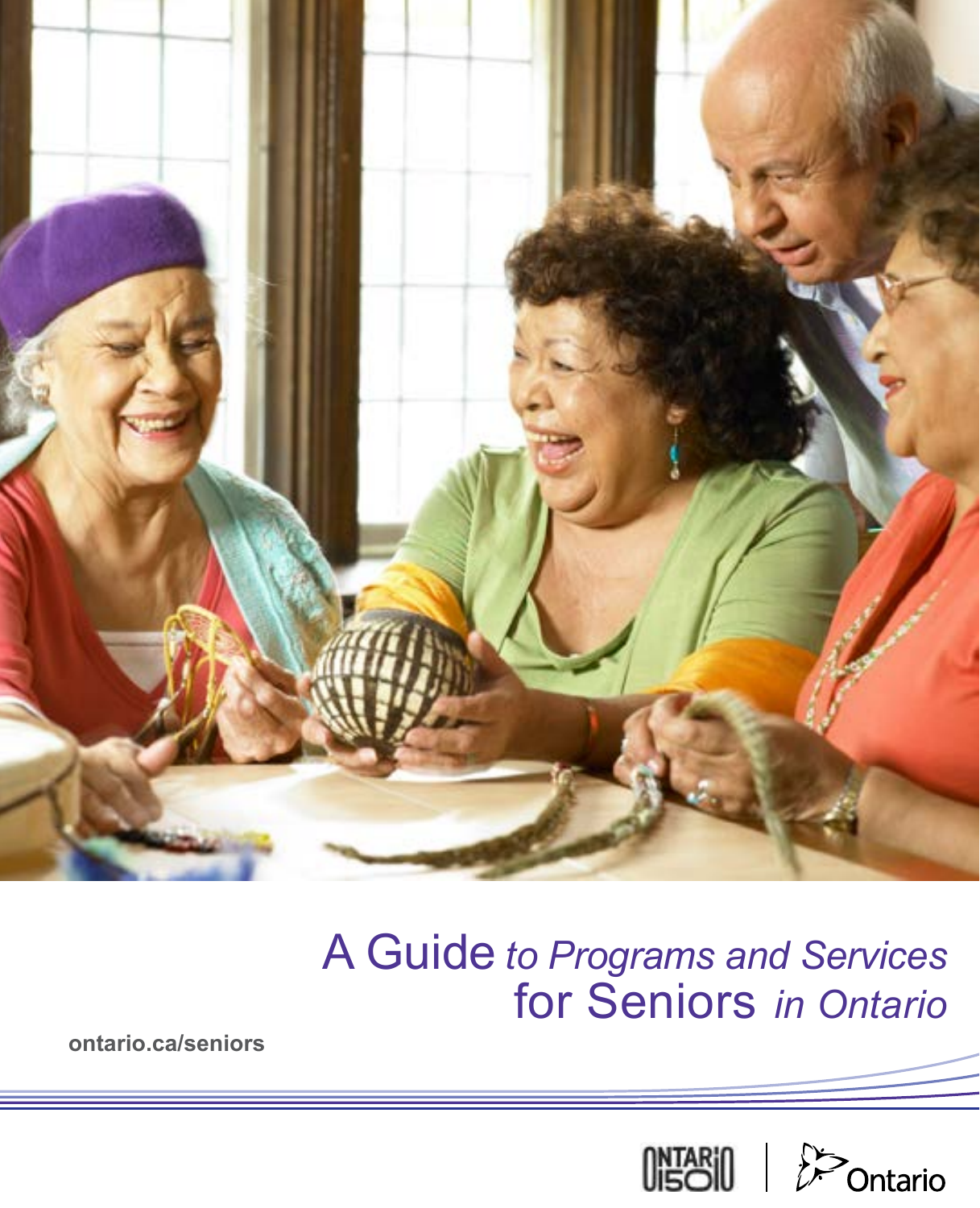# A Guide *to Programs and Services* for Seniors *in Ontario*

**ontario.ca/seniors**

ONTARIO 150

Ontario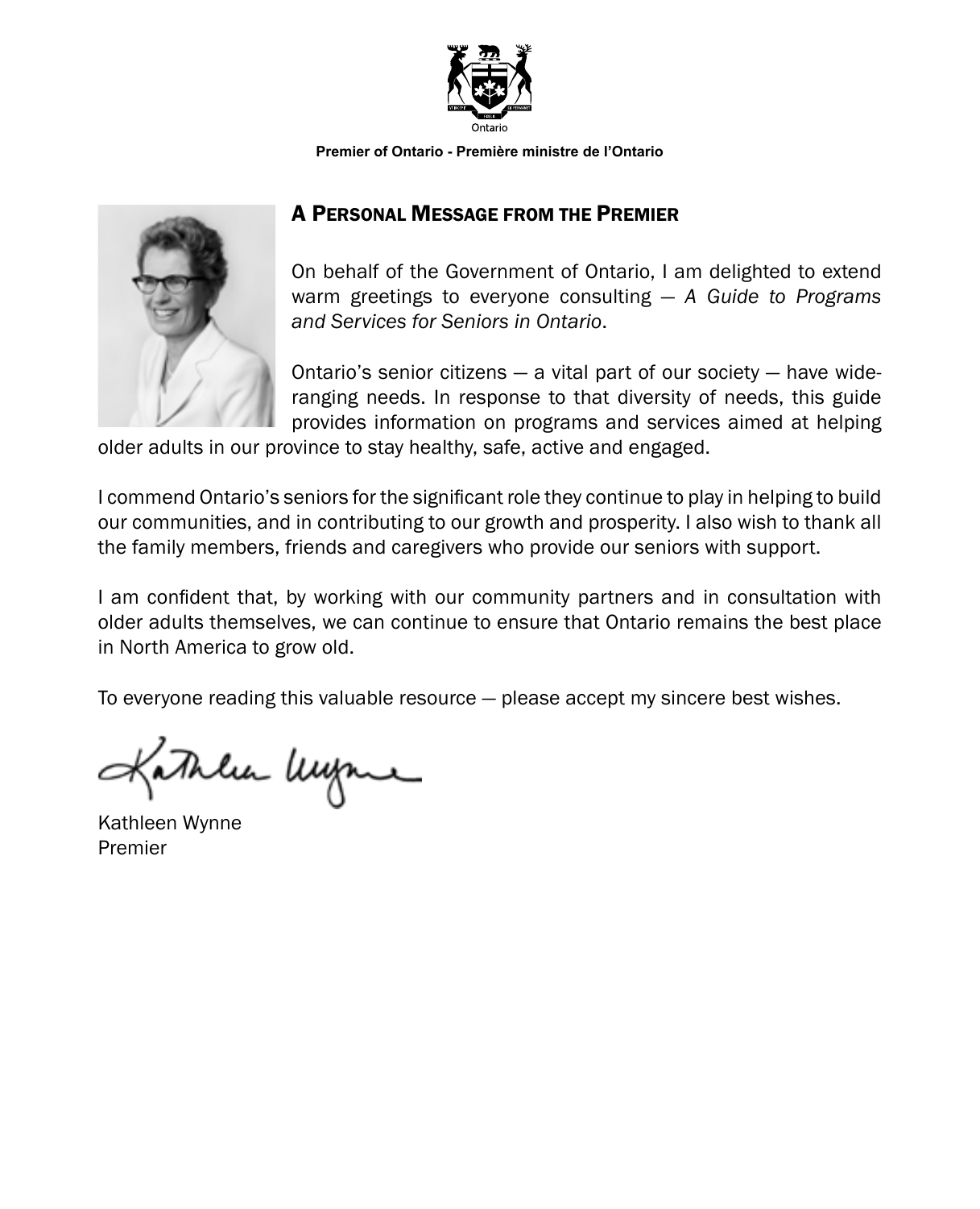Ontario

**Premier of Ontario - Première ministre de l'Ontario**

## A Personal Message from the Premier

On behalf of the Government of Ontario, I am delighted to extend warm greetings to everyone consulting — *A Guide to Programs and Services for Seniors in Ontario*.

Ontario's senior citizens — a vital part of our society — have wide-ranging needs. In response to that diversity of needs, this guide provides information on programs and services aimed at helping older adults in our province to stay healthy, safe, active and engaged.

I commend Ontario's seniors for the significant role they continue to play in helping to build our communities, and in contributing to our growth and prosperity. I also wish to thank all the family members, friends and caregivers who provide our seniors with support.

I am confident that, by working with our community partners and in consultation with older adults themselves, we can continue to ensure that Ontario remains the best place in North America to grow old.

To everyone reading this valuable resource — please accept my sincere best wishes.

Kathleen Wynne
Premier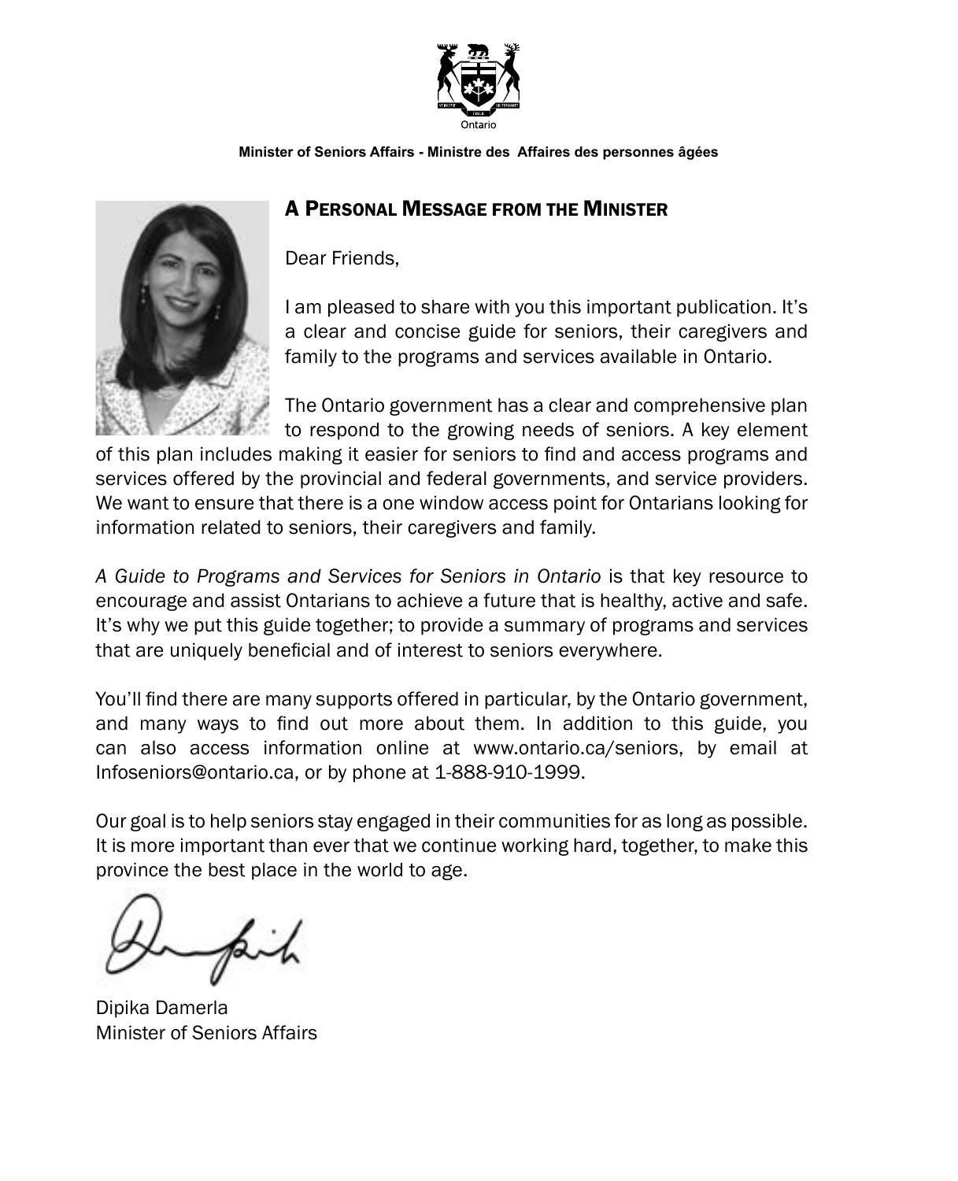Ontario

**Minister of Seniors Affairs - Ministre des Affaires des personnes âgées**

## A Personal Message from the Minister

Dear Friends,

I am pleased to share with you this important publication. It's a clear and concise guide for seniors, their caregivers and family to the programs and services available in Ontario.

The Ontario government has a clear and comprehensive plan to respond to the growing needs of seniors. A key element of this plan includes making it easier for seniors to find and access programs and services offered by the provincial and federal governments, and service providers. We want to ensure that there is a one window access point for Ontarians looking for information related to seniors, their caregivers and family.

*A Guide to Programs and Services for Seniors in Ontario* is that key resource to encourage and assist Ontarians to achieve a future that is healthy, active and safe. It's why we put this guide together; to provide a summary of programs and services that are uniquely beneficial and of interest to seniors everywhere.

You'll find there are many supports offered in particular, by the Ontario government, and many ways to find out more about them. In addition to this guide, you can also access information online at www.ontario.ca/seniors, by email at Infoseniors@ontario.ca, or by phone at 1-888-910-1999.

Our goal is to help seniors stay engaged in their communities for as long as possible. It is more important than ever that we continue working hard, together, to make this province the best place in the world to age.

Dipika Damerla
Minister of Seniors Affairs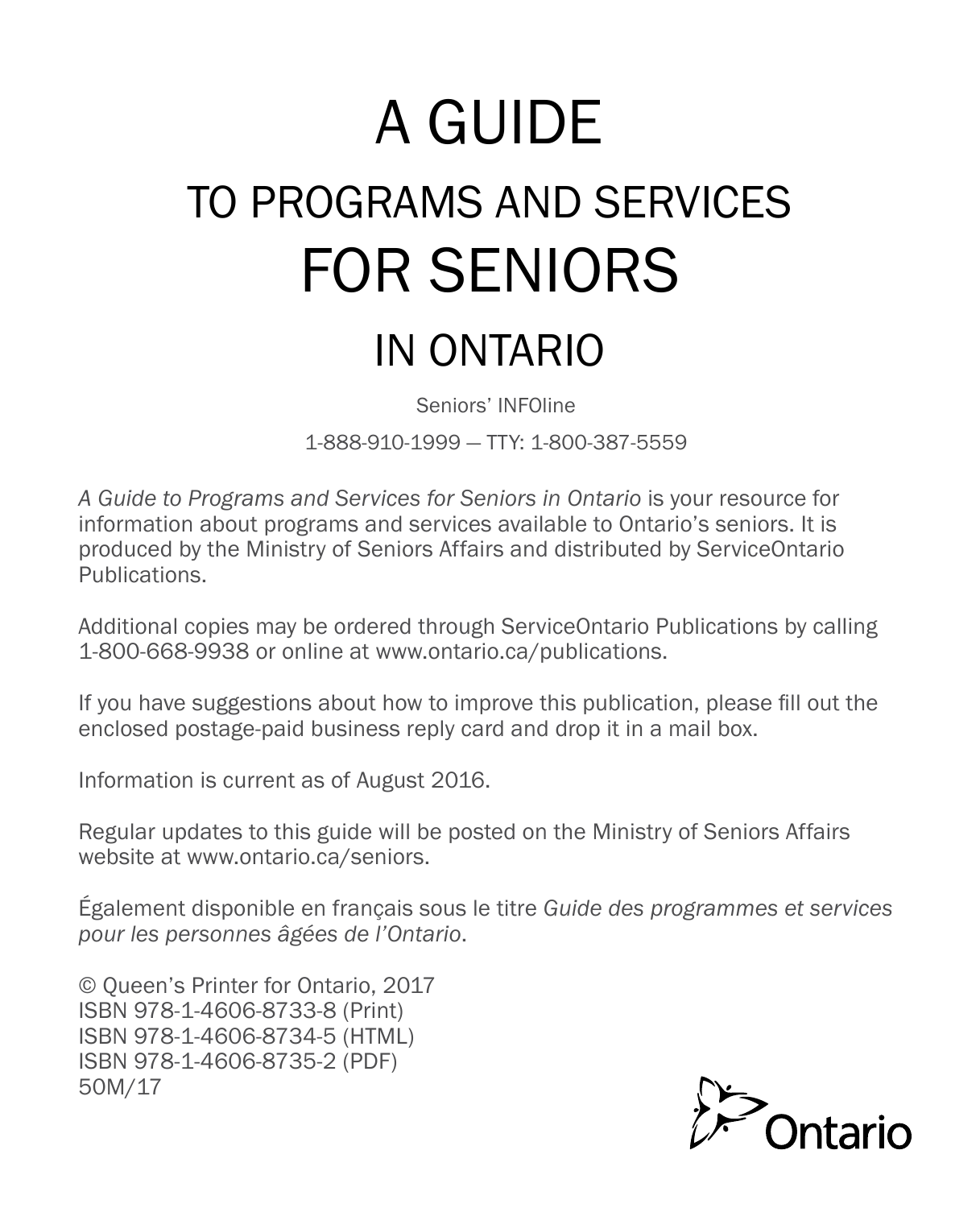# A GUIDE

## TO PROGRAMS AND SERVICES

# FOR SENIORS

## IN ONTARIO

Seniors' INFOline

1-888-910-1999 — TTY: 1-800-387-5559

*A Guide to Programs and Services for Seniors in Ontario* is your resource for information about programs and services available to Ontario's seniors. It is produced by the Ministry of Seniors Affairs and distributed by ServiceOntario Publications.

Additional copies may be ordered through ServiceOntario Publications by calling 1-800-668-9938 or online at www.ontario.ca/publications.

If you have suggestions about how to improve this publication, please fill out the enclosed postage-paid business reply card and drop it in a mail box.

Information is current as of August 2016.

Regular updates to this guide will be posted on the Ministry of Seniors Affairs website at www.ontario.ca/seniors.

Également disponible en français sous le titre *Guide des programmes et services pour les personnes âgées de l'Ontario*.

© Queen's Printer for Ontario, 2017
ISBN 978-1-4606-8733-8 (Print)
ISBN 978-1-4606-8734-5 (HTML)
ISBN 978-1-4606-8735-2 (PDF)
50M/17

Ontario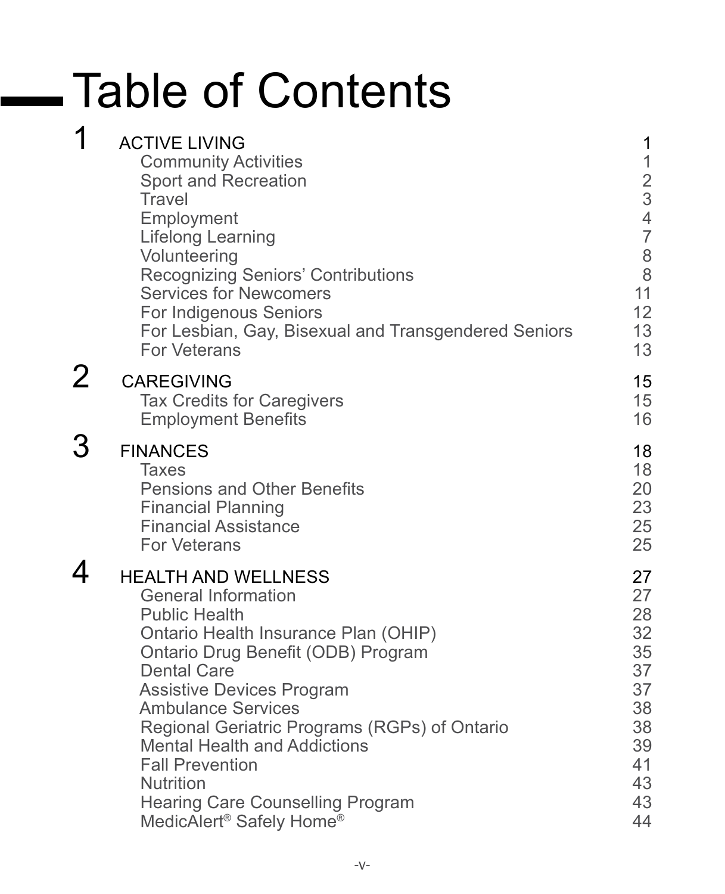# Table of Contents

| | | |
|---|---|---|
| **1** | **ACTIVE LIVING** | **1** |
| | Community Activities | 1 |
| | Sport and Recreation | 2 |
| | Travel | 3 |
| | Employment | 4 |
| | Lifelong Learning | 7 |
| | Volunteering | 8 |
| | Recognizing Seniors' Contributions | 8 |
| | Services for Newcomers | 11 |
| | For Indigenous Seniors | 12 |
| | For Lesbian, Gay, Bisexual and Transgendered Seniors | 13 |
| | For Veterans | 13 |
| **2** | **CAREGIVING** | **15** |
| | Tax Credits for Caregivers | 15 |
| | Employment Benefits | 16 |
| **3** | **FINANCES** | **18** |
| | Taxes | 18 |
| | Pensions and Other Benefits | 20 |
| | Financial Planning | 23 |
| | Financial Assistance | 25 |
| | For Veterans | 25 |
| **4** | **HEALTH AND WELLNESS** | **27** |
| | General Information | 27 |
| | Public Health | 28 |
| | Ontario Health Insurance Plan (OHIP) | 32 |
| | Ontario Drug Benefit (ODB) Program | 35 |
| | Dental Care | 37 |
| | Assistive Devices Program | 37 |
| | Ambulance Services | 38 |
| | Regional Geriatric Programs (RGPs) of Ontario | 38 |
| | Mental Health and Addictions | 39 |
| | Fall Prevention | 41 |
| | Nutrition | 43 |
| | Hearing Care Counselling Program | 43 |
| | MedicAlert® Safely Home® | 44 |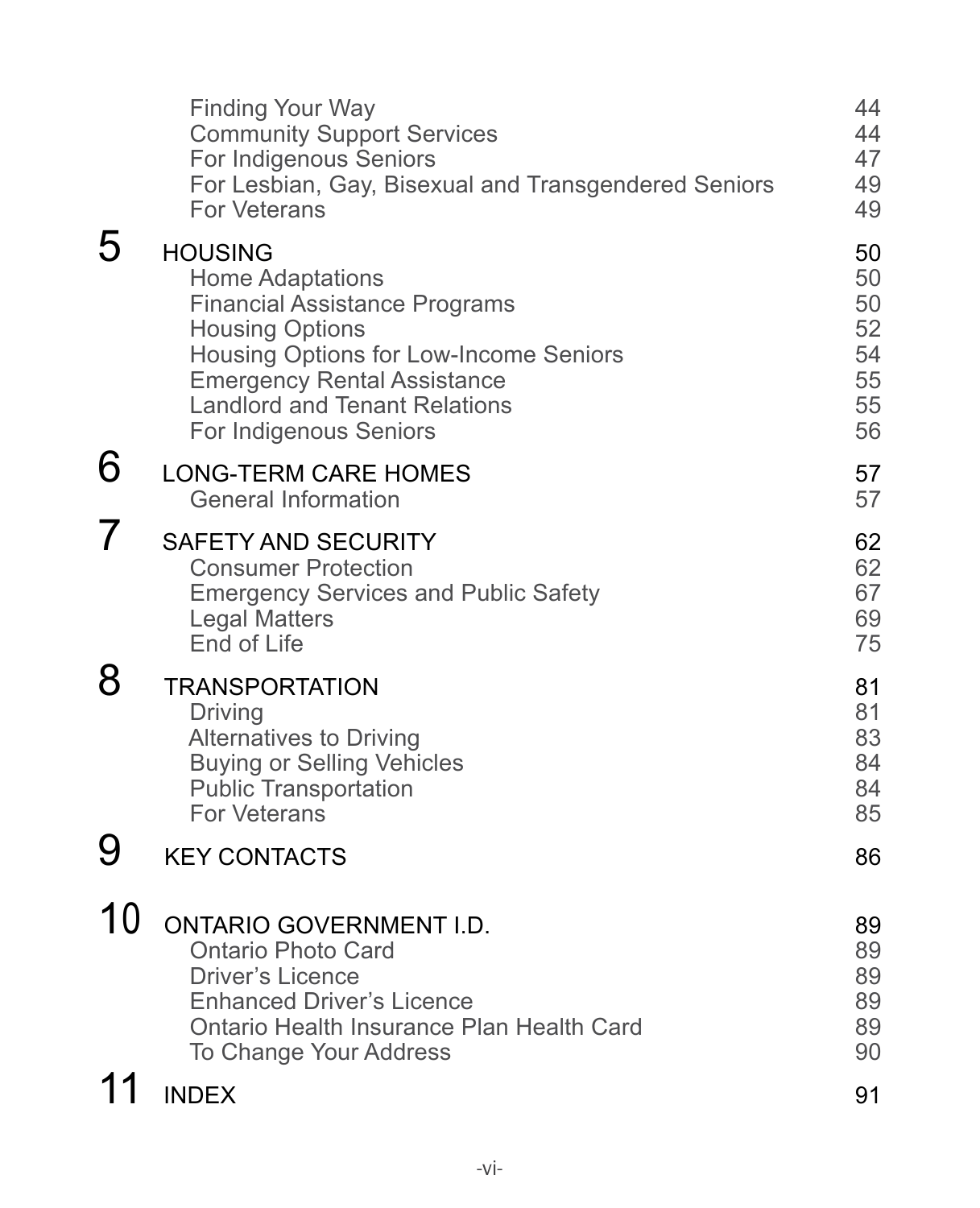| | | |
|---|---|---|
| | Finding Your Way | 44 |
| | Community Support Services | 44 |
| | For Indigenous Seniors | 47 |
| | For Lesbian, Gay, Bisexual and Transgendered Seniors | 49 |
| | For Veterans | 49 |
| **5** | **HOUSING** | **50** |
| | Home Adaptations | 50 |
| | Financial Assistance Programs | 50 |
| | Housing Options | 52 |
| | Housing Options for Low-Income Seniors | 54 |
| | Emergency Rental Assistance | 55 |
| | Landlord and Tenant Relations | 55 |
| | For Indigenous Seniors | 56 |
| **6** | **LONG-TERM CARE HOMES** | **57** |
| | General Information | 57 |
| **7** | **SAFETY AND SECURITY** | **62** |
| | Consumer Protection | 62 |
| | Emergency Services and Public Safety | 67 |
| | Legal Matters | 69 |
| | End of Life | 75 |
| **8** | **TRANSPORTATION** | **81** |
| | Driving | 81 |
| | Alternatives to Driving | 83 |
| | Buying or Selling Vehicles | 84 |
| | Public Transportation | 84 |
| | For Veterans | 85 |
| **9** | **KEY CONTACTS** | **86** |
| **10** | **ONTARIO GOVERNMENT I.D.** | **89** |
| | Ontario Photo Card | 89 |
| | Driver's Licence | 89 |
| | Enhanced Driver's Licence | 89 |
| | Ontario Health Insurance Plan Health Card | 89 |
| | To Change Your Address | 90 |
| **11** | **INDEX** | **91** |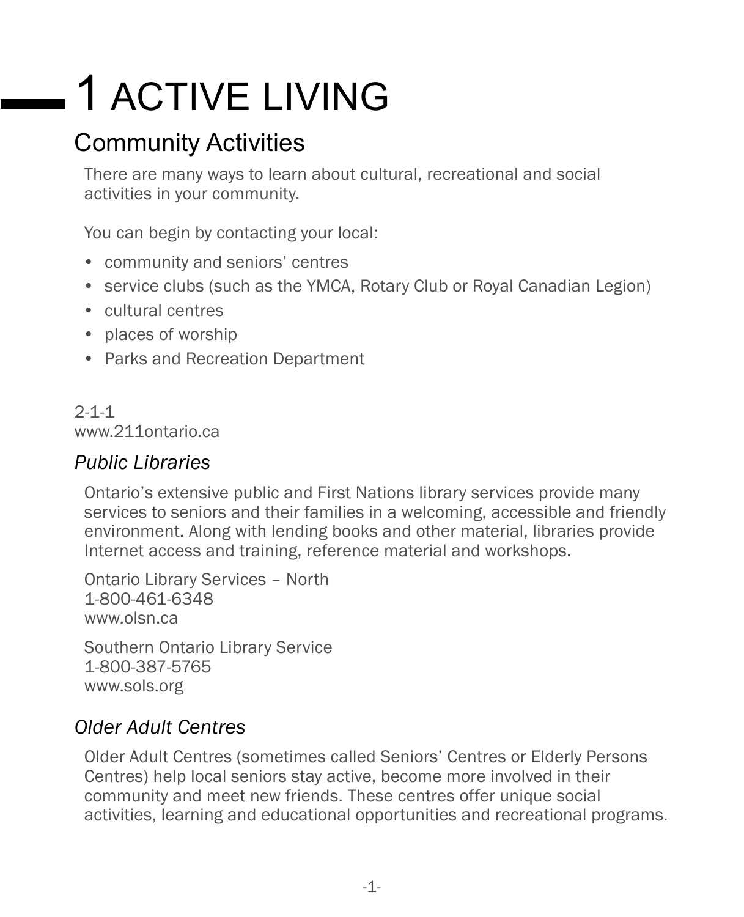# 1 ACTIVE LIVING

## Community Activities

There are many ways to learn about cultural, recreational and social activities in your community.

You can begin by contacting your local:

- community and seniors' centres
- service clubs (such as the YMCA, Rotary Club or Royal Canadian Legion)
- cultural centres
- places of worship
- Parks and Recreation Department

2-1-1
www.211ontario.ca

### *Public Libraries*

Ontario's extensive public and First Nations library services provide many services to seniors and their families in a welcoming, accessible and friendly environment. Along with lending books and other material, libraries provide Internet access and training, reference material and workshops.

Ontario Library Services – North
1-800-461-6348
www.olsn.ca

Southern Ontario Library Service
1-800-387-5765
www.sols.org

### *Older Adult Centres*

Older Adult Centres (sometimes called Seniors' Centres or Elderly Persons Centres) help local seniors stay active, become more involved in their community and meet new friends. These centres offer unique social activities, learning and educational opportunities and recreational programs.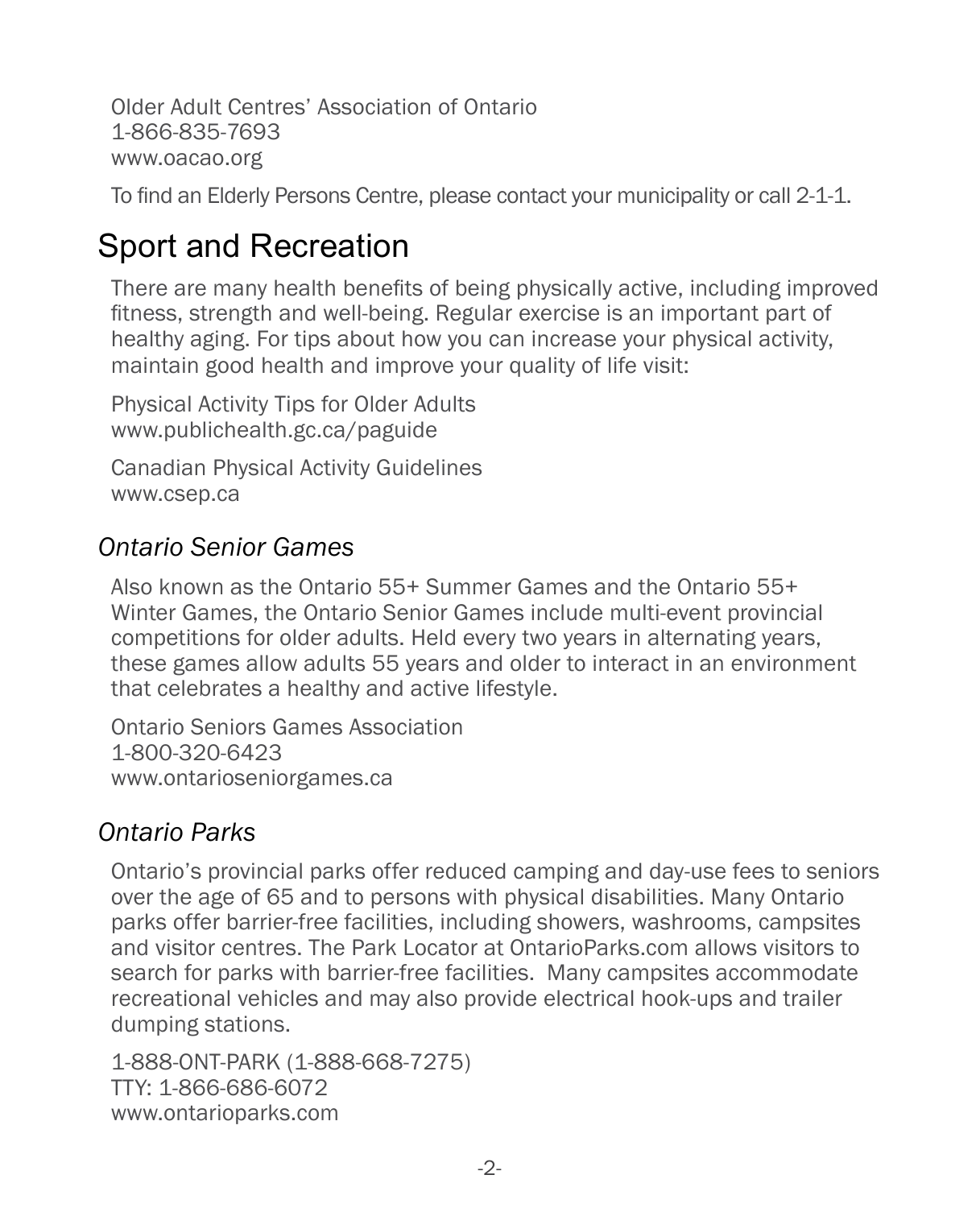Older Adult Centres' Association of Ontario
1-866-835-7693
www.oacao.org

To find an Elderly Persons Centre, please contact your municipality or call 2-1-1.

# Sport and Recreation

There are many health benefits of being physically active, including improved fitness, strength and well-being. Regular exercise is an important part of healthy aging. For tips about how you can increase your physical activity, maintain good health and improve your quality of life visit:

Physical Activity Tips for Older Adults
www.publichealth.gc.ca/paguide

Canadian Physical Activity Guidelines
www.csep.ca

## *Ontario Senior Games*

Also known as the Ontario 55+ Summer Games and the Ontario 55+ Winter Games, the Ontario Senior Games include multi-event provincial competitions for older adults. Held every two years in alternating years, these games allow adults 55 years and older to interact in an environment that celebrates a healthy and active lifestyle.

Ontario Seniors Games Association
1-800-320-6423
www.ontarioseniorgames.ca

## *Ontario Parks*

Ontario's provincial parks offer reduced camping and day-use fees to seniors over the age of 65 and to persons with physical disabilities. Many Ontario parks offer barrier-free facilities, including showers, washrooms, campsites and visitor centres. The Park Locator at OntarioParks.com allows visitors to search for parks with barrier-free facilities. Many campsites accommodate recreational vehicles and may also provide electrical hook-ups and trailer dumping stations.

1-888-ONT-PARK (1-888-668-7275)
TTY: 1-866-686-6072
www.ontarioparks.com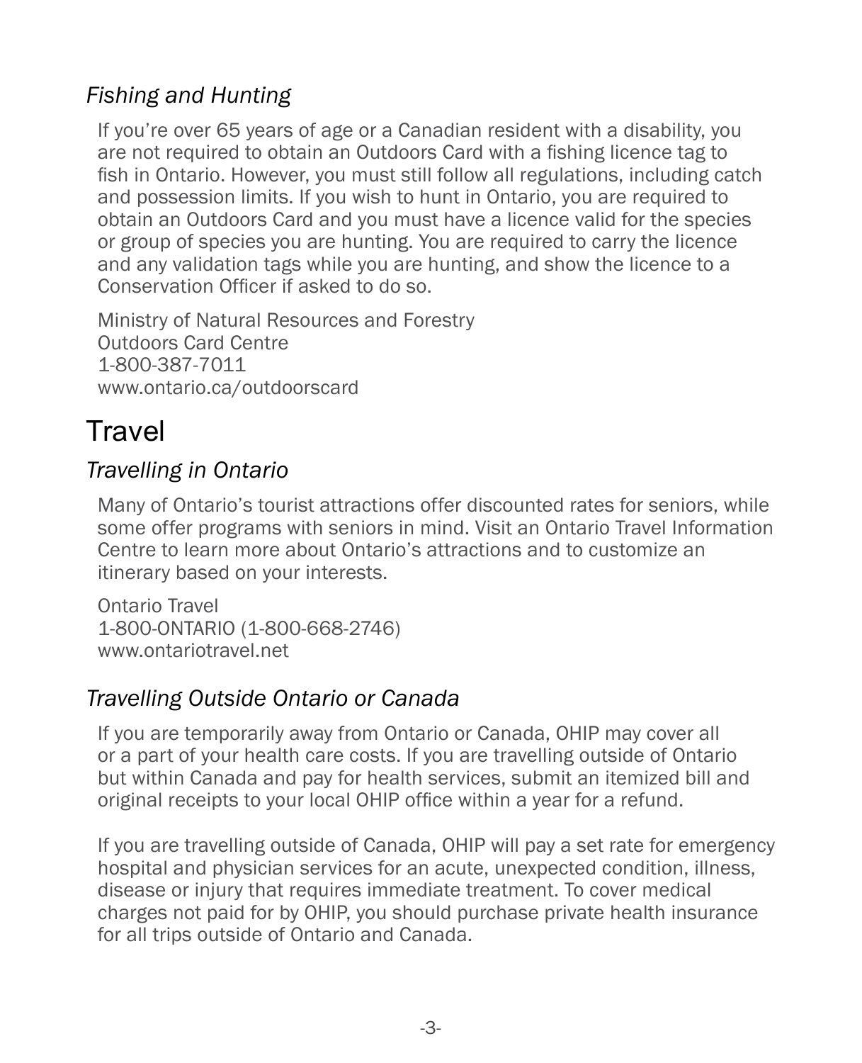### *Fishing and Hunting*

If you're over 65 years of age or a Canadian resident with a disability, you are not required to obtain an Outdoors Card with a fishing licence tag to fish in Ontario. However, you must still follow all regulations, including catch and possession limits. If you wish to hunt in Ontario, you are required to obtain an Outdoors Card and you must have a licence valid for the species or group of species you are hunting. You are required to carry the licence and any validation tags while you are hunting, and show the licence to a Conservation Officer if asked to do so.

Ministry of Natural Resources and Forestry
Outdoors Card Centre
1-800-387-7011
www.ontario.ca/outdoorscard

## Travel

### *Travelling in Ontario*

Many of Ontario's tourist attractions offer discounted rates for seniors, while some offer programs with seniors in mind. Visit an Ontario Travel Information Centre to learn more about Ontario's attractions and to customize an itinerary based on your interests.

Ontario Travel
1-800-ONTARIO (1-800-668-2746)
www.ontariotravel.net

### *Travelling Outside Ontario or Canada*

If you are temporarily away from Ontario or Canada, OHIP may cover all or a part of your health care costs. If you are travelling outside of Ontario but within Canada and pay for health services, submit an itemized bill and original receipts to your local OHIP office within a year for a refund.

If you are travelling outside of Canada, OHIP will pay a set rate for emergency hospital and physician services for an acute, unexpected condition, illness, disease or injury that requires immediate treatment. To cover medical charges not paid for by OHIP, you should purchase private health insurance for all trips outside of Ontario and Canada.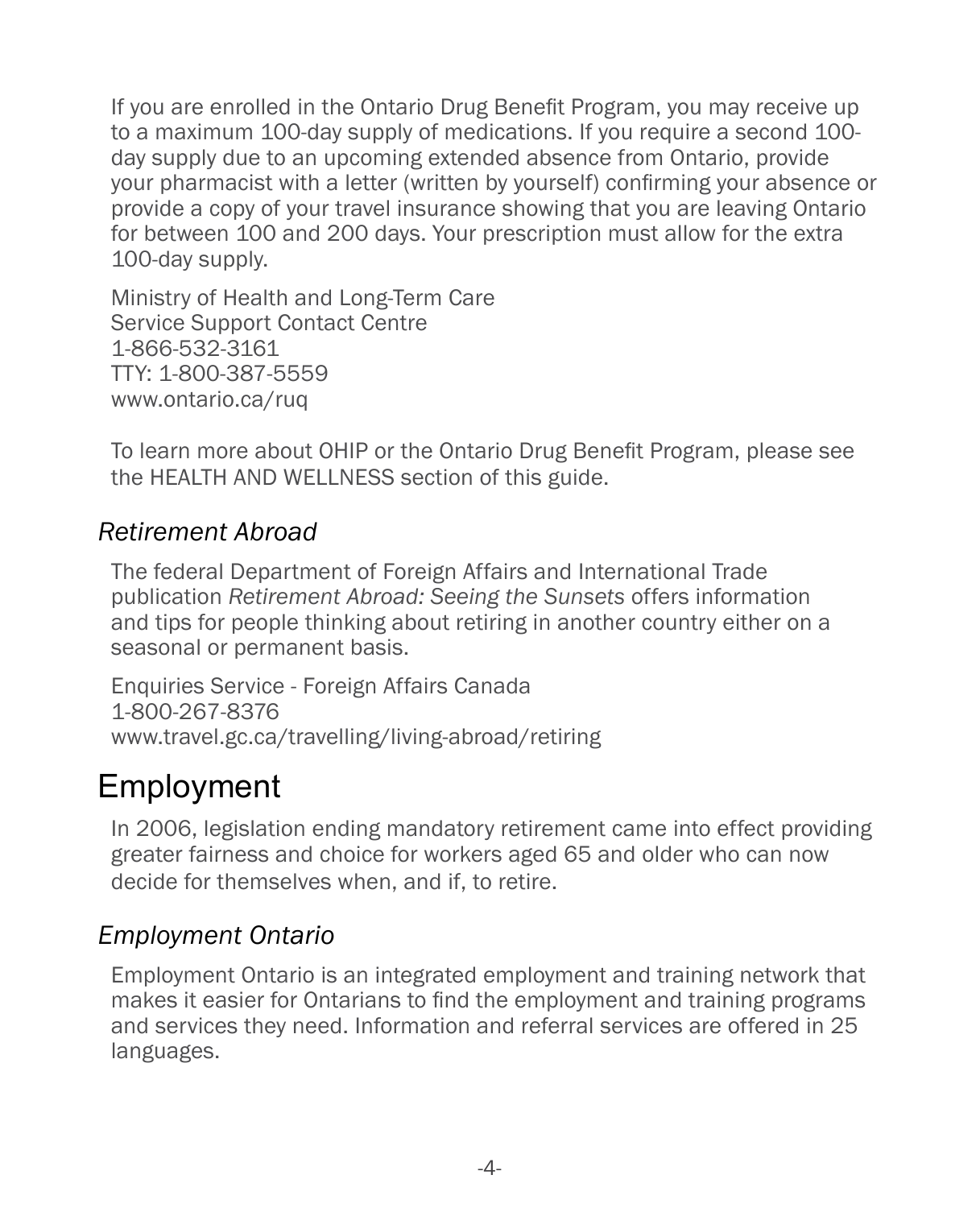If you are enrolled in the Ontario Drug Benefit Program, you may receive up to a maximum 100-day supply of medications. If you require a second 100-day supply due to an upcoming extended absence from Ontario, provide your pharmacist with a letter (written by yourself) confirming your absence or provide a copy of your travel insurance showing that you are leaving Ontario for between 100 and 200 days. Your prescription must allow for the extra 100-day supply.

Ministry of Health and Long-Term Care
Service Support Contact Centre
1-866-532-3161
TTY: 1-800-387-5559
www.ontario.ca/ruq

To learn more about OHIP or the Ontario Drug Benefit Program, please see the HEALTH AND WELLNESS section of this guide.

### *Retirement Abroad*

The federal Department of Foreign Affairs and International Trade publication *Retirement Abroad: Seeing the Sunsets* offers information and tips for people thinking about retiring in another country either on a seasonal or permanent basis.

Enquiries Service - Foreign Affairs Canada
1-800-267-8376
www.travel.gc.ca/travelling/living-abroad/retiring

## Employment

In 2006, legislation ending mandatory retirement came into effect providing greater fairness and choice for workers aged 65 and older who can now decide for themselves when, and if, to retire.

### *Employment Ontario*

Employment Ontario is an integrated employment and training network that makes it easier for Ontarians to find the employment and training programs and services they need. Information and referral services are offered in 25 languages.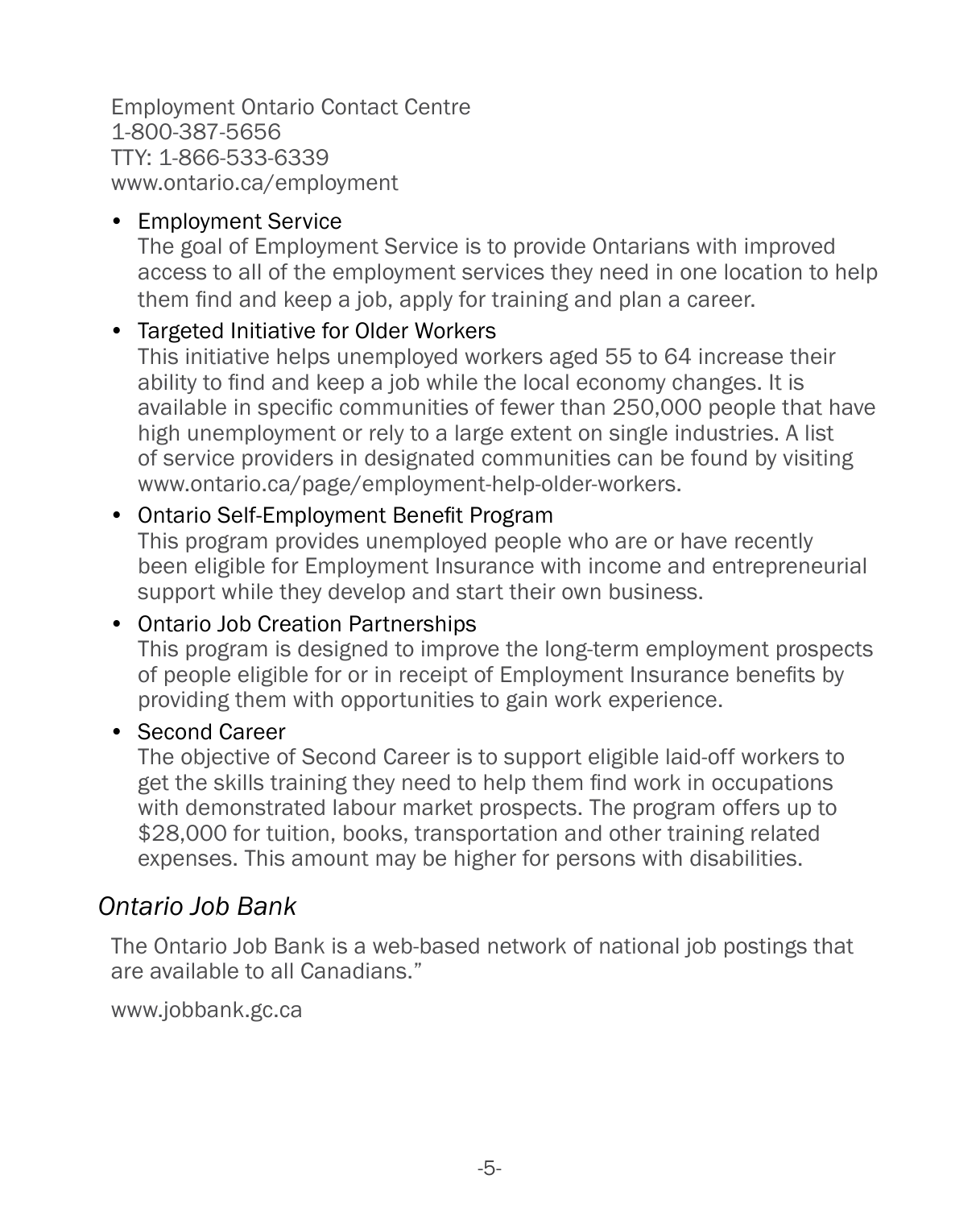Employment Ontario Contact Centre
1-800-387-5656
TTY: 1-866-533-6339
www.ontario.ca/employment

- Employment Service
  The goal of Employment Service is to provide Ontarians with improved access to all of the employment services they need in one location to help them find and keep a job, apply for training and plan a career.
- Targeted Initiative for Older Workers
  This initiative helps unemployed workers aged 55 to 64 increase their ability to find and keep a job while the local economy changes. It is available in specific communities of fewer than 250,000 people that have high unemployment or rely to a large extent on single industries. A list of service providers in designated communities can be found by visiting www.ontario.ca/page/employment-help-older-workers.
- Ontario Self-Employment Benefit Program
  This program provides unemployed people who are or have recently been eligible for Employment Insurance with income and entrepreneurial support while they develop and start their own business.
- Ontario Job Creation Partnerships
  This program is designed to improve the long-term employment prospects of people eligible for or in receipt of Employment Insurance benefits by providing them with opportunities to gain work experience.
- Second Career
  The objective of Second Career is to support eligible laid-off workers to get the skills training they need to help them find work in occupations with demonstrated labour market prospects. The program offers up to $28,000 for tuition, books, transportation and other training related expenses. This amount may be higher for persons with disabilities.

### *Ontario Job Bank*

The Ontario Job Bank is a web-based network of national job postings that are available to all Canadians."

www.jobbank.gc.ca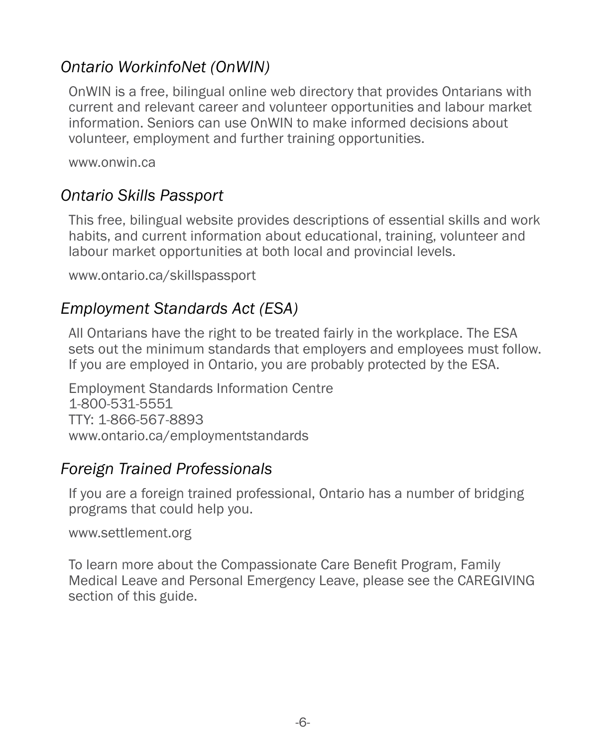### *Ontario WorkinfoNet (OnWIN)*

OnWIN is a free, bilingual online web directory that provides Ontarians with current and relevant career and volunteer opportunities and labour market information. Seniors can use OnWIN to make informed decisions about volunteer, employment and further training opportunities.

www.onwin.ca

### *Ontario Skills Passport*

This free, bilingual website provides descriptions of essential skills and work habits, and current information about educational, training, volunteer and labour market opportunities at both local and provincial levels.

www.ontario.ca/skillspassport

### *Employment Standards Act (ESA)*

All Ontarians have the right to be treated fairly in the workplace. The ESA sets out the minimum standards that employers and employees must follow. If you are employed in Ontario, you are probably protected by the ESA.

Employment Standards Information Centre
1-800-531-5551
TTY: 1-866-567-8893
www.ontario.ca/employmentstandards

### *Foreign Trained Professionals*

If you are a foreign trained professional, Ontario has a number of bridging programs that could help you.

www.settlement.org

To learn more about the Compassionate Care Benefit Program, Family Medical Leave and Personal Emergency Leave, please see the CAREGIVING section of this guide.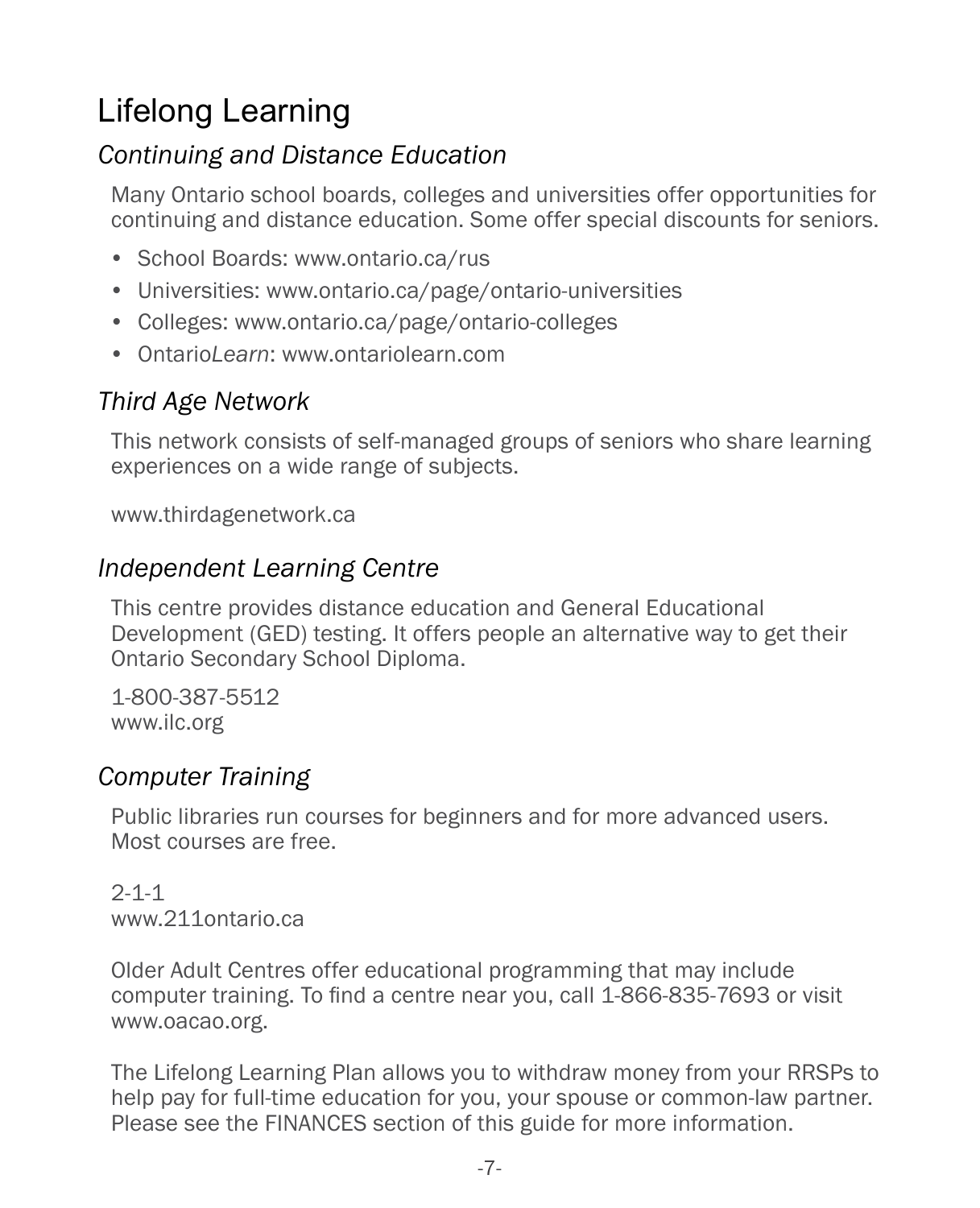# Lifelong Learning

## *Continuing and Distance Education*

Many Ontario school boards, colleges and universities offer opportunities for continuing and distance education. Some offer special discounts for seniors.

- School Boards: www.ontario.ca/rus
- Universities: www.ontario.ca/page/ontario-universities
- Colleges: www.ontario.ca/page/ontario-colleges
- Ontario*Learn*: www.ontariolearn.com

## *Third Age Network*

This network consists of self-managed groups of seniors who share learning experiences on a wide range of subjects.

www.thirdagenetwork.ca

## *Independent Learning Centre*

This centre provides distance education and General Educational Development (GED) testing. It offers people an alternative way to get their Ontario Secondary School Diploma.

1-800-387-5512
www.ilc.org

## *Computer Training*

Public libraries run courses for beginners and for more advanced users. Most courses are free.

2-1-1
www.211ontario.ca

Older Adult Centres offer educational programming that may include computer training. To find a centre near you, call 1-866-835-7693 or visit www.oacao.org.

The Lifelong Learning Plan allows you to withdraw money from your RRSPs to help pay for full-time education for you, your spouse or common-law partner. Please see the FINANCES section of this guide for more information.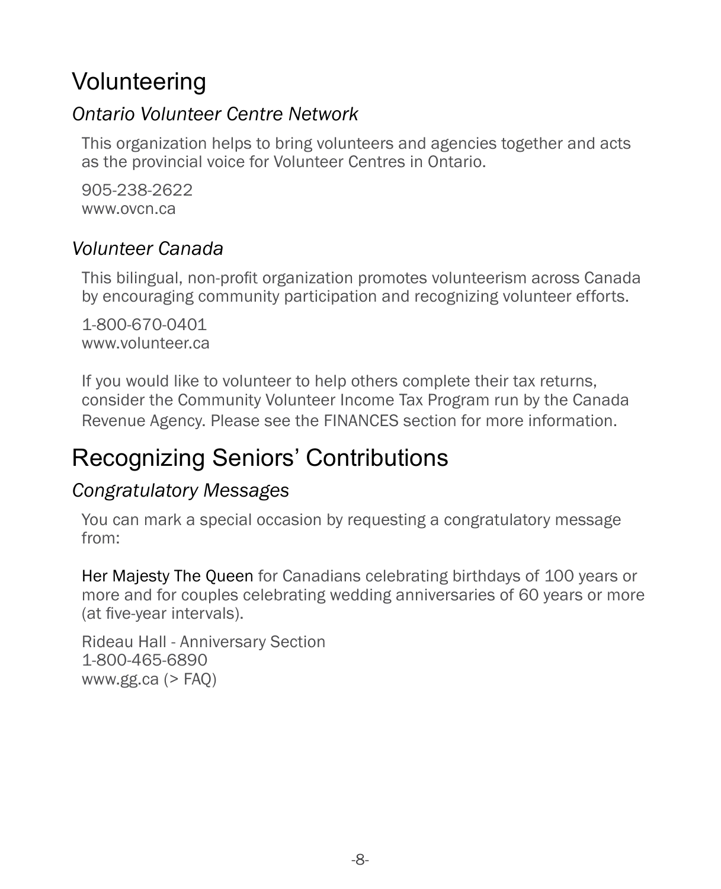# Volunteering

### *Ontario Volunteer Centre Network*

This organization helps to bring volunteers and agencies together and acts as the provincial voice for Volunteer Centres in Ontario.

905-238-2622
www.ovcn.ca

### *Volunteer Canada*

This bilingual, non-profit organization promotes volunteerism across Canada by encouraging community participation and recognizing volunteer efforts.

1-800-670-0401
www.volunteer.ca

If you would like to volunteer to help others complete their tax returns, consider the Community Volunteer Income Tax Program run by the Canada Revenue Agency. Please see the FINANCES section for more information.

# Recognizing Seniors' Contributions

### *Congratulatory Messages*

You can mark a special occasion by requesting a congratulatory message from:

Her Majesty The Queen for Canadians celebrating birthdays of 100 years or more and for couples celebrating wedding anniversaries of 60 years or more (at five-year intervals).

Rideau Hall - Anniversary Section
1-800-465-6890
www.gg.ca (> FAQ)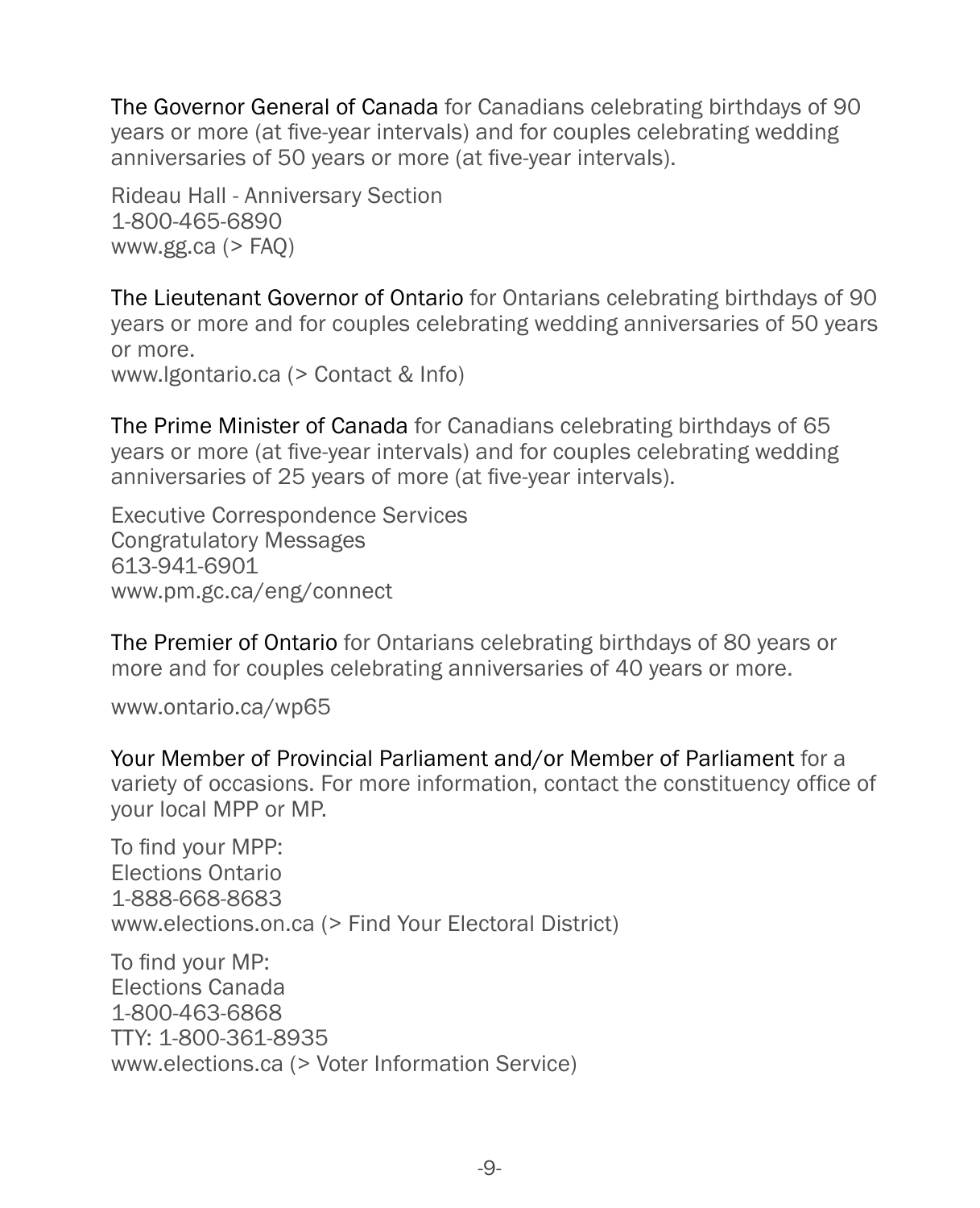**The Governor General of Canada** for Canadians celebrating birthdays of 90 years or more (at five-year intervals) and for couples celebrating wedding anniversaries of 50 years or more (at five-year intervals).

Rideau Hall - Anniversary Section
1-800-465-6890
www.gg.ca (> FAQ)

**The Lieutenant Governor of Ontario** for Ontarians celebrating birthdays of 90 years or more and for couples celebrating wedding anniversaries of 50 years or more.
www.lgontario.ca (> Contact & Info)

**The Prime Minister of Canada** for Canadians celebrating birthdays of 65 years or more (at five-year intervals) and for couples celebrating wedding anniversaries of 25 years of more (at five-year intervals).

Executive Correspondence Services
Congratulatory Messages
613-941-6901
www.pm.gc.ca/eng/connect

**The Premier of Ontario** for Ontarians celebrating birthdays of 80 years or more and for couples celebrating anniversaries of 40 years or more.

www.ontario.ca/wp65

**Your Member of Provincial Parliament and/or Member of Parliament** for a variety of occasions. For more information, contact the constituency office of your local MPP or MP.

To find your MPP:
Elections Ontario
1-888-668-8683
www.elections.on.ca (> Find Your Electoral District)

To find your MP:
Elections Canada
1-800-463-6868
TTY: 1-800-361-8935
www.elections.ca (> Voter Information Service)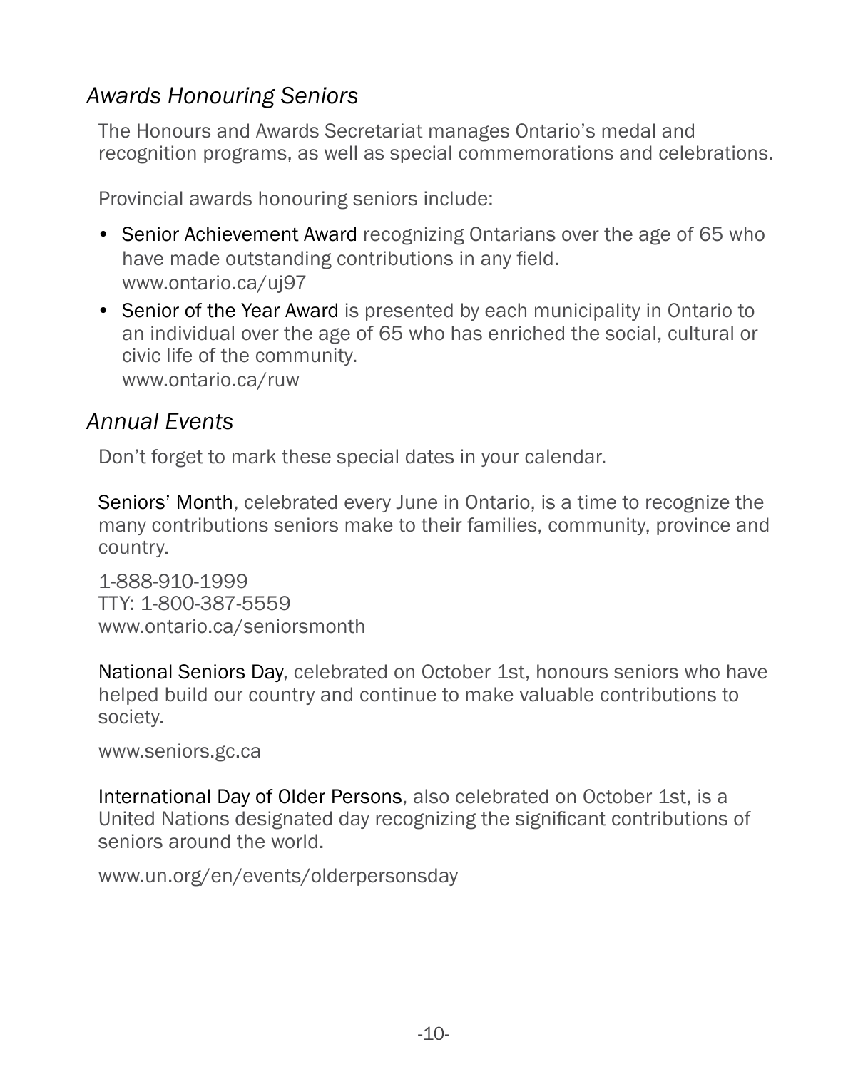## *Awards Honouring Seniors*

The Honours and Awards Secretariat manages Ontario's medal and recognition programs, as well as special commemorations and celebrations.

Provincial awards honouring seniors include:

- Senior Achievement Award recognizing Ontarians over the age of 65 who have made outstanding contributions in any field.
  www.ontario.ca/uj97
- Senior of the Year Award is presented by each municipality in Ontario to an individual over the age of 65 who has enriched the social, cultural or civic life of the community.
  www.ontario.ca/ruw

## *Annual Events*

Don't forget to mark these special dates in your calendar.

Seniors' Month, celebrated every June in Ontario, is a time to recognize the many contributions seniors make to their families, community, province and country.

1-888-910-1999
TTY: 1-800-387-5559
www.ontario.ca/seniorsmonth

National Seniors Day, celebrated on October 1st, honours seniors who have helped build our country and continue to make valuable contributions to society.

www.seniors.gc.ca

International Day of Older Persons, also celebrated on October 1st, is a United Nations designated day recognizing the significant contributions of seniors around the world.

www.un.org/en/events/olderpersonsday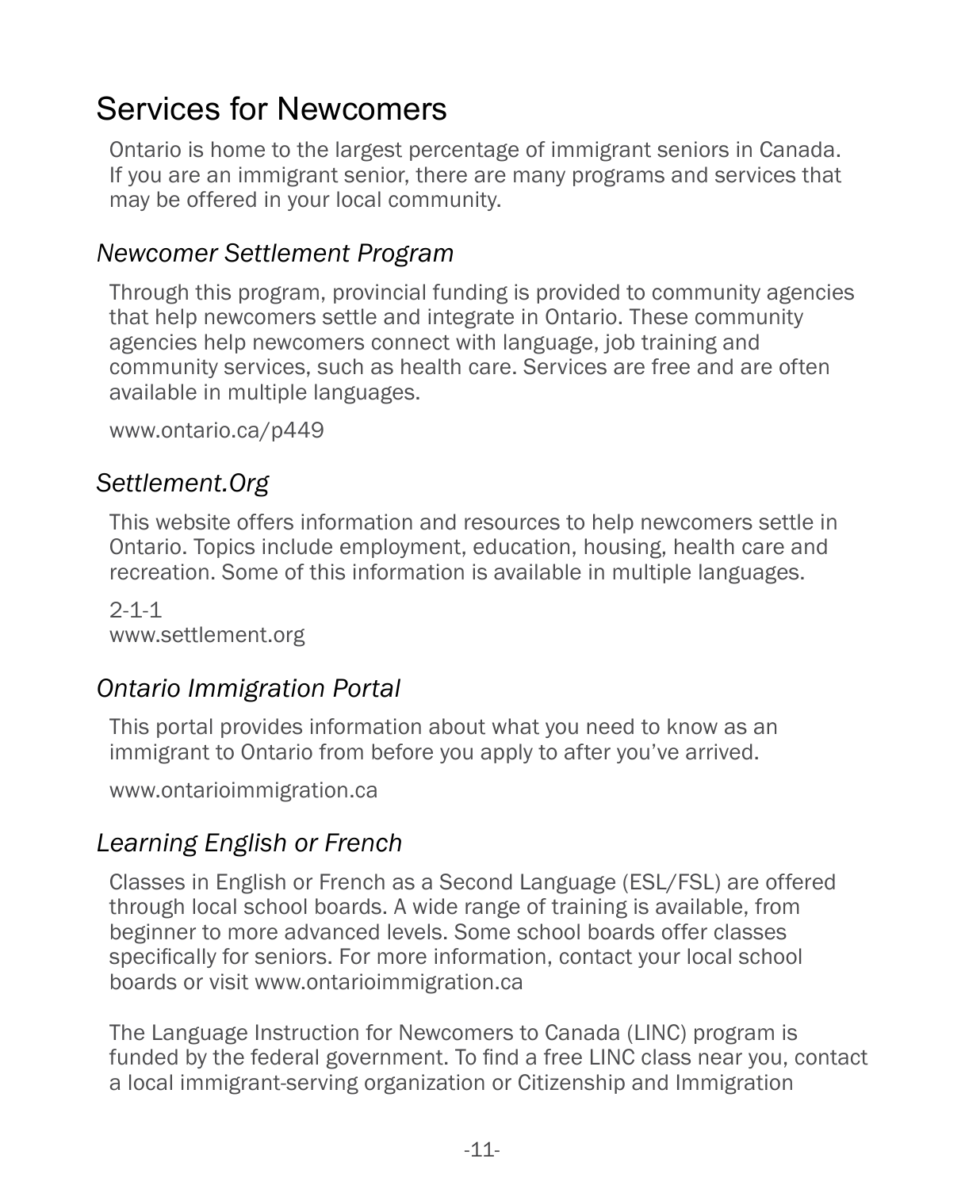# Services for Newcomers

Ontario is home to the largest percentage of immigrant seniors in Canada. If you are an immigrant senior, there are many programs and services that may be offered in your local community.

## *Newcomer Settlement Program*

Through this program, provincial funding is provided to community agencies that help newcomers settle and integrate in Ontario. These community agencies help newcomers connect with language, job training and community services, such as health care. Services are free and are often available in multiple languages.

www.ontario.ca/p449

## *Settlement.Org*

This website offers information and resources to help newcomers settle in Ontario. Topics include employment, education, housing, health care and recreation. Some of this information is available in multiple languages.

2-1-1
www.settlement.org

## *Ontario Immigration Portal*

This portal provides information about what you need to know as an immigrant to Ontario from before you apply to after you've arrived.

www.ontarioimmigration.ca

## *Learning English or French*

Classes in English or French as a Second Language (ESL/FSL) are offered through local school boards. A wide range of training is available, from beginner to more advanced levels. Some school boards offer classes specifically for seniors. For more information, contact your local school boards or visit www.ontarioimmigration.ca

The Language Instruction for Newcomers to Canada (LINC) program is funded by the federal government. To find a free LINC class near you, contact a local immigrant-serving organization or Citizenship and Immigration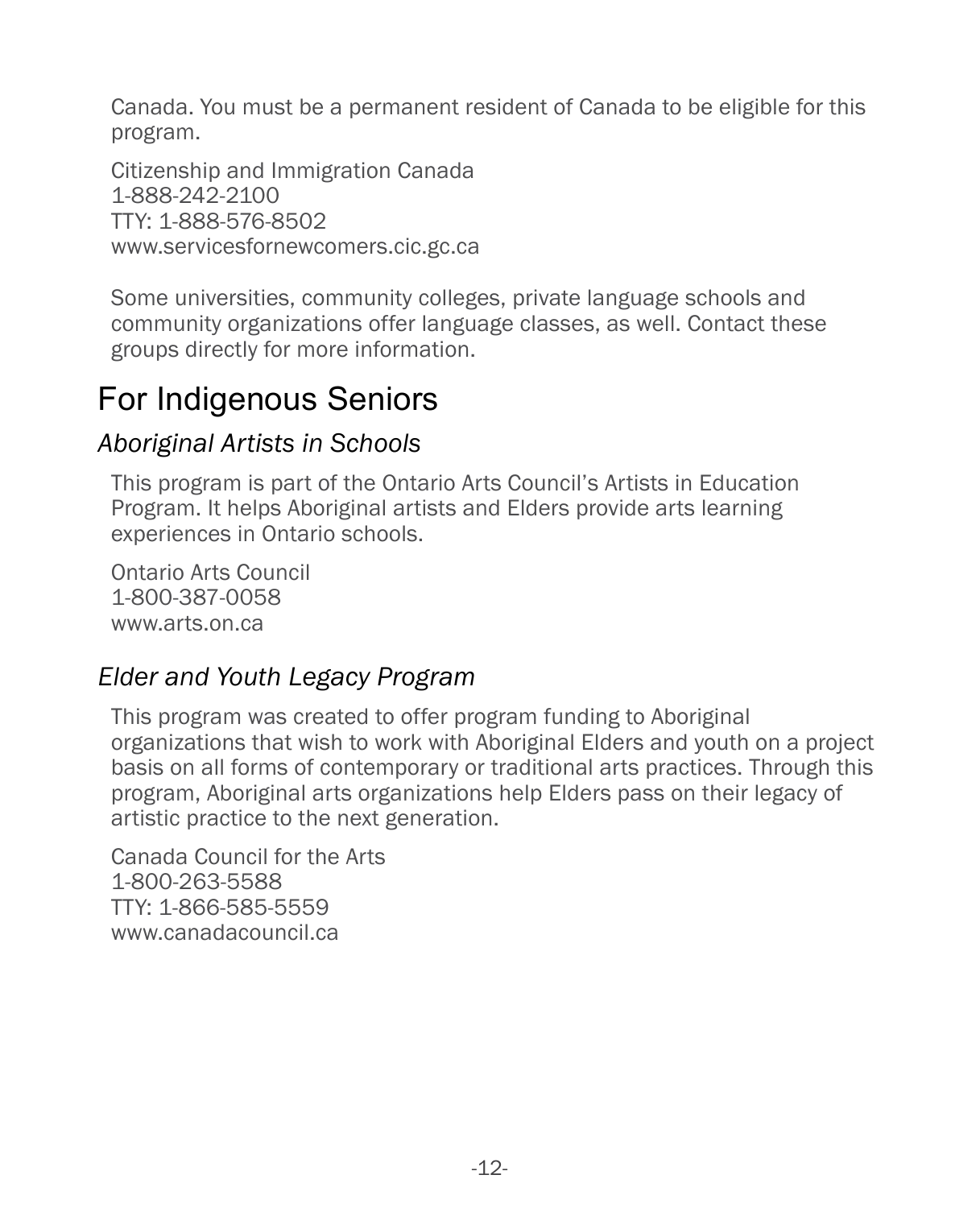Canada. You must be a permanent resident of Canada to be eligible for this program.

Citizenship and Immigration Canada
1-888-242-2100
TTY: 1-888-576-8502
www.servicesfornewcomers.cic.gc.ca

Some universities, community colleges, private language schools and community organizations offer language classes, as well. Contact these groups directly for more information.

## For Indigenous Seniors

### *Aboriginal Artists in Schools*

This program is part of the Ontario Arts Council's Artists in Education Program. It helps Aboriginal artists and Elders provide arts learning experiences in Ontario schools.

Ontario Arts Council
1-800-387-0058
www.arts.on.ca

### *Elder and Youth Legacy Program*

This program was created to offer program funding to Aboriginal organizations that wish to work with Aboriginal Elders and youth on a project basis on all forms of contemporary or traditional arts practices. Through this program, Aboriginal arts organizations help Elders pass on their legacy of artistic practice to the next generation.

Canada Council for the Arts
1-800-263-5588
TTY: 1-866-585-5559
www.canadacouncil.ca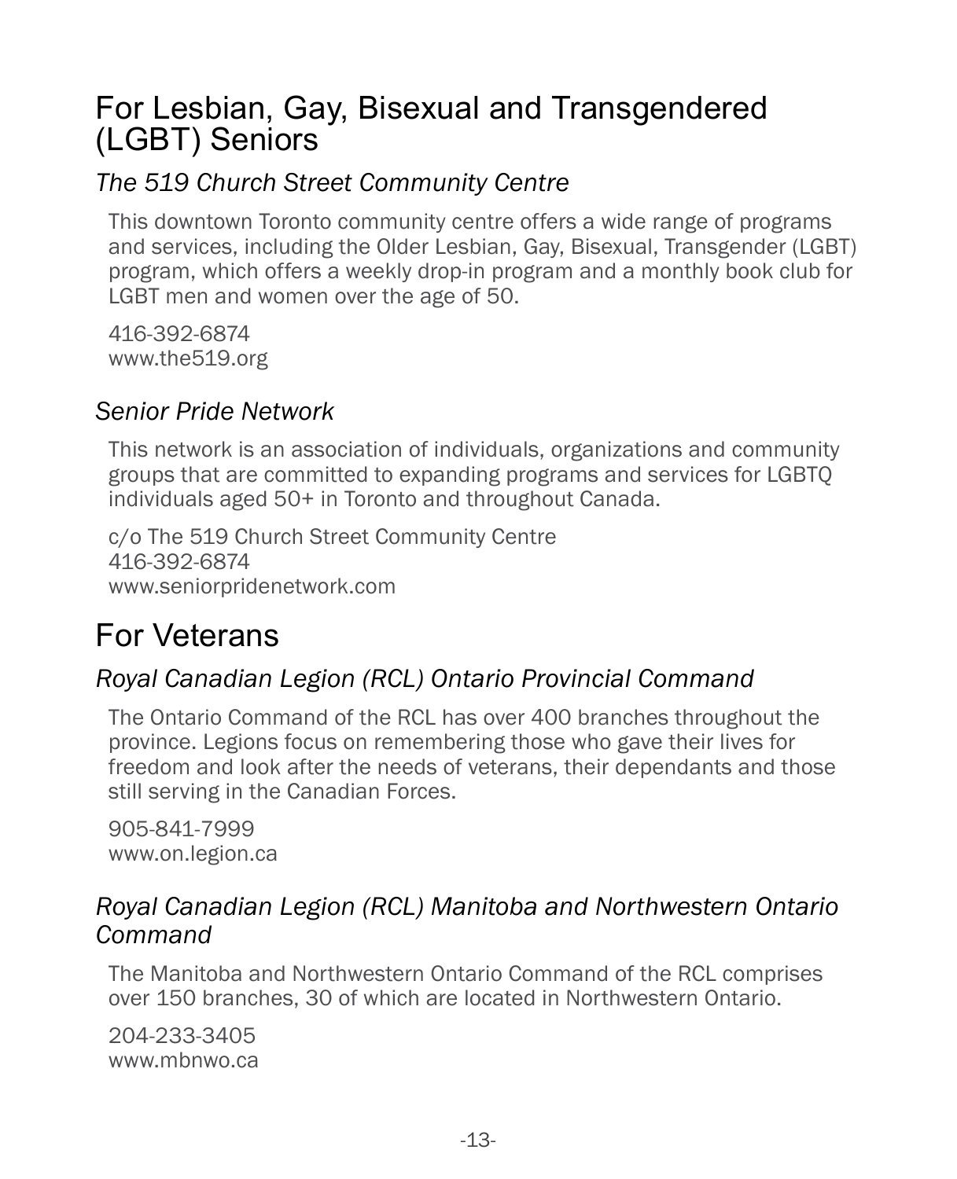## For Lesbian, Gay, Bisexual and Transgendered (LGBT) Seniors

### *The 519 Church Street Community Centre*

This downtown Toronto community centre offers a wide range of programs and services, including the Older Lesbian, Gay, Bisexual, Transgender (LGBT) program, which offers a weekly drop-in program and a monthly book club for LGBT men and women over the age of 50.

416-392-6874
www.the519.org

### *Senior Pride Network*

This network is an association of individuals, organizations and community groups that are committed to expanding programs and services for LGBTQ individuals aged 50+ in Toronto and throughout Canada.

c/o The 519 Church Street Community Centre
416-392-6874
www.seniorpridenetwork.com

## For Veterans

### *Royal Canadian Legion (RCL) Ontario Provincial Command*

The Ontario Command of the RCL has over 400 branches throughout the province. Legions focus on remembering those who gave their lives for freedom and look after the needs of veterans, their dependants and those still serving in the Canadian Forces.

905-841-7999
www.on.legion.ca

### *Royal Canadian Legion (RCL) Manitoba and Northwestern Ontario Command*

The Manitoba and Northwestern Ontario Command of the RCL comprises over 150 branches, 30 of which are located in Northwestern Ontario.

204-233-3405
www.mbnwo.ca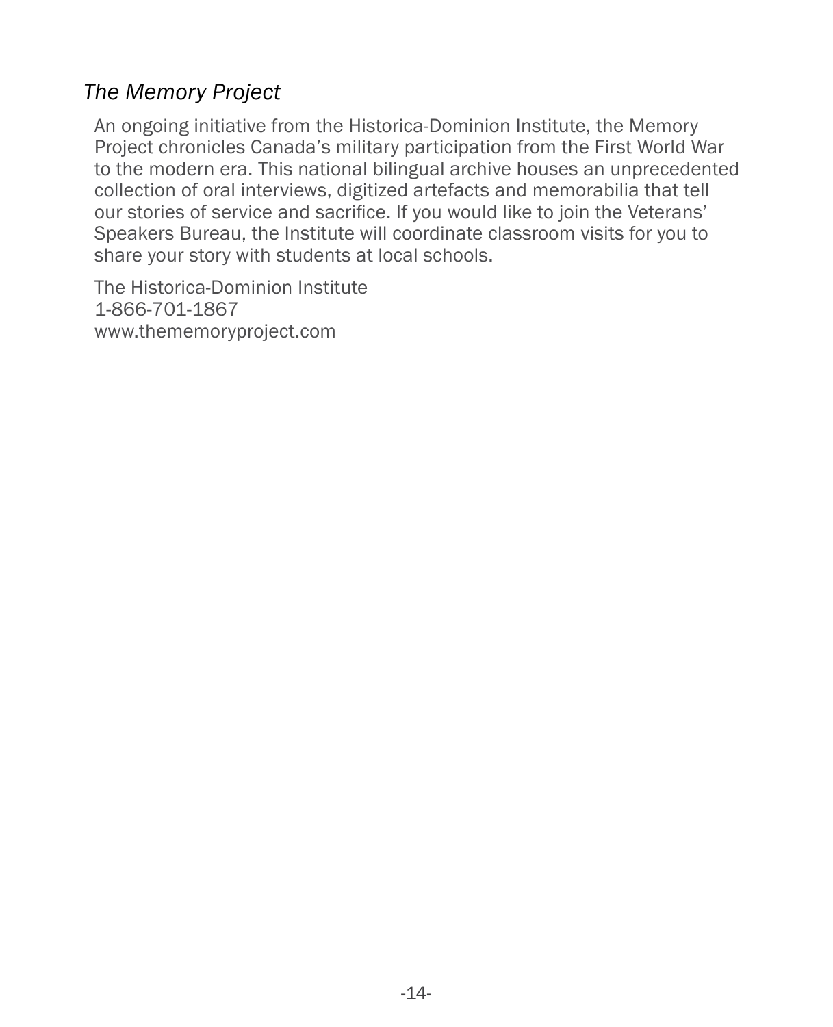## *The Memory Project*

An ongoing initiative from the Historica-Dominion Institute, the Memory Project chronicles Canada's military participation from the First World War to the modern era. This national bilingual archive houses an unprecedented collection of oral interviews, digitized artefacts and memorabilia that tell our stories of service and sacrifice. If you would like to join the Veterans' Speakers Bureau, the Institute will coordinate classroom visits for you to share your story with students at local schools.

The Historica-Dominion Institute
1-866-701-1867
www.thememoryproject.com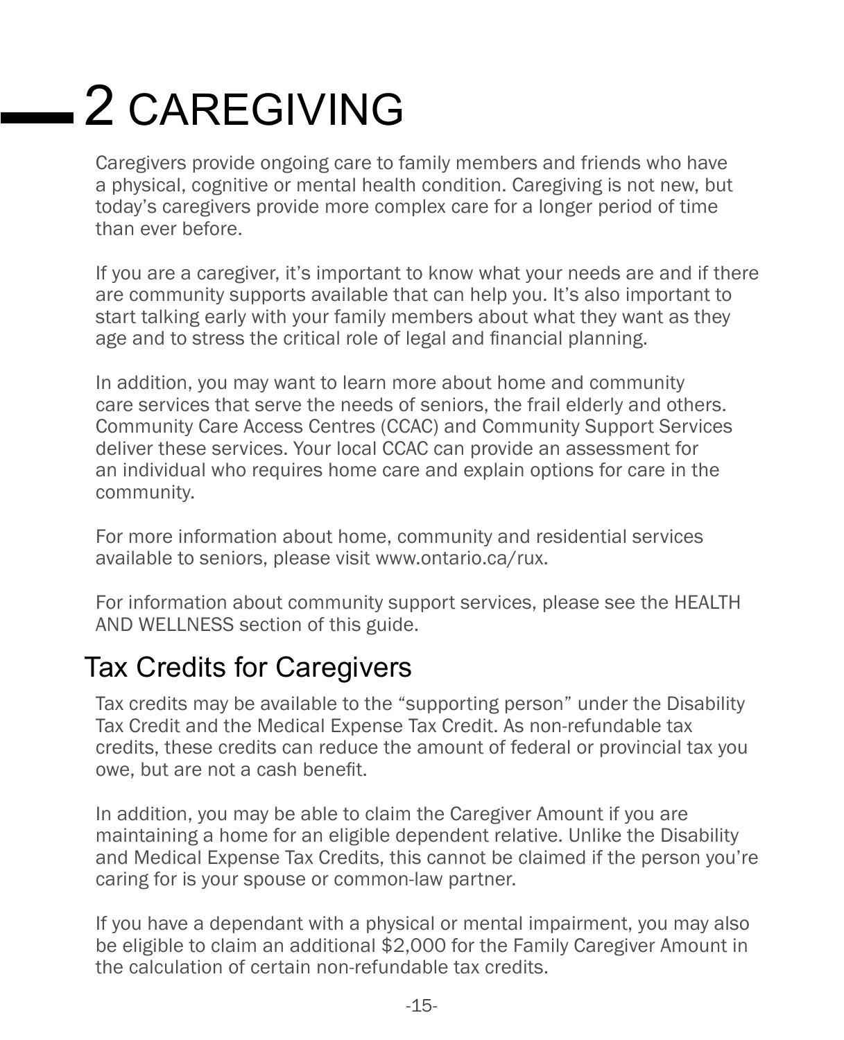# 2 CAREGIVING

Caregivers provide ongoing care to family members and friends who have a physical, cognitive or mental health condition. Caregiving is not new, but today's caregivers provide more complex care for a longer period of time than ever before.

If you are a caregiver, it's important to know what your needs are and if there are community supports available that can help you. It's also important to start talking early with your family members about what they want as they age and to stress the critical role of legal and financial planning.

In addition, you may want to learn more about home and community care services that serve the needs of seniors, the frail elderly and others. Community Care Access Centres (CCAC) and Community Support Services deliver these services. Your local CCAC can provide an assessment for an individual who requires home care and explain options for care in the community.

For more information about home, community and residential services available to seniors, please visit www.ontario.ca/rux.

For information about community support services, please see the HEALTH AND WELLNESS section of this guide.

## Tax Credits for Caregivers

Tax credits may be available to the "supporting person" under the Disability Tax Credit and the Medical Expense Tax Credit. As non-refundable tax credits, these credits can reduce the amount of federal or provincial tax you owe, but are not a cash benefit.

In addition, you may be able to claim the Caregiver Amount if you are maintaining a home for an eligible dependent relative. Unlike the Disability and Medical Expense Tax Credits, this cannot be claimed if the person you're caring for is your spouse or common-law partner.

If you have a dependant with a physical or mental impairment, you may also be eligible to claim an additional $2,000 for the Family Caregiver Amount in the calculation of certain non-refundable tax credits.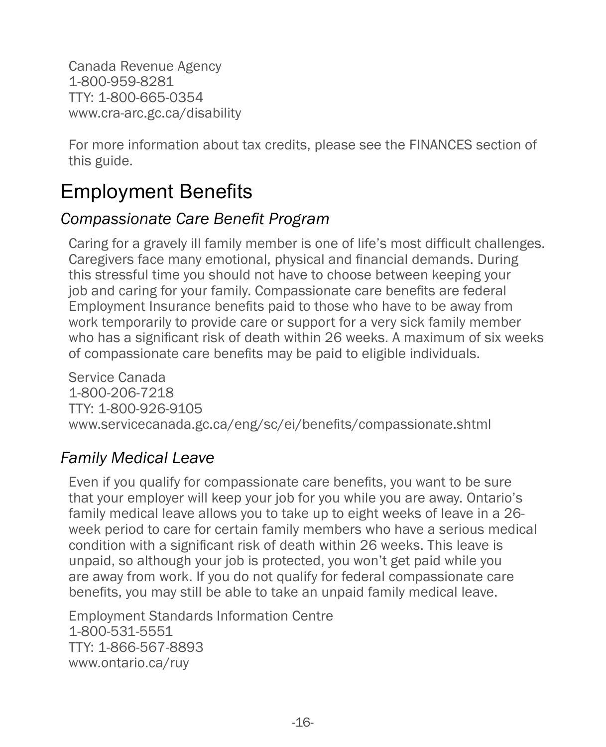Canada Revenue Agency
1-800-959-8281
TTY: 1-800-665-0354
www.cra-arc.gc.ca/disability

For more information about tax credits, please see the FINANCES section of this guide.

# Employment Benefits

## *Compassionate Care Benefit Program*

Caring for a gravely ill family member is one of life's most difficult challenges. Caregivers face many emotional, physical and financial demands. During this stressful time you should not have to choose between keeping your job and caring for your family. Compassionate care benefits are federal Employment Insurance benefits paid to those who have to be away from work temporarily to provide care or support for a very sick family member who has a significant risk of death within 26 weeks. A maximum of six weeks of compassionate care benefits may be paid to eligible individuals.

Service Canada
1-800-206-7218
TTY: 1-800-926-9105
www.servicecanada.gc.ca/eng/sc/ei/benefits/compassionate.shtml

## *Family Medical Leave*

Even if you qualify for compassionate care benefits, you want to be sure that your employer will keep your job for you while you are away. Ontario's family medical leave allows you to take up to eight weeks of leave in a 26-week period to care for certain family members who have a serious medical condition with a significant risk of death within 26 weeks. This leave is unpaid, so although your job is protected, you won't get paid while you are away from work. If you do not qualify for federal compassionate care benefits, you may still be able to take an unpaid family medical leave.

Employment Standards Information Centre
1-800-531-5551
TTY: 1-866-567-8893
www.ontario.ca/ruy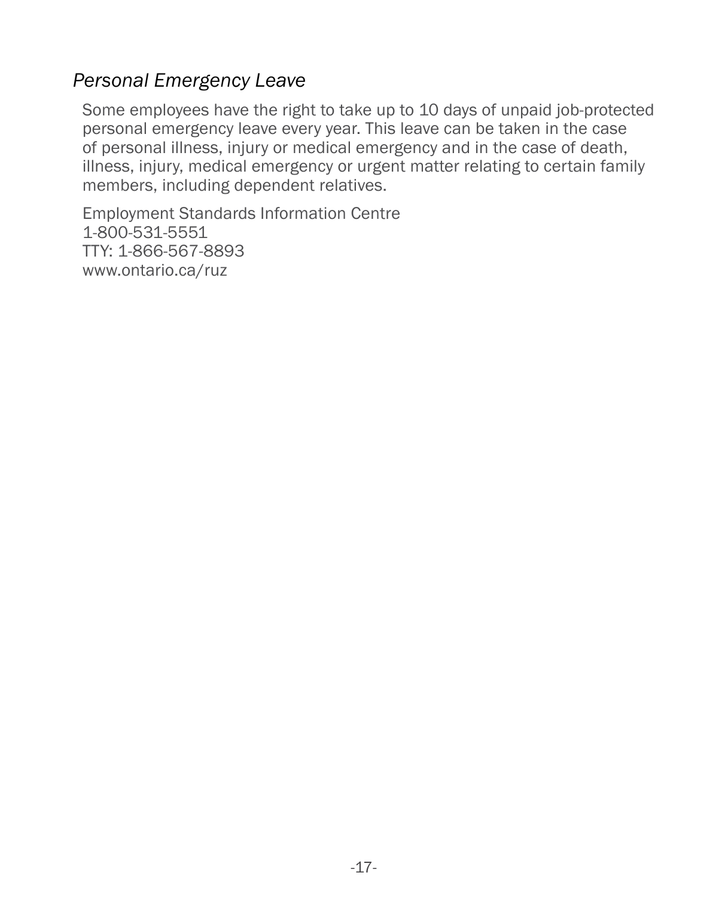### *Personal Emergency Leave*

Some employees have the right to take up to 10 days of unpaid job-protected personal emergency leave every year. This leave can be taken in the case of personal illness, injury or medical emergency and in the case of death, illness, injury, medical emergency or urgent matter relating to certain family members, including dependent relatives.

Employment Standards Information Centre
1-800-531-5551
TTY: 1-866-567-8893
www.ontario.ca/ruz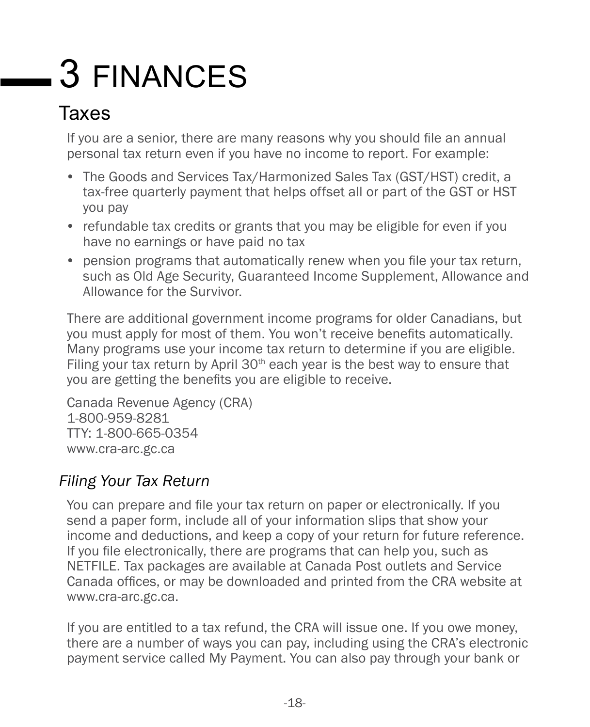# 3 FINANCES

## Taxes

If you are a senior, there are many reasons why you should file an annual personal tax return even if you have no income to report. For example:

- The Goods and Services Tax/Harmonized Sales Tax (GST/HST) credit, a tax-free quarterly payment that helps offset all or part of the GST or HST you pay
- refundable tax credits or grants that you may be eligible for even if you have no earnings or have paid no tax
- pension programs that automatically renew when you file your tax return, such as Old Age Security, Guaranteed Income Supplement, Allowance and Allowance for the Survivor.

There are additional government income programs for older Canadians, but you must apply for most of them. You won't receive benefits automatically. Many programs use your income tax return to determine if you are eligible. Filing your tax return by April 30th each year is the best way to ensure that you are getting the benefits you are eligible to receive.

Canada Revenue Agency (CRA)
1-800-959-8281
TTY: 1-800-665-0354
www.cra-arc.gc.ca

### *Filing Your Tax Return*

You can prepare and file your tax return on paper or electronically. If you send a paper form, include all of your information slips that show your income and deductions, and keep a copy of your return for future reference. If you file electronically, there are programs that can help you, such as NETFILE. Tax packages are available at Canada Post outlets and Service Canada offices, or may be downloaded and printed from the CRA website at www.cra-arc.gc.ca.

If you are entitled to a tax refund, the CRA will issue one. If you owe money, there are a number of ways you can pay, including using the CRA's electronic payment service called My Payment. You can also pay through your bank or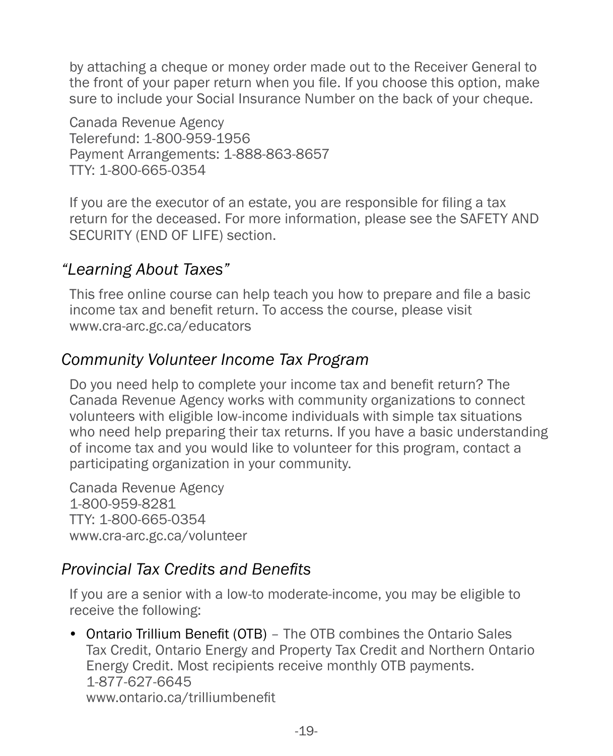by attaching a cheque or money order made out to the Receiver General to the front of your paper return when you file. If you choose this option, make sure to include your Social Insurance Number on the back of your cheque.

Canada Revenue Agency
Telerefund: 1-800-959-1956
Payment Arrangements: 1-888-863-8657
TTY: 1-800-665-0354

If you are the executor of an estate, you are responsible for filing a tax return for the deceased. For more information, please see the SAFETY AND SECURITY (END OF LIFE) section.

## *"Learning About Taxes"*

This free online course can help teach you how to prepare and file a basic income tax and benefit return. To access the course, please visit www.cra-arc.gc.ca/educators

## *Community Volunteer Income Tax Program*

Do you need help to complete your income tax and benefit return? The Canada Revenue Agency works with community organizations to connect volunteers with eligible low-income individuals with simple tax situations who need help preparing their tax returns. If you have a basic understanding of income tax and you would like to volunteer for this program, contact a participating organization in your community.

Canada Revenue Agency
1-800-959-8281
TTY: 1-800-665-0354
www.cra-arc.gc.ca/volunteer

## *Provincial Tax Credits and Benefits*

If you are a senior with a low-to moderate-income, you may be eligible to receive the following:

- Ontario Trillium Benefit (OTB) – The OTB combines the Ontario Sales Tax Credit, Ontario Energy and Property Tax Credit and Northern Ontario Energy Credit. Most recipients receive monthly OTB payments.
  1-877-627-6645
  www.ontario.ca/trilliumbenefit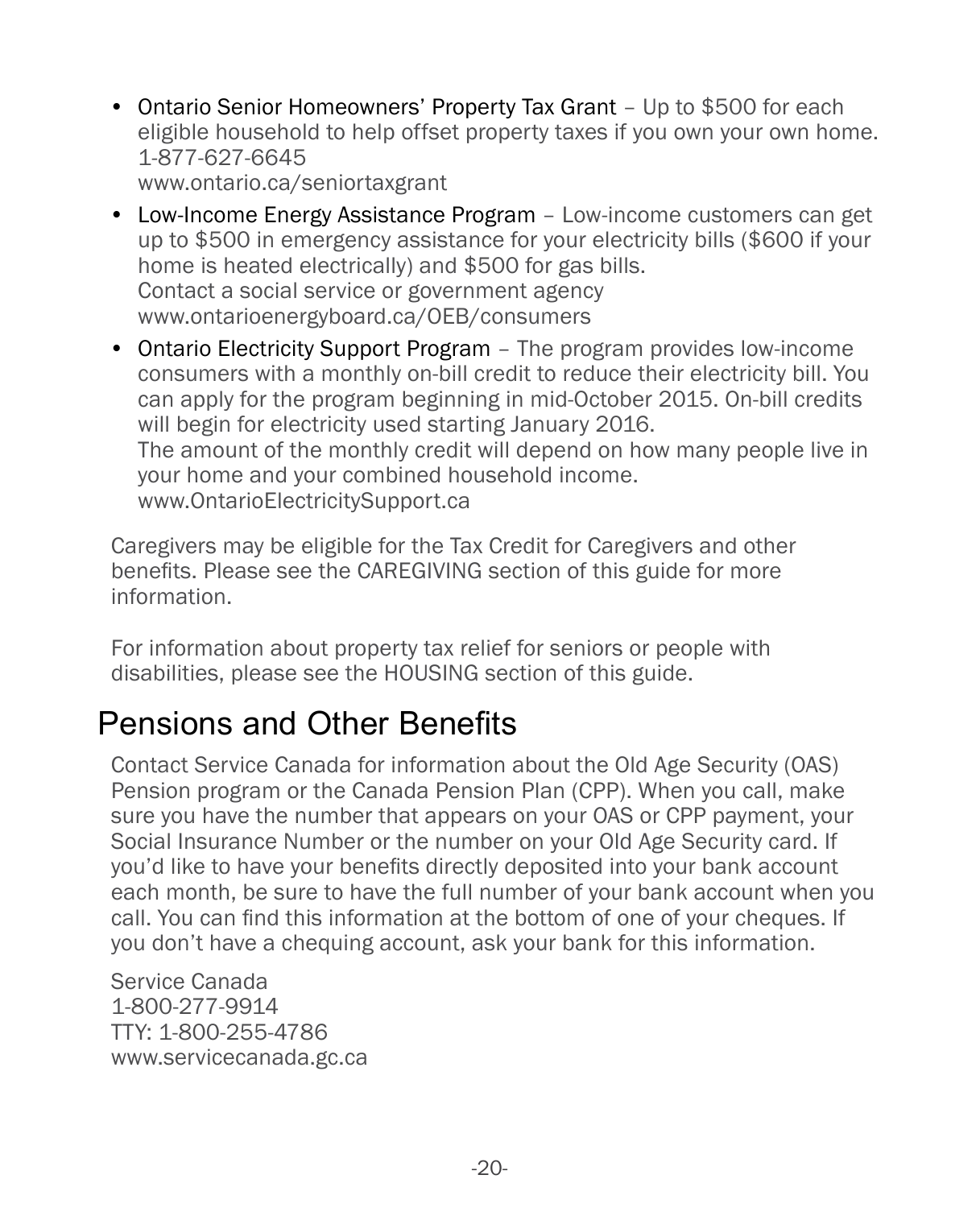- Ontario Senior Homeowners' Property Tax Grant – Up to $500 for each eligible household to help offset property taxes if you own your own home.
  1-877-627-6645
  www.ontario.ca/seniortaxgrant
- Low-Income Energy Assistance Program – Low-income customers can get up to $500 in emergency assistance for your electricity bills ($600 if your home is heated electrically) and $500 for gas bills.
  Contact a social service or government agency
  www.ontarioenergyboard.ca/OEB/consumers
- Ontario Electricity Support Program – The program provides low-income consumers with a monthly on-bill credit to reduce their electricity bill. You can apply for the program beginning in mid-October 2015. On-bill credits will begin for electricity used starting January 2016.
  The amount of the monthly credit will depend on how many people live in your home and your combined household income.
  www.OntarioElectricitySupport.ca

Caregivers may be eligible for the Tax Credit for Caregivers and other benefits. Please see the CAREGIVING section of this guide for more information.

For information about property tax relief for seniors or people with disabilities, please see the HOUSING section of this guide.

## Pensions and Other Benefits

Contact Service Canada for information about the Old Age Security (OAS) Pension program or the Canada Pension Plan (CPP). When you call, make sure you have the number that appears on your OAS or CPP payment, your Social Insurance Number or the number on your Old Age Security card. If you'd like to have your benefits directly deposited into your bank account each month, be sure to have the full number of your bank account when you call. You can find this information at the bottom of one of your cheques. If you don't have a chequing account, ask your bank for this information.

Service Canada
1-800-277-9914
TTY: 1-800-255-4786
www.servicecanada.gc.ca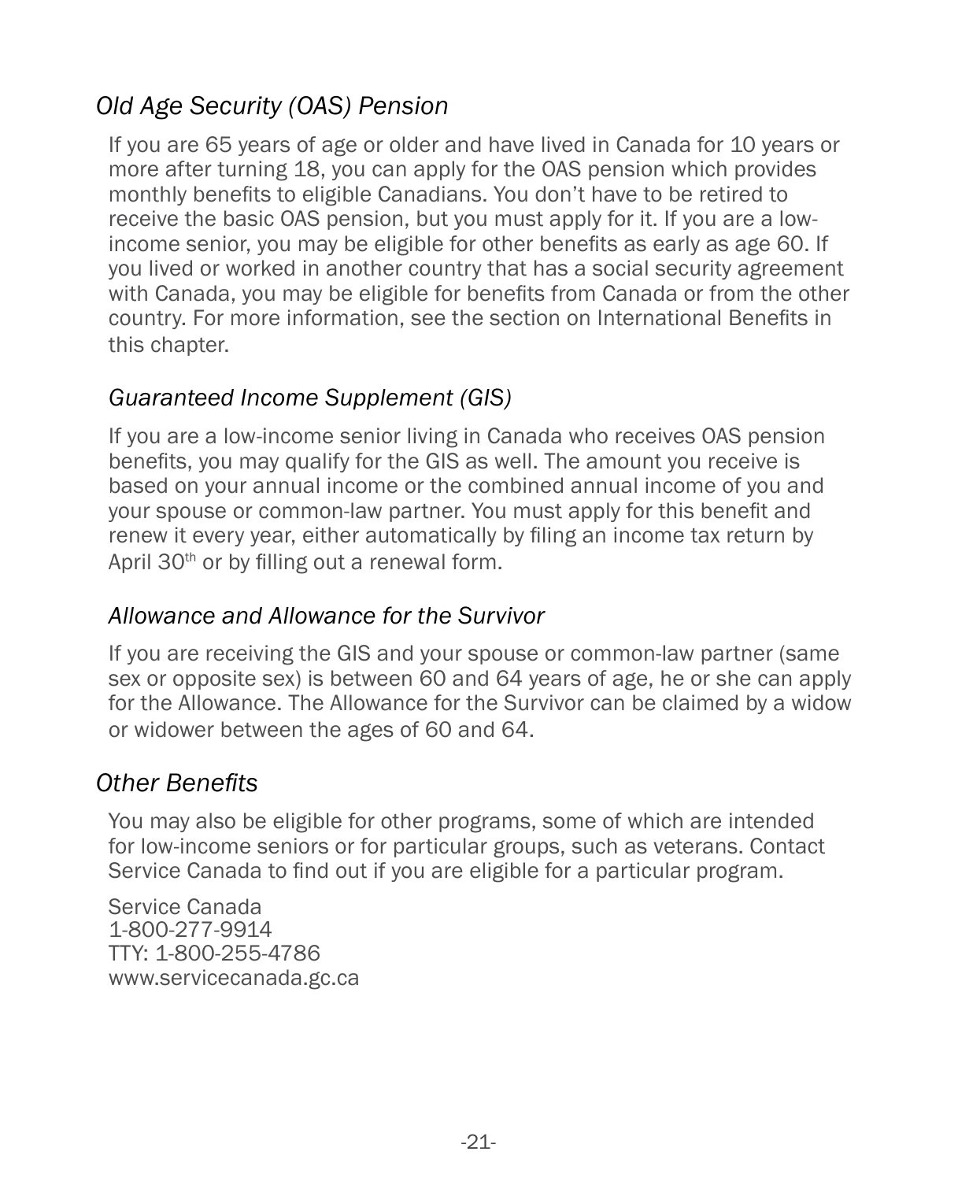## *Old Age Security (OAS) Pension*

If you are 65 years of age or older and have lived in Canada for 10 years or more after turning 18, you can apply for the OAS pension which provides monthly benefits to eligible Canadians. You don't have to be retired to receive the basic OAS pension, but you must apply for it. If you are a low-income senior, you may be eligible for other benefits as early as age 60. If you lived or worked in another country that has a social security agreement with Canada, you may be eligible for benefits from Canada or from the other country. For more information, see the section on International Benefits in this chapter.

### *Guaranteed Income Supplement (GIS)*

If you are a low-income senior living in Canada who receives OAS pension benefits, you may qualify for the GIS as well. The amount you receive is based on your annual income or the combined annual income of you and your spouse or common-law partner. You must apply for this benefit and renew it every year, either automatically by filing an income tax return by April 30th or by filling out a renewal form.

### *Allowance and Allowance for the Survivor*

If you are receiving the GIS and your spouse or common-law partner (same sex or opposite sex) is between 60 and 64 years of age, he or she can apply for the Allowance. The Allowance for the Survivor can be claimed by a widow or widower between the ages of 60 and 64.

## *Other Benefits*

You may also be eligible for other programs, some of which are intended for low-income seniors or for particular groups, such as veterans. Contact Service Canada to find out if you are eligible for a particular program.

Service Canada
1-800-277-9914
TTY: 1-800-255-4786
www.servicecanada.gc.ca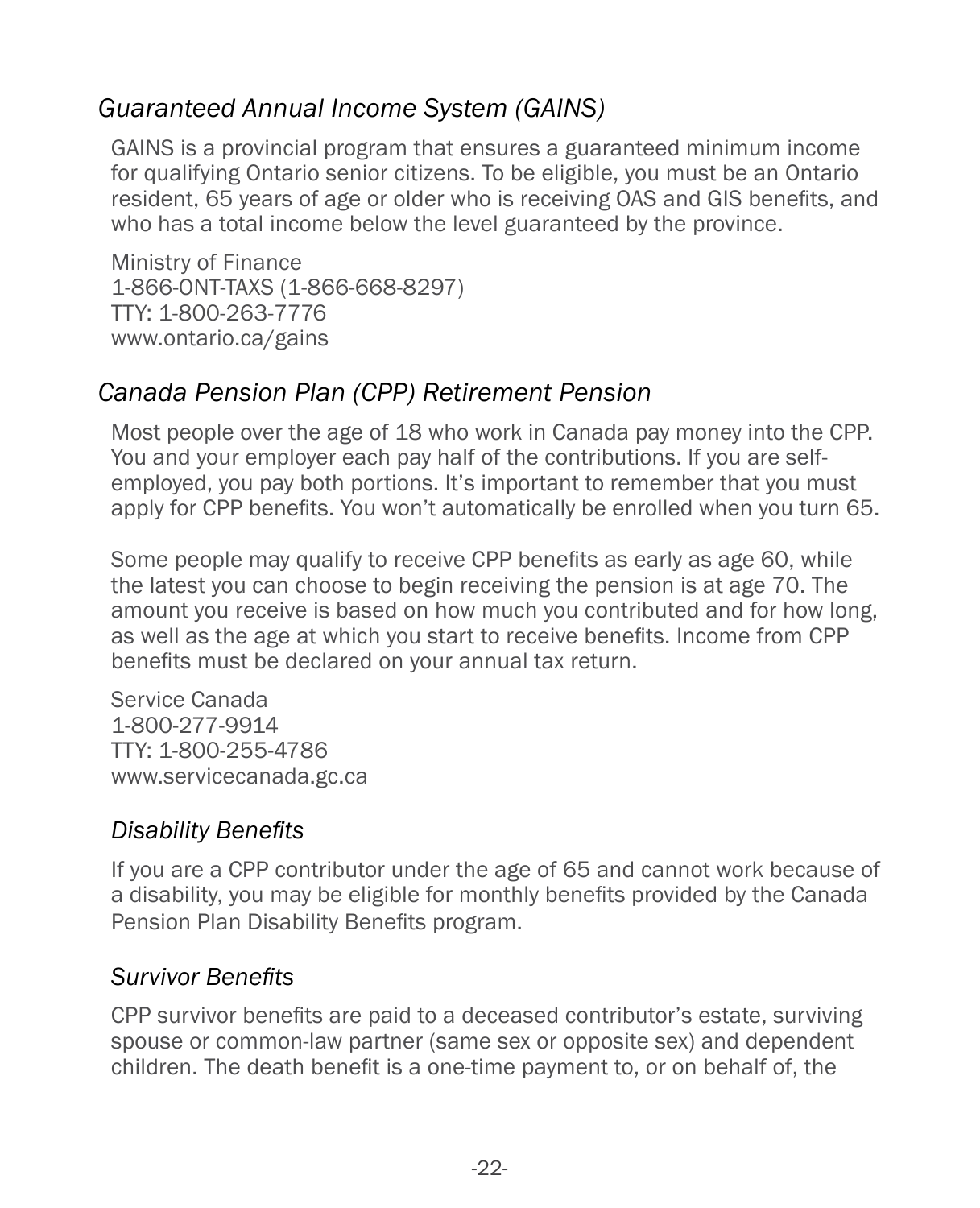## *Guaranteed Annual Income System (GAINS)*

GAINS is a provincial program that ensures a guaranteed minimum income for qualifying Ontario senior citizens. To be eligible, you must be an Ontario resident, 65 years of age or older who is receiving OAS and GIS benefits, and who has a total income below the level guaranteed by the province.

Ministry of Finance
1-866-ONT-TAXS (1-866-668-8297)
TTY: 1-800-263-7776
www.ontario.ca/gains

## *Canada Pension Plan (CPP) Retirement Pension*

Most people over the age of 18 who work in Canada pay money into the CPP. You and your employer each pay half of the contributions. If you are self-employed, you pay both portions. It's important to remember that you must apply for CPP benefits. You won't automatically be enrolled when you turn 65.

Some people may qualify to receive CPP benefits as early as age 60, while the latest you can choose to begin receiving the pension is at age 70. The amount you receive is based on how much you contributed and for how long, as well as the age at which you start to receive benefits. Income from CPP benefits must be declared on your annual tax return.

Service Canada
1-800-277-9914
TTY: 1-800-255-4786
www.servicecanada.gc.ca

### *Disability Benefits*

If you are a CPP contributor under the age of 65 and cannot work because of a disability, you may be eligible for monthly benefits provided by the Canada Pension Plan Disability Benefits program.

### *Survivor Benefits*

CPP survivor benefits are paid to a deceased contributor's estate, surviving spouse or common-law partner (same sex or opposite sex) and dependent children. The death benefit is a one-time payment to, or on behalf of, the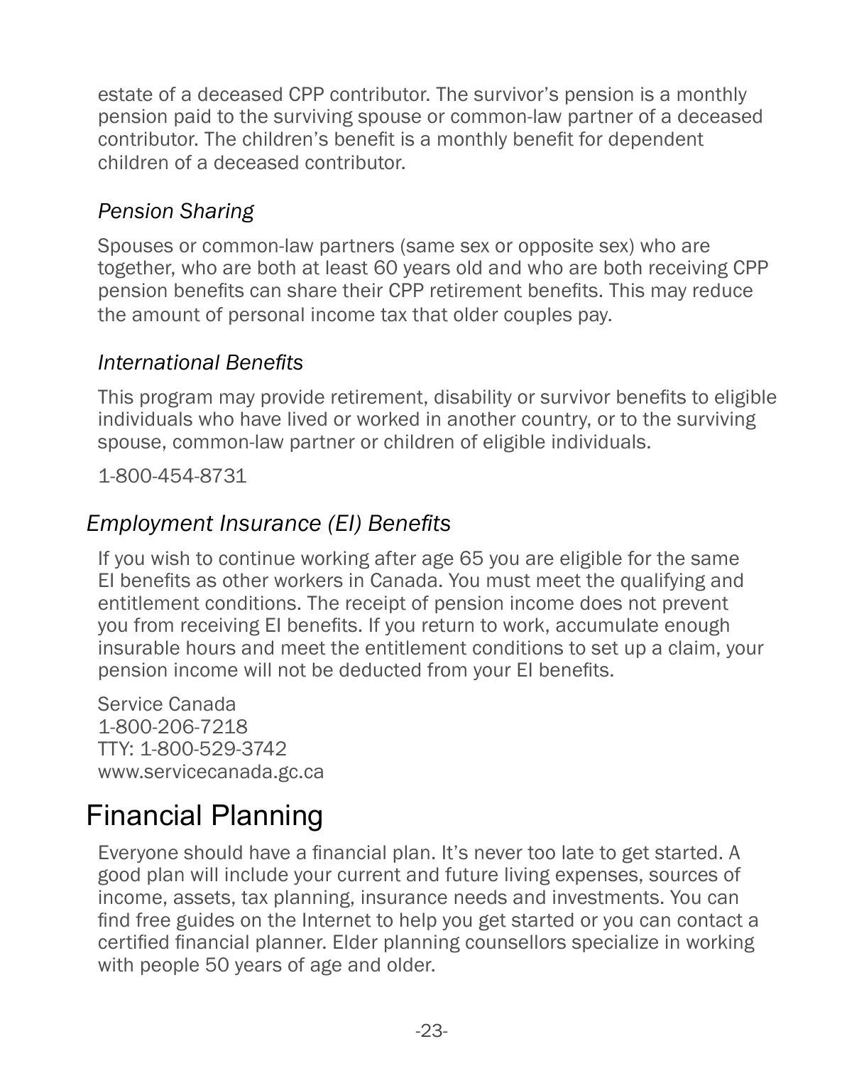estate of a deceased CPP contributor. The survivor's pension is a monthly pension paid to the surviving spouse or common-law partner of a deceased contributor. The children's benefit is a monthly benefit for dependent children of a deceased contributor.

#### *Pension Sharing*

Spouses or common-law partners (same sex or opposite sex) who are together, who are both at least 60 years old and who are both receiving CPP pension benefits can share their CPP retirement benefits. This may reduce the amount of personal income tax that older couples pay.

#### *International Benefits*

This program may provide retirement, disability or survivor benefits to eligible individuals who have lived or worked in another country, or to the surviving spouse, common-law partner or children of eligible individuals.

1-800-454-8731

### *Employment Insurance (EI) Benefits*

If you wish to continue working after age 65 you are eligible for the same EI benefits as other workers in Canada. You must meet the qualifying and entitlement conditions. The receipt of pension income does not prevent you from receiving EI benefits. If you return to work, accumulate enough insurable hours and meet the entitlement conditions to set up a claim, your pension income will not be deducted from your EI benefits.

Service Canada
1-800-206-7218
TTY: 1-800-529-3742
www.servicecanada.gc.ca

## Financial Planning

Everyone should have a financial plan. It's never too late to get started. A good plan will include your current and future living expenses, sources of income, assets, tax planning, insurance needs and investments. You can find free guides on the Internet to help you get started or you can contact a certified financial planner. Elder planning counsellors specialize in working with people 50 years of age and older.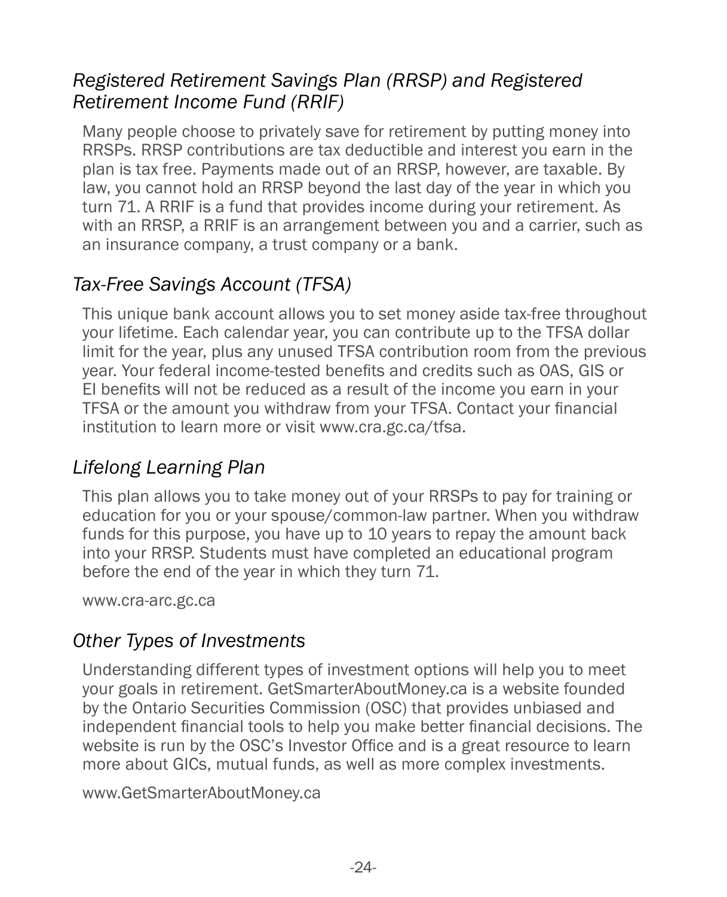### *Registered Retirement Savings Plan (RRSP) and Registered Retirement Income Fund (RRIF)*

Many people choose to privately save for retirement by putting money into RRSPs. RRSP contributions are tax deductible and interest you earn in the plan is tax free. Payments made out of an RRSP, however, are taxable. By law, you cannot hold an RRSP beyond the last day of the year in which you turn 71. A RRIF is a fund that provides income during your retirement. As with an RRSP, a RRIF is an arrangement between you and a carrier, such as an insurance company, a trust company or a bank.

### *Tax-Free Savings Account (TFSA)*

This unique bank account allows you to set money aside tax-free throughout your lifetime. Each calendar year, you can contribute up to the TFSA dollar limit for the year, plus any unused TFSA contribution room from the previous year. Your federal income-tested benefits and credits such as OAS, GIS or EI benefits will not be reduced as a result of the income you earn in your TFSA or the amount you withdraw from your TFSA. Contact your financial institution to learn more or visit www.cra.gc.ca/tfsa.

### *Lifelong Learning Plan*

This plan allows you to take money out of your RRSPs to pay for training or education for you or your spouse/common-law partner. When you withdraw funds for this purpose, you have up to 10 years to repay the amount back into your RRSP. Students must have completed an educational program before the end of the year in which they turn 71.

www.cra-arc.gc.ca

### *Other Types of Investments*

Understanding different types of investment options will help you to meet your goals in retirement. GetSmarterAboutMoney.ca is a website founded by the Ontario Securities Commission (OSC) that provides unbiased and independent financial tools to help you make better financial decisions. The website is run by the OSC's Investor Office and is a great resource to learn more about GICs, mutual funds, as well as more complex investments.

www.GetSmarterAboutMoney.ca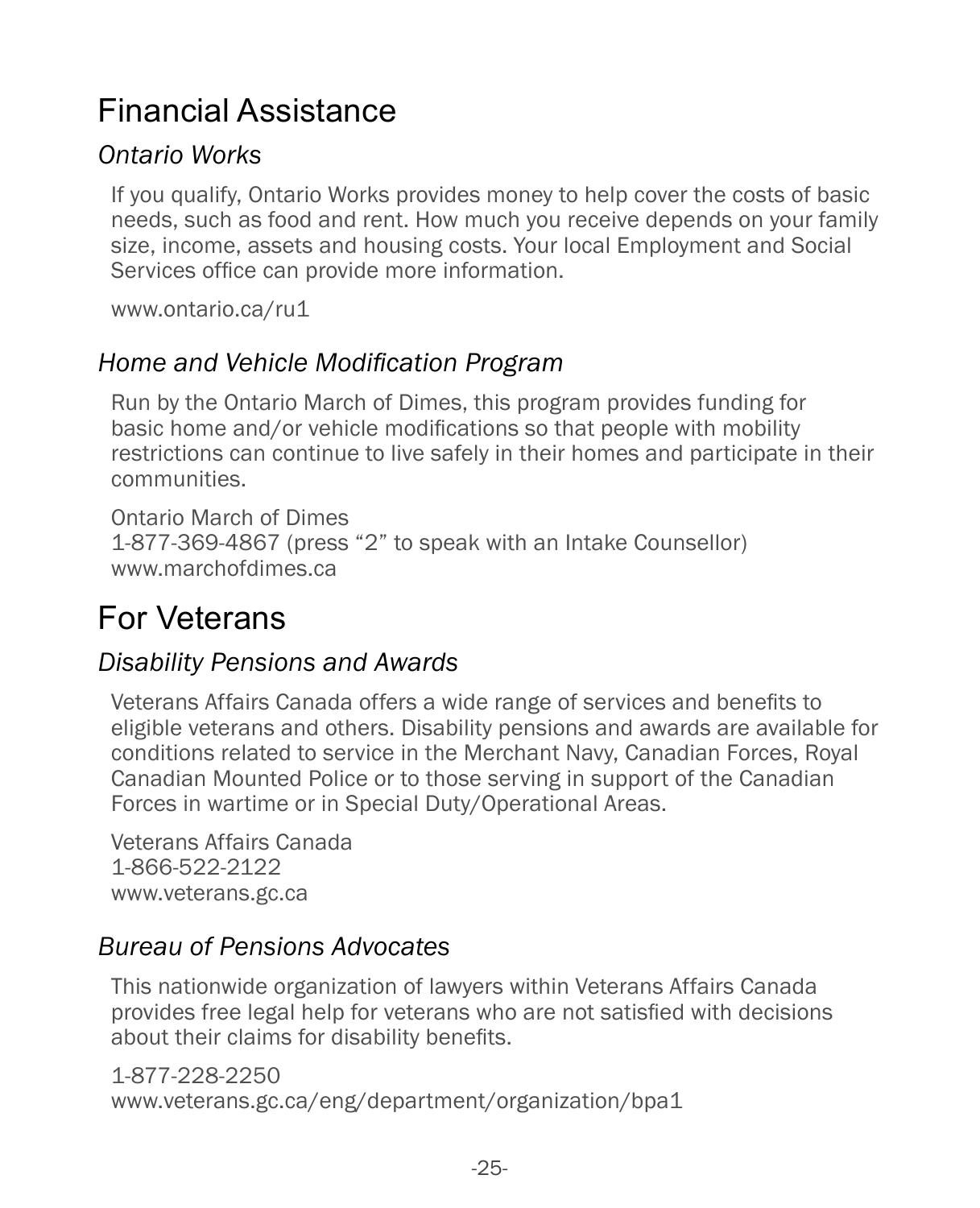# Financial Assistance

## *Ontario Works*

If you qualify, Ontario Works provides money to help cover the costs of basic needs, such as food and rent. How much you receive depends on your family size, income, assets and housing costs. Your local Employment and Social Services office can provide more information.

www.ontario.ca/ru1

## *Home and Vehicle Modification Program*

Run by the Ontario March of Dimes, this program provides funding for basic home and/or vehicle modifications so that people with mobility restrictions can continue to live safely in their homes and participate in their communities.

Ontario March of Dimes
1-877-369-4867 (press "2" to speak with an Intake Counsellor)
www.marchofdimes.ca

# For Veterans

## *Disability Pensions and Awards*

Veterans Affairs Canada offers a wide range of services and benefits to eligible veterans and others. Disability pensions and awards are available for conditions related to service in the Merchant Navy, Canadian Forces, Royal Canadian Mounted Police or to those serving in support of the Canadian Forces in wartime or in Special Duty/Operational Areas.

Veterans Affairs Canada
1-866-522-2122
www.veterans.gc.ca

## *Bureau of Pensions Advocates*

This nationwide organization of lawyers within Veterans Affairs Canada provides free legal help for veterans who are not satisfied with decisions about their claims for disability benefits.

1-877-228-2250
www.veterans.gc.ca/eng/department/organization/bpa1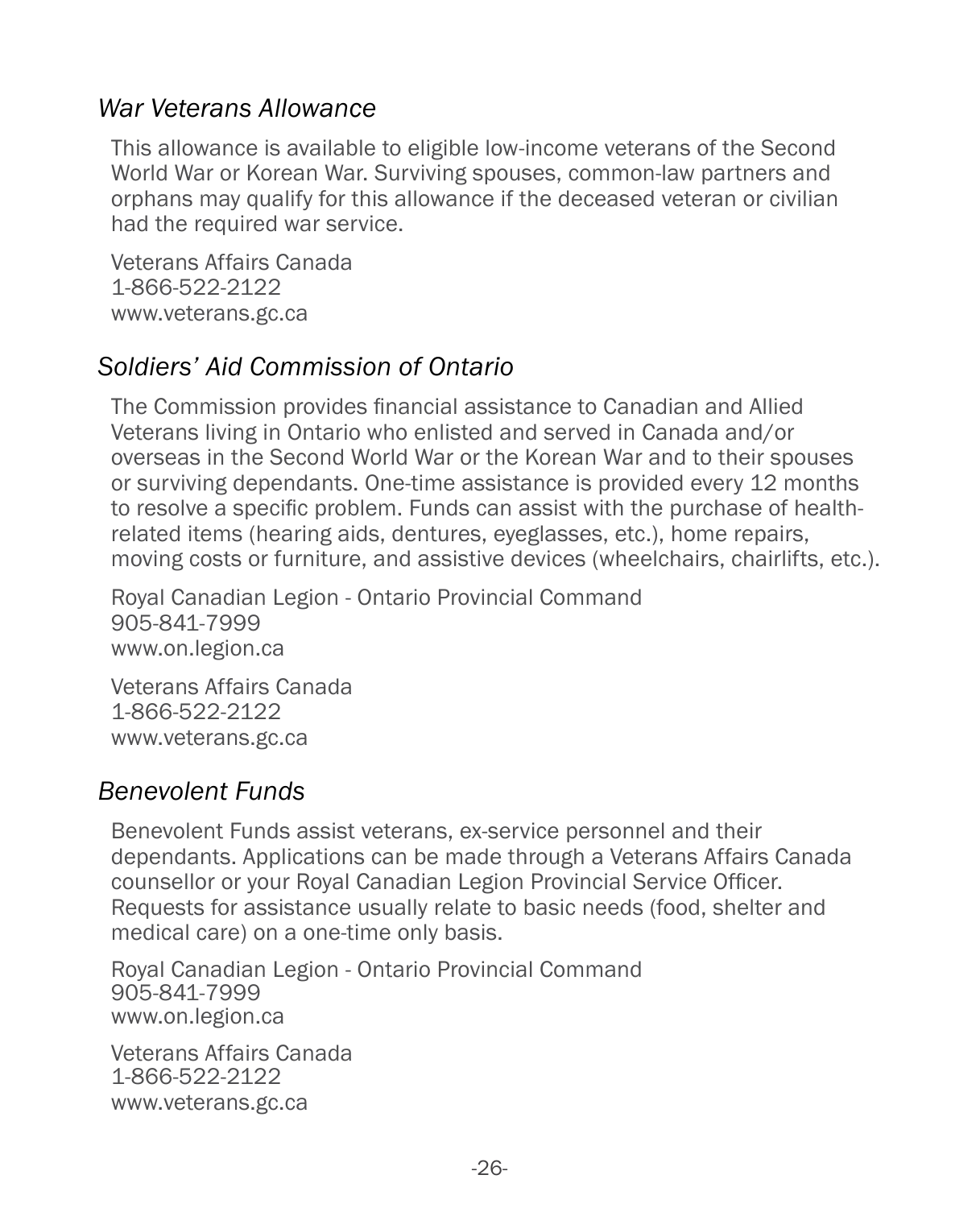### *War Veterans Allowance*

This allowance is available to eligible low-income veterans of the Second World War or Korean War. Surviving spouses, common-law partners and orphans may qualify for this allowance if the deceased veteran or civilian had the required war service.

Veterans Affairs Canada
1-866-522-2122
www.veterans.gc.ca

### *Soldiers' Aid Commission of Ontario*

The Commission provides financial assistance to Canadian and Allied Veterans living in Ontario who enlisted and served in Canada and/or overseas in the Second World War or the Korean War and to their spouses or surviving dependants. One-time assistance is provided every 12 months to resolve a specific problem. Funds can assist with the purchase of health-related items (hearing aids, dentures, eyeglasses, etc.), home repairs, moving costs or furniture, and assistive devices (wheelchairs, chairlifts, etc.).

Royal Canadian Legion - Ontario Provincial Command
905-841-7999
www.on.legion.ca

Veterans Affairs Canada
1-866-522-2122
www.veterans.gc.ca

### *Benevolent Funds*

Benevolent Funds assist veterans, ex-service personnel and their dependants. Applications can be made through a Veterans Affairs Canada counsellor or your Royal Canadian Legion Provincial Service Officer. Requests for assistance usually relate to basic needs (food, shelter and medical care) on a one-time only basis.

Royal Canadian Legion - Ontario Provincial Command
905-841-7999
www.on.legion.ca

Veterans Affairs Canada
1-866-522-2122
www.veterans.gc.ca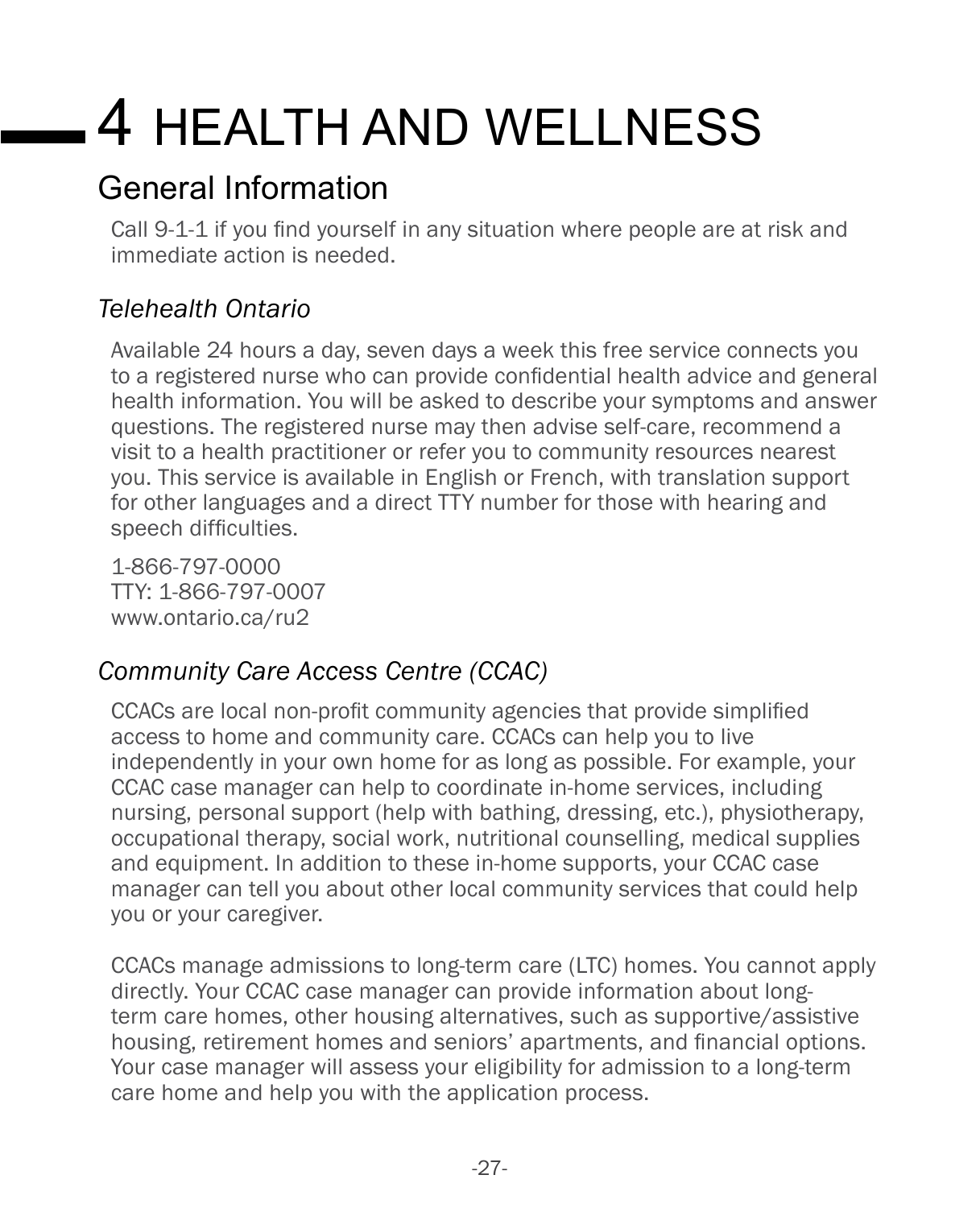# 4 HEALTH AND WELLNESS

## General Information

Call 9-1-1 if you find yourself in any situation where people are at risk and immediate action is needed.

### *Telehealth Ontario*

Available 24 hours a day, seven days a week this free service connects you to a registered nurse who can provide confidential health advice and general health information. You will be asked to describe your symptoms and answer questions. The registered nurse may then advise self-care, recommend a visit to a health practitioner or refer you to community resources nearest you. This service is available in English or French, with translation support for other languages and a direct TTY number for those with hearing and speech difficulties.

1-866-797-0000
TTY: 1-866-797-0007
www.ontario.ca/ru2

### *Community Care Access Centre (CCAC)*

CCACs are local non-profit community agencies that provide simplified access to home and community care. CCACs can help you to live independently in your own home for as long as possible. For example, your CCAC case manager can help to coordinate in-home services, including nursing, personal support (help with bathing, dressing, etc.), physiotherapy, occupational therapy, social work, nutritional counselling, medical supplies and equipment. In addition to these in-home supports, your CCAC case manager can tell you about other local community services that could help you or your caregiver.

CCACs manage admissions to long-term care (LTC) homes. You cannot apply directly. Your CCAC case manager can provide information about long-term care homes, other housing alternatives, such as supportive/assistive housing, retirement homes and seniors' apartments, and financial options. Your case manager will assess your eligibility for admission to a long-term care home and help you with the application process.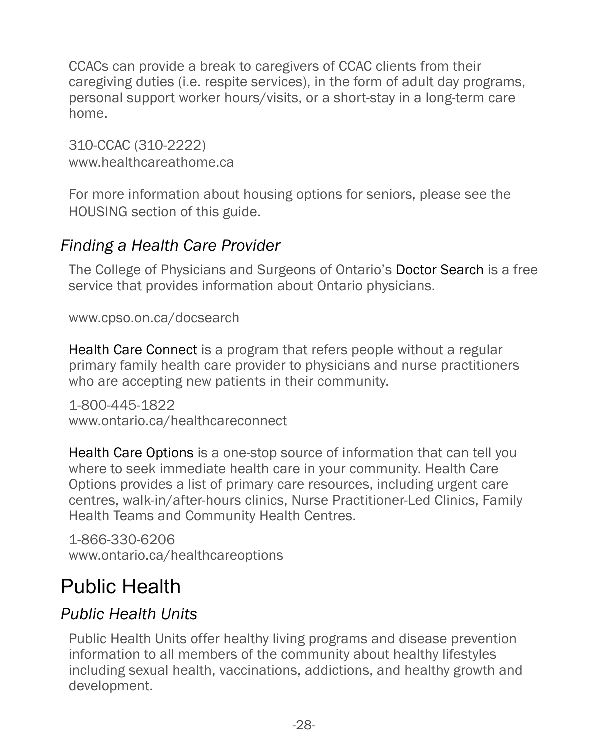CCACs can provide a break to caregivers of CCAC clients from their caregiving duties (i.e. respite services), in the form of adult day programs, personal support worker hours/visits, or a short-stay in a long-term care home.

310-CCAC (310-2222)
www.healthcareathome.ca

For more information about housing options for seniors, please see the HOUSING section of this guide.

### *Finding a Health Care Provider*

The College of Physicians and Surgeons of Ontario's Doctor Search is a free service that provides information about Ontario physicians.

www.cpso.on.ca/docsearch

Health Care Connect is a program that refers people without a regular primary family health care provider to physicians and nurse practitioners who are accepting new patients in their community.

1-800-445-1822
www.ontario.ca/healthcareconnect

Health Care Options is a one-stop source of information that can tell you where to seek immediate health care in your community. Health Care Options provides a list of primary care resources, including urgent care centres, walk-in/after-hours clinics, Nurse Practitioner-Led Clinics, Family Health Teams and Community Health Centres.

1-866-330-6206
www.ontario.ca/healthcareoptions

## Public Health

### *Public Health Units*

Public Health Units offer healthy living programs and disease prevention information to all members of the community about healthy lifestyles including sexual health, vaccinations, addictions, and healthy growth and development.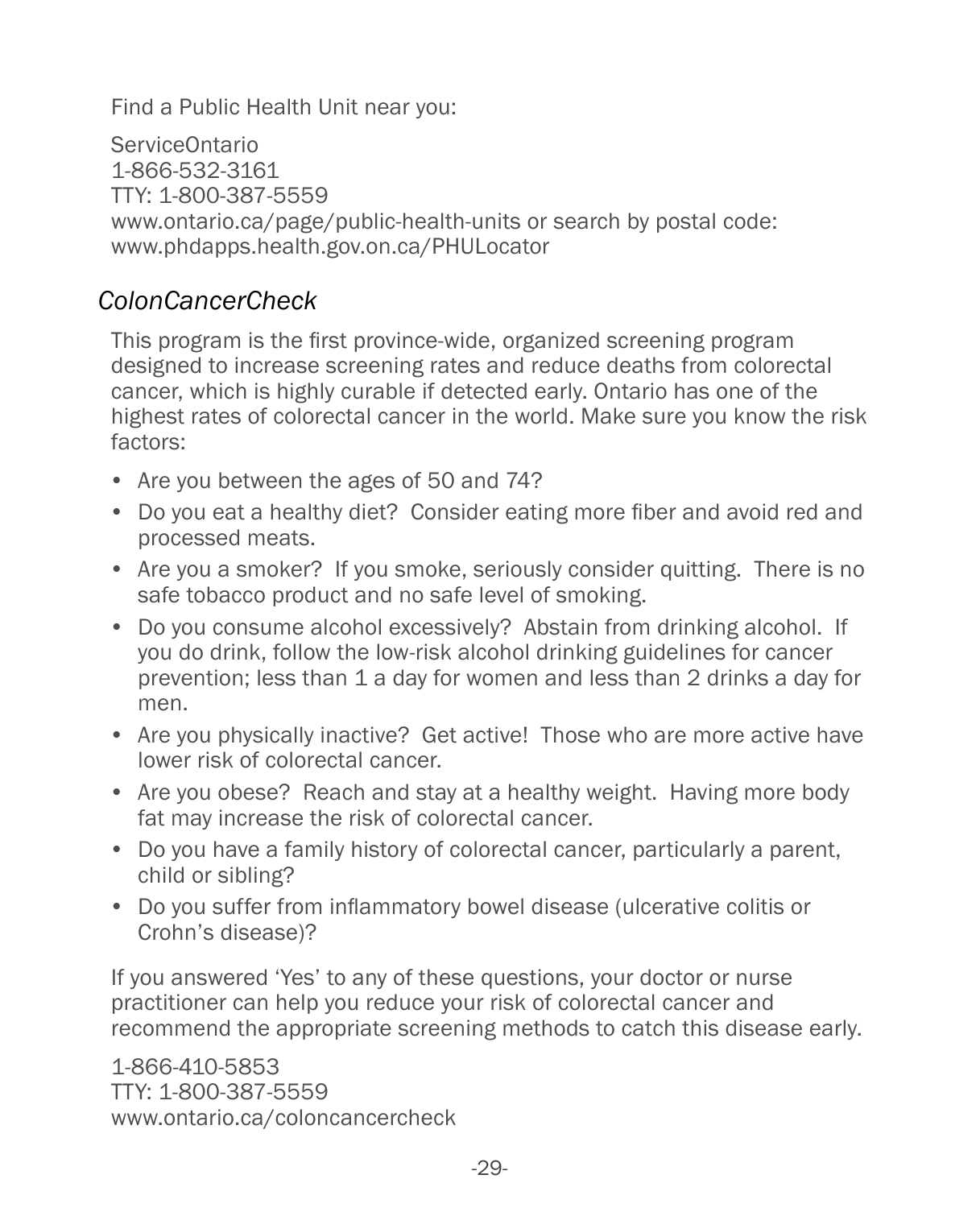Find a Public Health Unit near you:

ServiceOntario
1-866-532-3161
TTY: 1-800-387-5559
www.ontario.ca/page/public-health-units or search by postal code:
www.phdapps.health.gov.on.ca/PHULocator

### *ColonCancerCheck*

This program is the first province-wide, organized screening program designed to increase screening rates and reduce deaths from colorectal cancer, which is highly curable if detected early. Ontario has one of the highest rates of colorectal cancer in the world. Make sure you know the risk factors:

- Are you between the ages of 50 and 74?
- Do you eat a healthy diet? Consider eating more fiber and avoid red and processed meats.
- Are you a smoker? If you smoke, seriously consider quitting. There is no safe tobacco product and no safe level of smoking.
- Do you consume alcohol excessively? Abstain from drinking alcohol. If you do drink, follow the low-risk alcohol drinking guidelines for cancer prevention; less than 1 a day for women and less than 2 drinks a day for men.
- Are you physically inactive? Get active! Those who are more active have lower risk of colorectal cancer.
- Are you obese? Reach and stay at a healthy weight. Having more body fat may increase the risk of colorectal cancer.
- Do you have a family history of colorectal cancer, particularly a parent, child or sibling?
- Do you suffer from inflammatory bowel disease (ulcerative colitis or Crohn's disease)?

If you answered 'Yes' to any of these questions, your doctor or nurse practitioner can help you reduce your risk of colorectal cancer and recommend the appropriate screening methods to catch this disease early.

1-866-410-5853
TTY: 1-800-387-5559
www.ontario.ca/coloncancercheck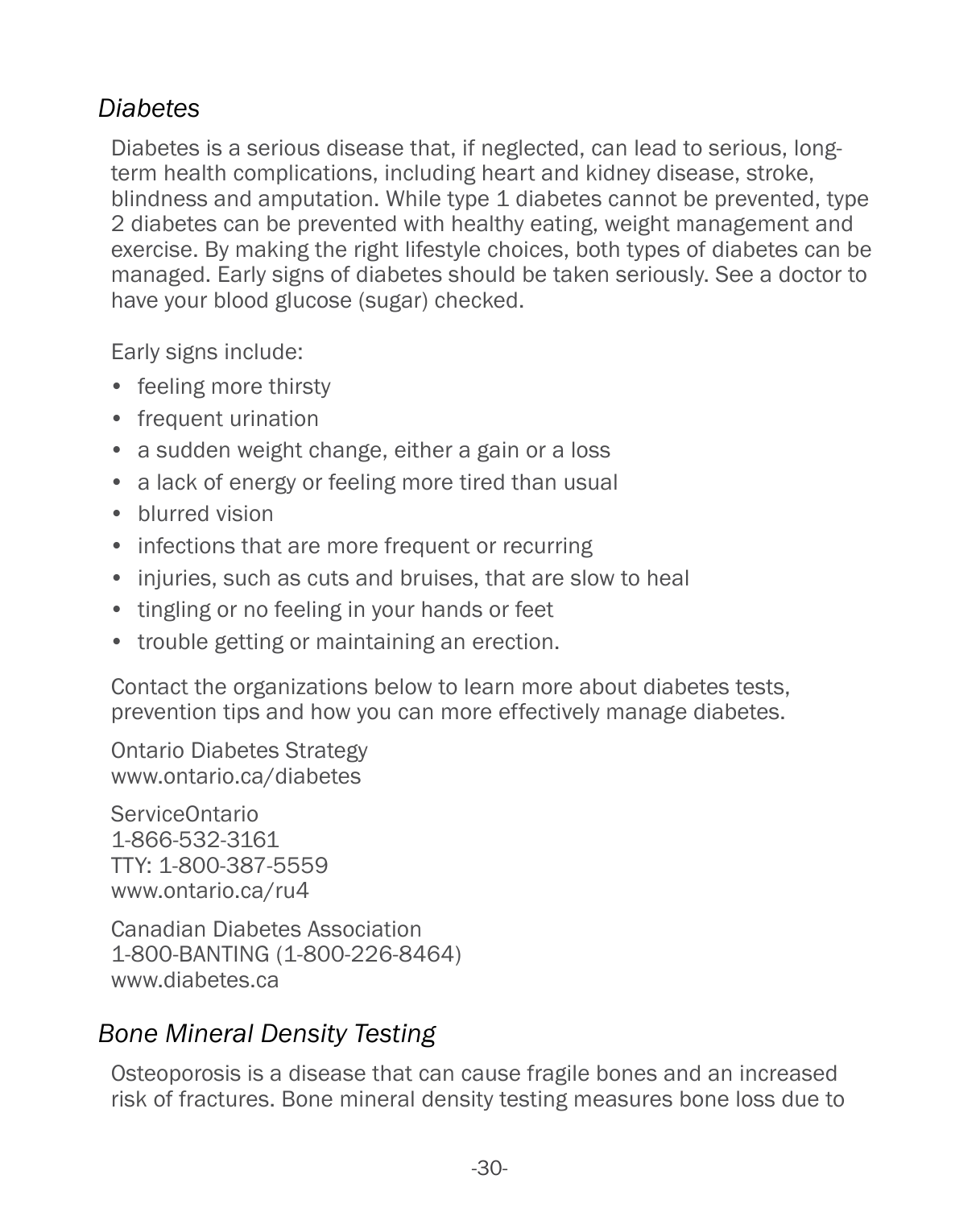### *Diabetes*

Diabetes is a serious disease that, if neglected, can lead to serious, long-term health complications, including heart and kidney disease, stroke, blindness and amputation. While type 1 diabetes cannot be prevented, type 2 diabetes can be prevented with healthy eating, weight management and exercise. By making the right lifestyle choices, both types of diabetes can be managed. Early signs of diabetes should be taken seriously. See a doctor to have your blood glucose (sugar) checked.

Early signs include:

- feeling more thirsty
- frequent urination
- a sudden weight change, either a gain or a loss
- a lack of energy or feeling more tired than usual
- blurred vision
- infections that are more frequent or recurring
- injuries, such as cuts and bruises, that are slow to heal
- tingling or no feeling in your hands or feet
- trouble getting or maintaining an erection.

Contact the organizations below to learn more about diabetes tests, prevention tips and how you can more effectively manage diabetes.

Ontario Diabetes Strategy
www.ontario.ca/diabetes

ServiceOntario
1-866-532-3161
TTY: 1-800-387-5559
www.ontario.ca/ru4

Canadian Diabetes Association
1-800-BANTING (1-800-226-8464)
www.diabetes.ca

### *Bone Mineral Density Testing*

Osteoporosis is a disease that can cause fragile bones and an increased risk of fractures. Bone mineral density testing measures bone loss due to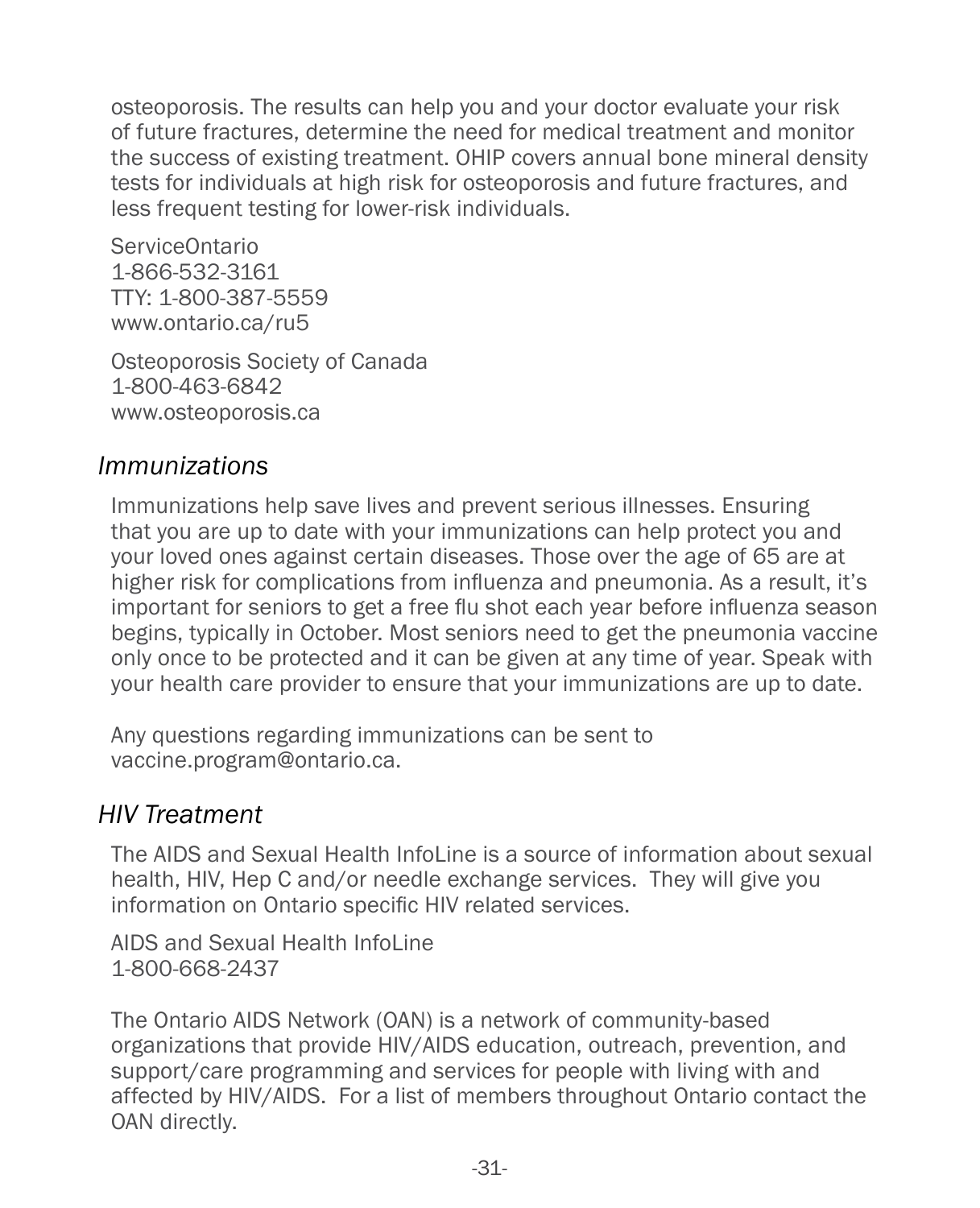osteoporosis. The results can help you and your doctor evaluate your risk of future fractures, determine the need for medical treatment and monitor the success of existing treatment. OHIP covers annual bone mineral density tests for individuals at high risk for osteoporosis and future fractures, and less frequent testing for lower-risk individuals.

ServiceOntario  
1-866-532-3161  
TTY: 1-800-387-5559  
www.ontario.ca/ru5

Osteoporosis Society of Canada  
1-800-463-6842  
www.osteoporosis.ca

### *Immunizations*

Immunizations help save lives and prevent serious illnesses. Ensuring that you are up to date with your immunizations can help protect you and your loved ones against certain diseases. Those over the age of 65 are at higher risk for complications from influenza and pneumonia. As a result, it's important for seniors to get a free flu shot each year before influenza season begins, typically in October. Most seniors need to get the pneumonia vaccine only once to be protected and it can be given at any time of year. Speak with your health care provider to ensure that your immunizations are up to date.

Any questions regarding immunizations can be sent to vaccine.program@ontario.ca.

### *HIV Treatment*

The AIDS and Sexual Health InfoLine is a source of information about sexual health, HIV, Hep C and/or needle exchange services. They will give you information on Ontario specific HIV related services.

AIDS and Sexual Health InfoLine  
1-800-668-2437

The Ontario AIDS Network (OAN) is a network of community-based organizations that provide HIV/AIDS education, outreach, prevention, and support/care programming and services for people with living with and affected by HIV/AIDS. For a list of members throughout Ontario contact the OAN directly.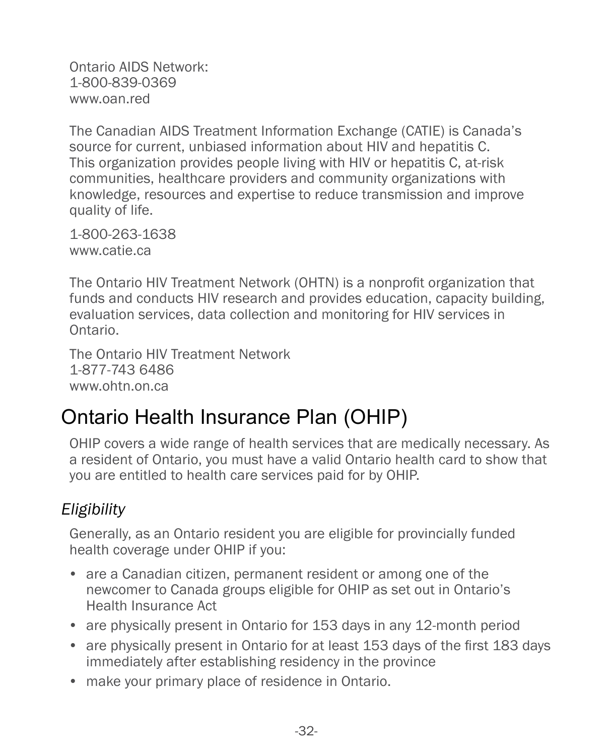Ontario AIDS Network:  
1-800-839-0369  
www.oan.red

The Canadian AIDS Treatment Information Exchange (CATIE) is Canada's source for current, unbiased information about HIV and hepatitis C. This organization provides people living with HIV or hepatitis C, at-risk communities, healthcare providers and community organizations with knowledge, resources and expertise to reduce transmission and improve quality of life.

1-800-263-1638  
www.catie.ca

The Ontario HIV Treatment Network (OHTN) is a nonprofit organization that funds and conducts HIV research and provides education, capacity building, evaluation services, data collection and monitoring for HIV services in Ontario.

The Ontario HIV Treatment Network  
1-877-743 6486  
www.ohtn.on.ca

## Ontario Health Insurance Plan (OHIP)

OHIP covers a wide range of health services that are medically necessary. As a resident of Ontario, you must have a valid Ontario health card to show that you are entitled to health care services paid for by OHIP.

### *Eligibility*

Generally, as an Ontario resident you are eligible for provincially funded health coverage under OHIP if you:

- are a Canadian citizen, permanent resident or among one of the newcomer to Canada groups eligible for OHIP as set out in Ontario's Health Insurance Act
- are physically present in Ontario for 153 days in any 12-month period
- are physically present in Ontario for at least 153 days of the first 183 days immediately after establishing residency in the province
- make your primary place of residence in Ontario.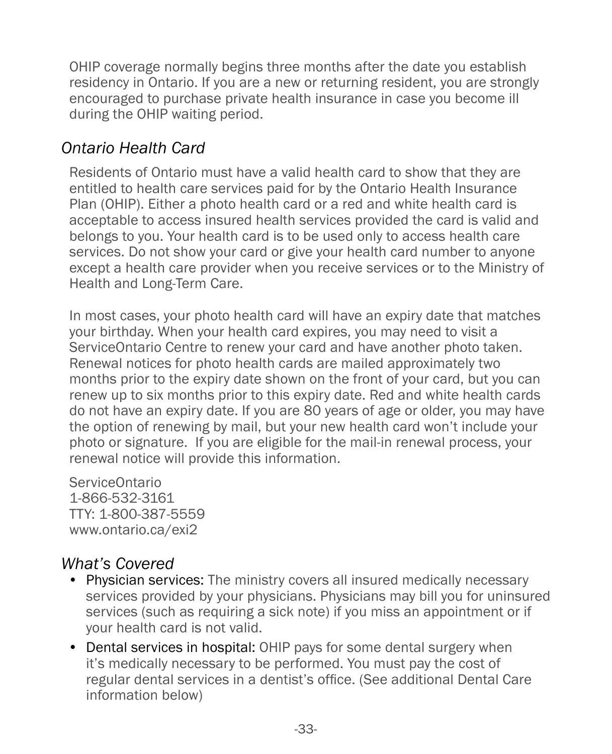OHIP coverage normally begins three months after the date you establish residency in Ontario. If you are a new or returning resident, you are strongly encouraged to purchase private health insurance in case you become ill during the OHIP waiting period.

### *Ontario Health Card*

Residents of Ontario must have a valid health card to show that they are entitled to health care services paid for by the Ontario Health Insurance Plan (OHIP). Either a photo health card or a red and white health card is acceptable to access insured health services provided the card is valid and belongs to you. Your health card is to be used only to access health care services. Do not show your card or give your health card number to anyone except a health care provider when you receive services or to the Ministry of Health and Long-Term Care.

In most cases, your photo health card will have an expiry date that matches your birthday. When your health card expires, you may need to visit a ServiceOntario Centre to renew your card and have another photo taken. Renewal notices for photo health cards are mailed approximately two months prior to the expiry date shown on the front of your card, but you can renew up to six months prior to this expiry date. Red and white health cards do not have an expiry date. If you are 80 years of age or older, you may have the option of renewing by mail, but your new health card won't include your photo or signature. If you are eligible for the mail-in renewal process, your renewal notice will provide this information.

ServiceOntario
1-866-532-3161
TTY: 1-800-387-5559
www.ontario.ca/exi2

### *What's Covered*

- Physician services: The ministry covers all insured medically necessary services provided by your physicians. Physicians may bill you for uninsured services (such as requiring a sick note) if you miss an appointment or if your health card is not valid.
- Dental services in hospital: OHIP pays for some dental surgery when it's medically necessary to be performed. You must pay the cost of regular dental services in a dentist's office. (See additional Dental Care information below)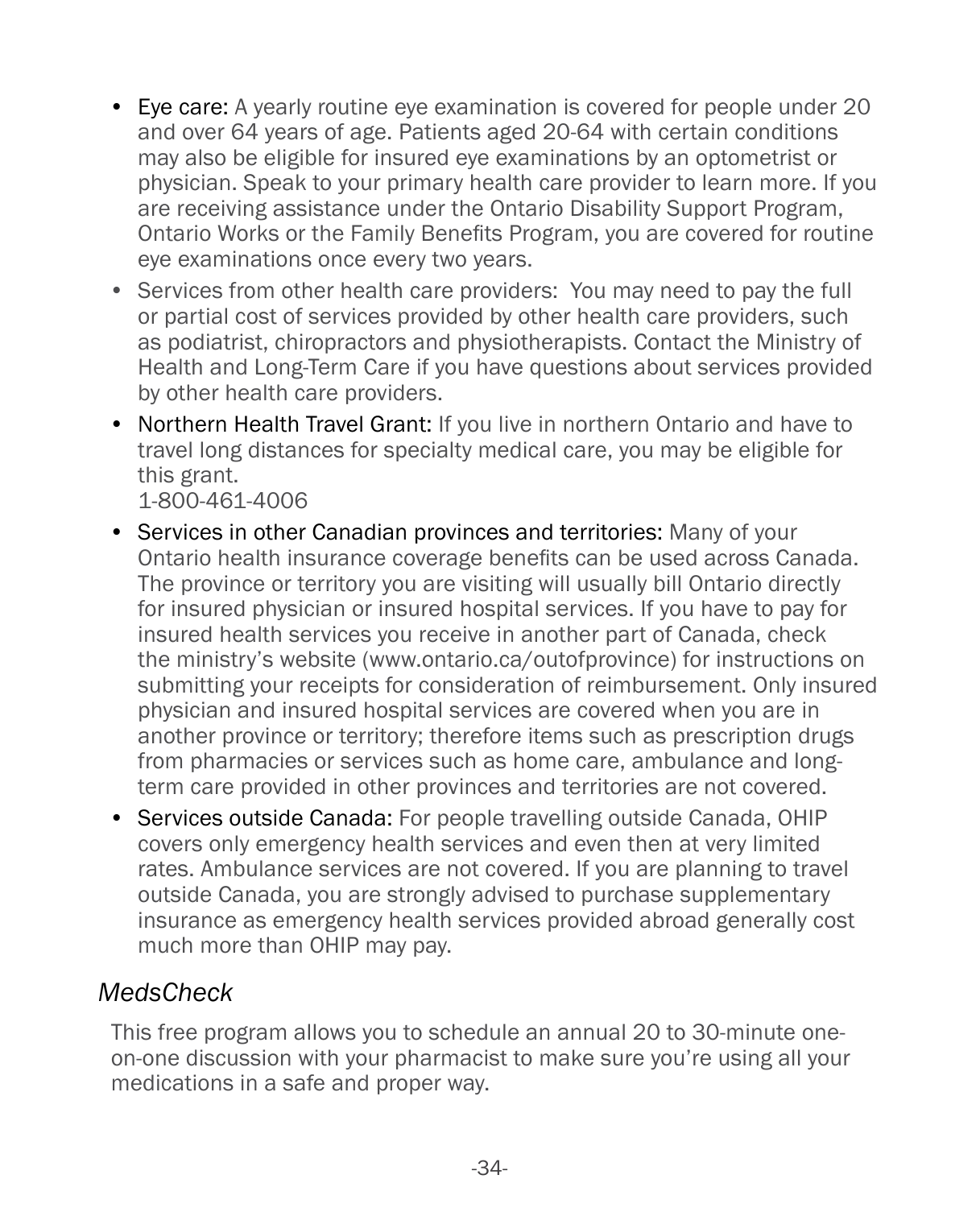- **Eye care:** A yearly routine eye examination is covered for people under 20 and over 64 years of age. Patients aged 20-64 with certain conditions may also be eligible for insured eye examinations by an optometrist or physician. Speak to your primary health care provider to learn more. If you are receiving assistance under the Ontario Disability Support Program, Ontario Works or the Family Benefits Program, you are covered for routine eye examinations once every two years.
- Services from other health care providers: You may need to pay the full or partial cost of services provided by other health care providers, such as podiatrist, chiropractors and physiotherapists. Contact the Ministry of Health and Long-Term Care if you have questions about services provided by other health care providers.
- **Northern Health Travel Grant:** If you live in northern Ontario and have to travel long distances for specialty medical care, you may be eligible for this grant.
  1-800-461-4006
- **Services in other Canadian provinces and territories:** Many of your Ontario health insurance coverage benefits can be used across Canada. The province or territory you are visiting will usually bill Ontario directly for insured physician or insured hospital services. If you have to pay for insured health services you receive in another part of Canada, check the ministry's website (www.ontario.ca/outofprovince) for instructions on submitting your receipts for consideration of reimbursement. Only insured physician and insured hospital services are covered when you are in another province or territory; therefore items such as prescription drugs from pharmacies or services such as home care, ambulance and long-term care provided in other provinces and territories are not covered.
- **Services outside Canada:** For people travelling outside Canada, OHIP covers only emergency health services and even then at very limited rates. Ambulance services are not covered. If you are planning to travel outside Canada, you are strongly advised to purchase supplementary insurance as emergency health services provided abroad generally cost much more than OHIP may pay.

## *MedsCheck*

This free program allows you to schedule an annual 20 to 30-minute one-on-one discussion with your pharmacist to make sure you're using all your medications in a safe and proper way.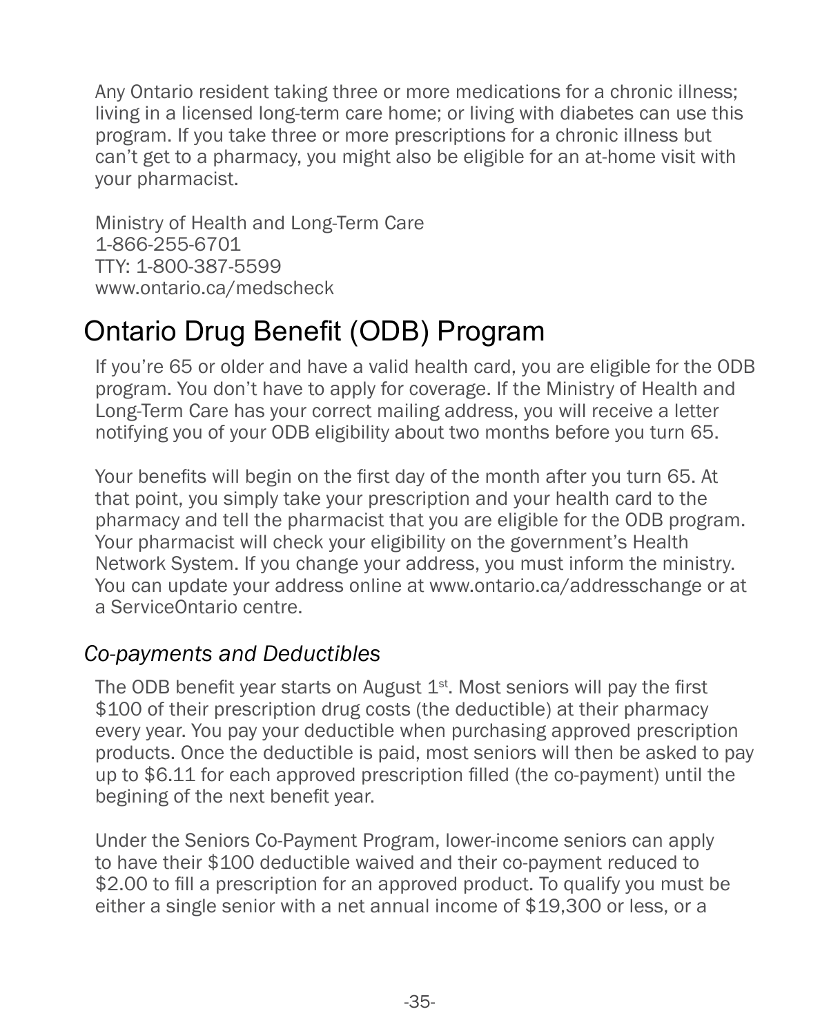Any Ontario resident taking three or more medications for a chronic illness; living in a licensed long-term care home; or living with diabetes can use this program. If you take three or more prescriptions for a chronic illness but can't get to a pharmacy, you might also be eligible for an at-home visit with your pharmacist.

Ministry of Health and Long-Term Care
1-866-255-6701
TTY: 1-800-387-5599
www.ontario.ca/medscheck

## Ontario Drug Benefit (ODB) Program

If you're 65 or older and have a valid health card, you are eligible for the ODB program. You don't have to apply for coverage. If the Ministry of Health and Long-Term Care has your correct mailing address, you will receive a letter notifying you of your ODB eligibility about two months before you turn 65.

Your benefits will begin on the first day of the month after you turn 65. At that point, you simply take your prescription and your health card to the pharmacy and tell the pharmacist that you are eligible for the ODB program. Your pharmacist will check your eligibility on the government's Health Network System. If you change your address, you must inform the ministry. You can update your address online at www.ontario.ca/addresschange or at a ServiceOntario centre.

### *Co-payments and Deductibles*

The ODB benefit year starts on August 1st. Most seniors will pay the first $100 of their prescription drug costs (the deductible) at their pharmacy every year. You pay your deductible when purchasing approved prescription products. Once the deductible is paid, most seniors will then be asked to pay up to $6.11 for each approved prescription filled (the co-payment) until the begining of the next benefit year.

Under the Seniors Co-Payment Program, lower-income seniors can apply to have their $100 deductible waived and their co-payment reduced to $2.00 to fill a prescription for an approved product. To qualify you must be either a single senior with a net annual income of $19,300 or less, or a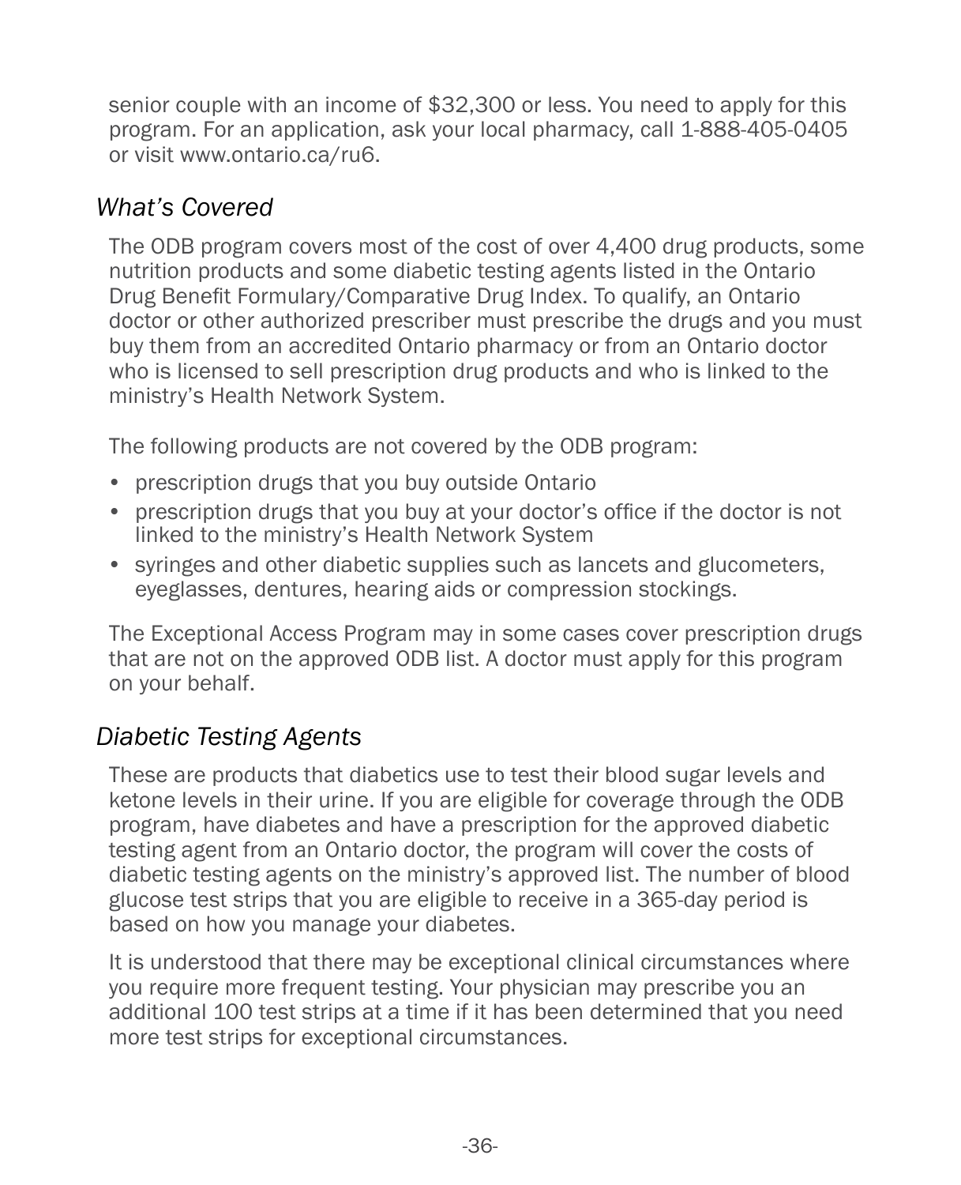senior couple with an income of $32,300 or less. You need to apply for this program. For an application, ask your local pharmacy, call 1-888-405-0405 or visit www.ontario.ca/ru6.

### *What's Covered*

The ODB program covers most of the cost of over 4,400 drug products, some nutrition products and some diabetic testing agents listed in the Ontario Drug Benefit Formulary/Comparative Drug Index. To qualify, an Ontario doctor or other authorized prescriber must prescribe the drugs and you must buy them from an accredited Ontario pharmacy or from an Ontario doctor who is licensed to sell prescription drug products and who is linked to the ministry's Health Network System.

The following products are not covered by the ODB program:

- prescription drugs that you buy outside Ontario
- prescription drugs that you buy at your doctor's office if the doctor is not linked to the ministry's Health Network System
- syringes and other diabetic supplies such as lancets and glucometers, eyeglasses, dentures, hearing aids or compression stockings.

The Exceptional Access Program may in some cases cover prescription drugs that are not on the approved ODB list. A doctor must apply for this program on your behalf.

### *Diabetic Testing Agents*

These are products that diabetics use to test their blood sugar levels and ketone levels in their urine. If you are eligible for coverage through the ODB program, have diabetes and have a prescription for the approved diabetic testing agent from an Ontario doctor, the program will cover the costs of diabetic testing agents on the ministry's approved list. The number of blood glucose test strips that you are eligible to receive in a 365-day period is based on how you manage your diabetes.

It is understood that there may be exceptional clinical circumstances where you require more frequent testing. Your physician may prescribe you an additional 100 test strips at a time if it has been determined that you need more test strips for exceptional circumstances.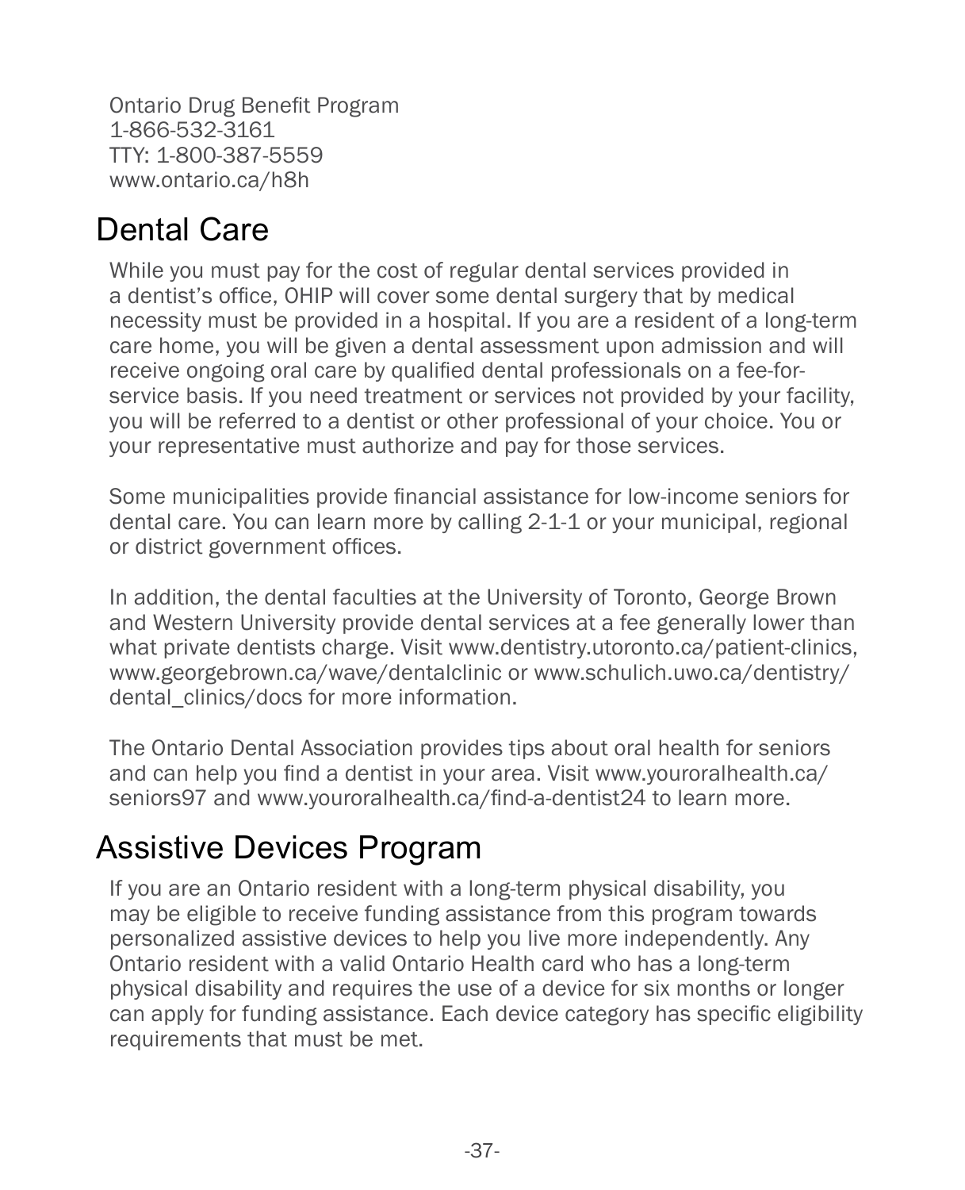Ontario Drug Benefit Program
1-866-532-3161
TTY: 1-800-387-5559
www.ontario.ca/h8h

## Dental Care

While you must pay for the cost of regular dental services provided in a dentist's office, OHIP will cover some dental surgery that by medical necessity must be provided in a hospital. If you are a resident of a long-term care home, you will be given a dental assessment upon admission and will receive ongoing oral care by qualified dental professionals on a fee-for-service basis. If you need treatment or services not provided by your facility, you will be referred to a dentist or other professional of your choice. You or your representative must authorize and pay for those services.

Some municipalities provide financial assistance for low-income seniors for dental care. You can learn more by calling 2-1-1 or your municipal, regional or district government offices.

In addition, the dental faculties at the University of Toronto, George Brown and Western University provide dental services at a fee generally lower than what private dentists charge. Visit www.dentistry.utoronto.ca/patient-clinics, www.georgebrown.ca/wave/dentalclinic or www.schulich.uwo.ca/dentistry/dental_clinics/docs for more information.

The Ontario Dental Association provides tips about oral health for seniors and can help you find a dentist in your area. Visit www.youroralhealth.ca/seniors97 and www.youroralhealth.ca/find-a-dentist24 to learn more.

## Assistive Devices Program

If you are an Ontario resident with a long-term physical disability, you may be eligible to receive funding assistance from this program towards personalized assistive devices to help you live more independently. Any Ontario resident with a valid Ontario Health card who has a long-term physical disability and requires the use of a device for six months or longer can apply for funding assistance. Each device category has specific eligibility requirements that must be met.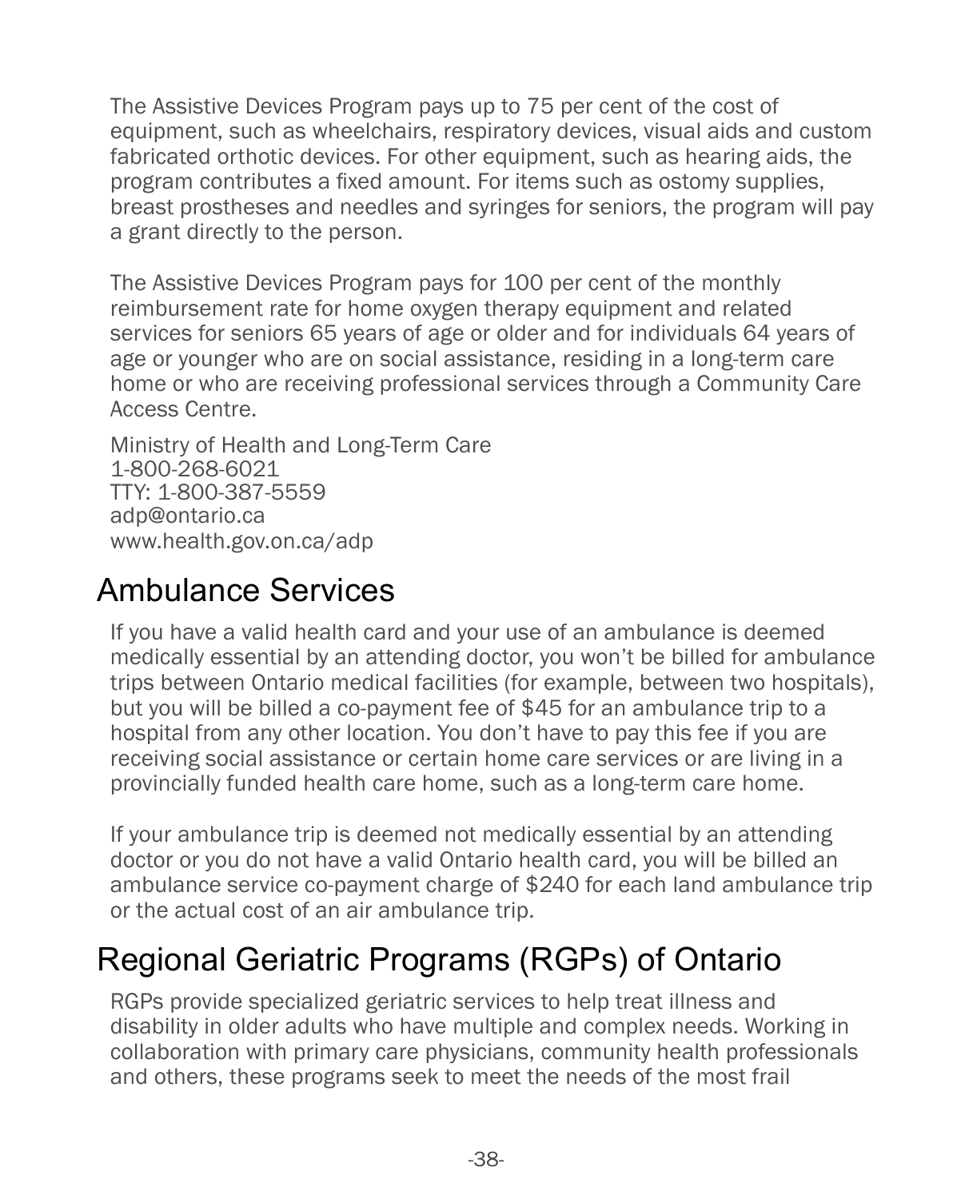The Assistive Devices Program pays up to 75 per cent of the cost of equipment, such as wheelchairs, respiratory devices, visual aids and custom fabricated orthotic devices. For other equipment, such as hearing aids, the program contributes a fixed amount. For items such as ostomy supplies, breast prostheses and needles and syringes for seniors, the program will pay a grant directly to the person.

The Assistive Devices Program pays for 100 per cent of the monthly reimbursement rate for home oxygen therapy equipment and related services for seniors 65 years of age or older and for individuals 64 years of age or younger who are on social assistance, residing in a long-term care home or who are receiving professional services through a Community Care Access Centre.

Ministry of Health and Long-Term Care
1-800-268-6021
TTY: 1-800-387-5559
adp@ontario.ca
www.health.gov.on.ca/adp

## Ambulance Services

If you have a valid health card and your use of an ambulance is deemed medically essential by an attending doctor, you won't be billed for ambulance trips between Ontario medical facilities (for example, between two hospitals), but you will be billed a co-payment fee of $45 for an ambulance trip to a hospital from any other location. You don't have to pay this fee if you are receiving social assistance or certain home care services or are living in a provincially funded health care home, such as a long-term care home.

If your ambulance trip is deemed not medically essential by an attending doctor or you do not have a valid Ontario health card, you will be billed an ambulance service co-payment charge of $240 for each land ambulance trip or the actual cost of an air ambulance trip.

## Regional Geriatric Programs (RGPs) of Ontario

RGPs provide specialized geriatric services to help treat illness and disability in older adults who have multiple and complex needs. Working in collaboration with primary care physicians, community health professionals and others, these programs seek to meet the needs of the most frail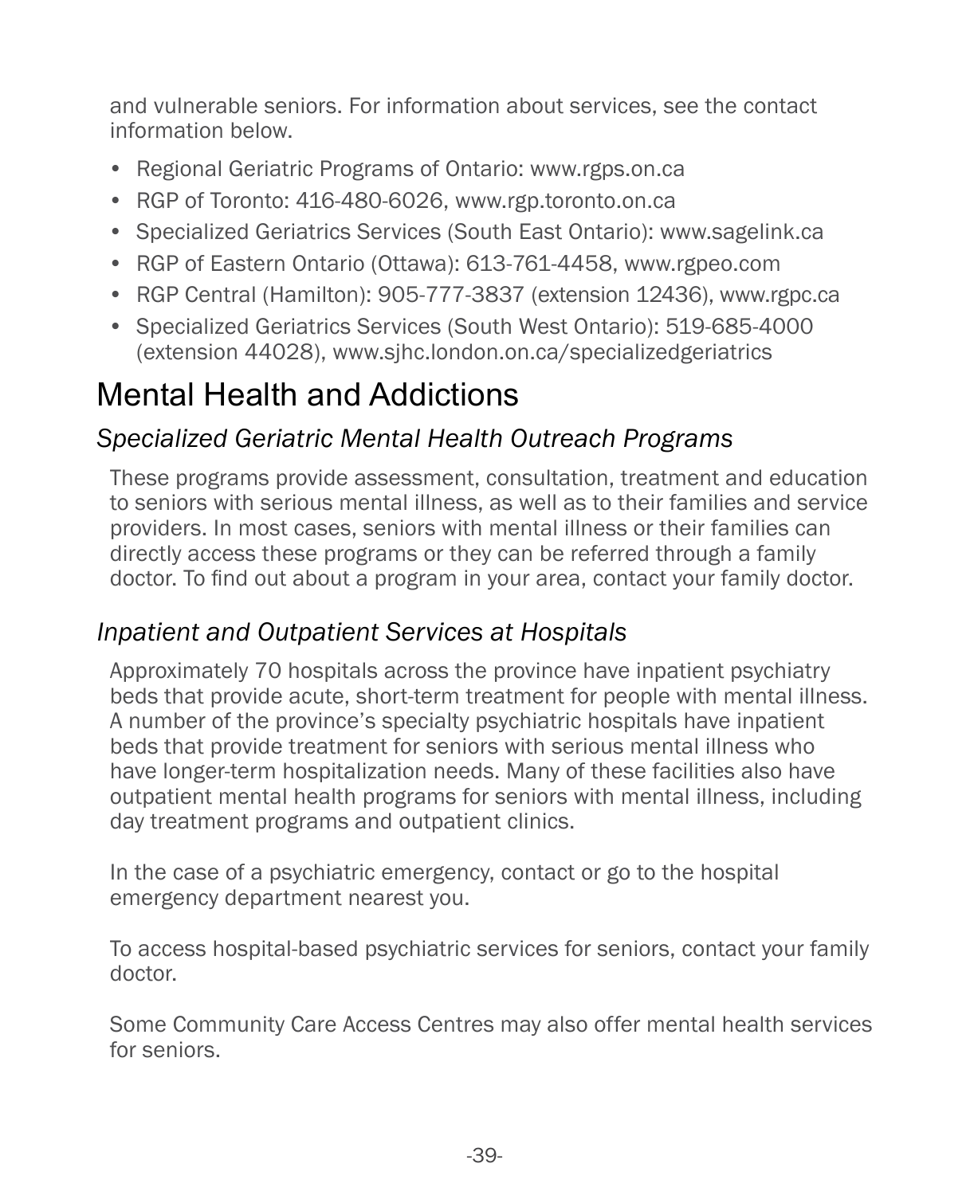and vulnerable seniors. For information about services, see the contact information below.

- Regional Geriatric Programs of Ontario: www.rgps.on.ca
- RGP of Toronto: 416-480-6026, www.rgp.toronto.on.ca
- Specialized Geriatrics Services (South East Ontario): www.sagelink.ca
- RGP of Eastern Ontario (Ottawa): 613-761-4458, www.rgpeo.com
- RGP Central (Hamilton): 905-777-3837 (extension 12436), www.rgpc.ca
- Specialized Geriatrics Services (South West Ontario): 519-685-4000 (extension 44028), www.sjhc.london.on.ca/specializedgeriatrics

# Mental Health and Addictions

## *Specialized Geriatric Mental Health Outreach Programs*

These programs provide assessment, consultation, treatment and education to seniors with serious mental illness, as well as to their families and service providers. In most cases, seniors with mental illness or their families can directly access these programs or they can be referred through a family doctor. To find out about a program in your area, contact your family doctor.

## *Inpatient and Outpatient Services at Hospitals*

Approximately 70 hospitals across the province have inpatient psychiatry beds that provide acute, short-term treatment for people with mental illness. A number of the province's specialty psychiatric hospitals have inpatient beds that provide treatment for seniors with serious mental illness who have longer-term hospitalization needs. Many of these facilities also have outpatient mental health programs for seniors with mental illness, including day treatment programs and outpatient clinics.

In the case of a psychiatric emergency, contact or go to the hospital emergency department nearest you.

To access hospital-based psychiatric services for seniors, contact your family doctor.

Some Community Care Access Centres may also offer mental health services for seniors.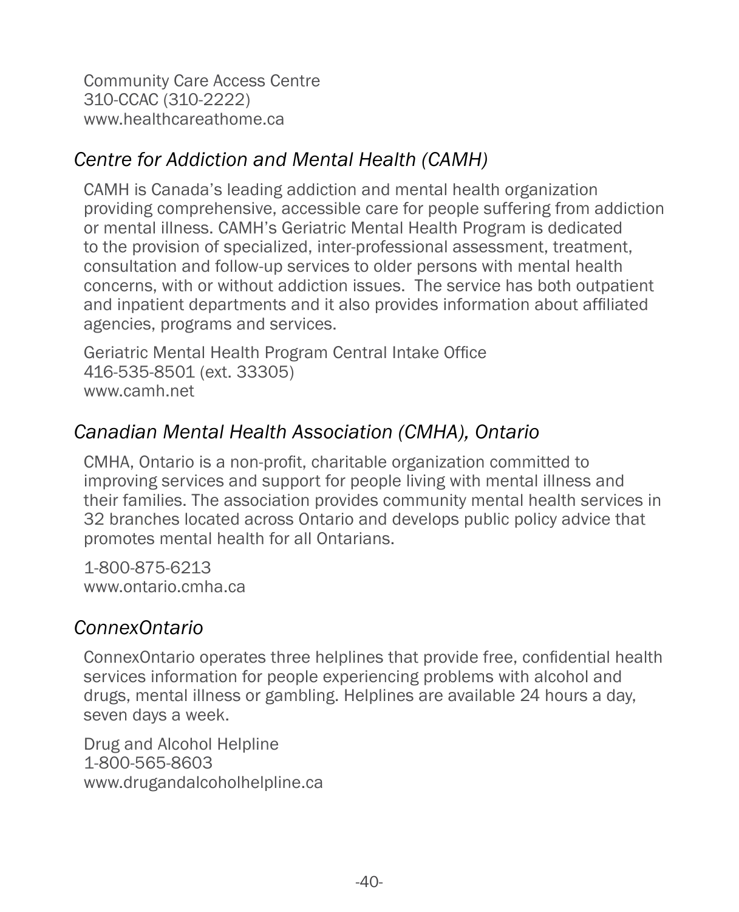Community Care Access Centre
310-CCAC (310-2222)
www.healthcareathome.ca

### *Centre for Addiction and Mental Health (CAMH)*

CAMH is Canada's leading addiction and mental health organization providing comprehensive, accessible care for people suffering from addiction or mental illness. CAMH's Geriatric Mental Health Program is dedicated to the provision of specialized, inter-professional assessment, treatment, consultation and follow-up services to older persons with mental health concerns, with or without addiction issues. The service has both outpatient and inpatient departments and it also provides information about affiliated agencies, programs and services.

Geriatric Mental Health Program Central Intake Office
416-535-8501 (ext. 33305)
www.camh.net

### *Canadian Mental Health Association (CMHA), Ontario*

CMHA, Ontario is a non-profit, charitable organization committed to improving services and support for people living with mental illness and their families. The association provides community mental health services in 32 branches located across Ontario and develops public policy advice that promotes mental health for all Ontarians.

1-800-875-6213
www.ontario.cmha.ca

### *ConnexOntario*

ConnexOntario operates three helplines that provide free, confidential health services information for people experiencing problems with alcohol and drugs, mental illness or gambling. Helplines are available 24 hours a day, seven days a week.

Drug and Alcohol Helpline
1-800-565-8603
www.drugandalcoholhelpline.ca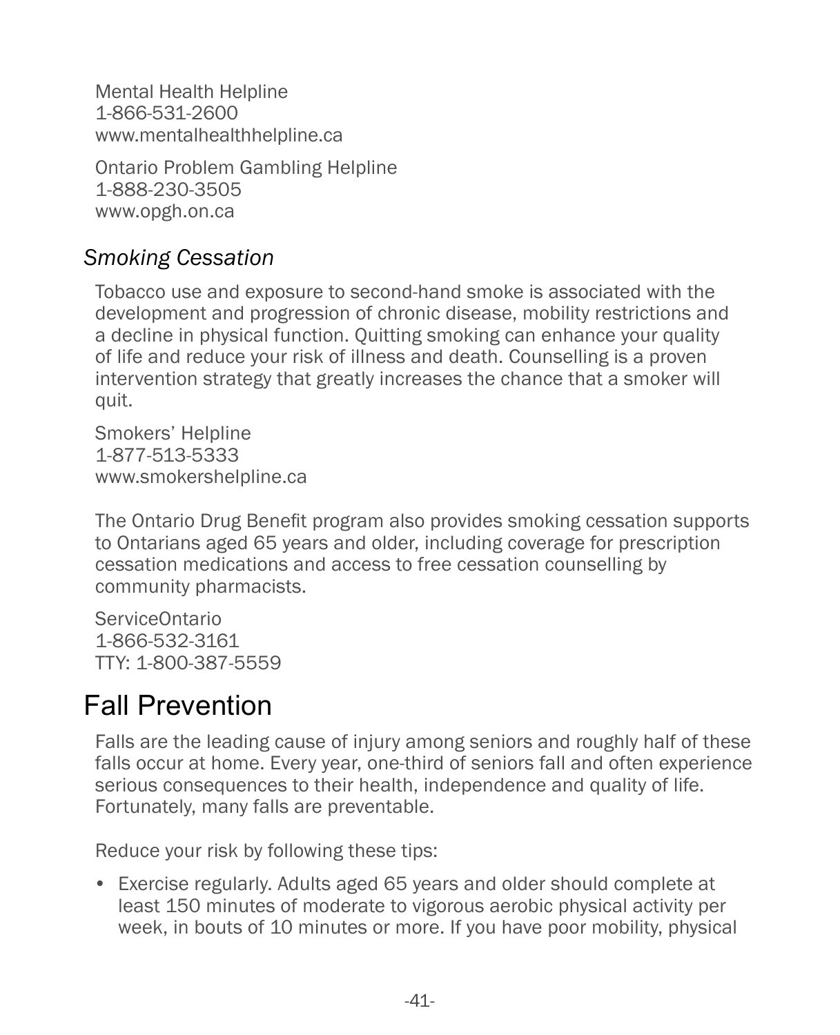Mental Health Helpline
1-866-531-2600
www.mentalhealthhelpline.ca

Ontario Problem Gambling Helpline
1-888-230-3505
www.opgh.on.ca

### *Smoking Cessation*

Tobacco use and exposure to second-hand smoke is associated with the development and progression of chronic disease, mobility restrictions and a decline in physical function. Quitting smoking can enhance your quality of life and reduce your risk of illness and death. Counselling is a proven intervention strategy that greatly increases the chance that a smoker will quit.

Smokers' Helpline
1-877-513-5333
www.smokershelpline.ca

The Ontario Drug Benefit program also provides smoking cessation supports to Ontarians aged 65 years and older, including coverage for prescription cessation medications and access to free cessation counselling by community pharmacists.

ServiceOntario
1-866-532-3161
TTY: 1-800-387-5559

## Fall Prevention

Falls are the leading cause of injury among seniors and roughly half of these falls occur at home. Every year, one-third of seniors fall and often experience serious consequences to their health, independence and quality of life. Fortunately, many falls are preventable.

Reduce your risk by following these tips:

- Exercise regularly. Adults aged 65 years and older should complete at least 150 minutes of moderate to vigorous aerobic physical activity per week, in bouts of 10 minutes or more. If you have poor mobility, physical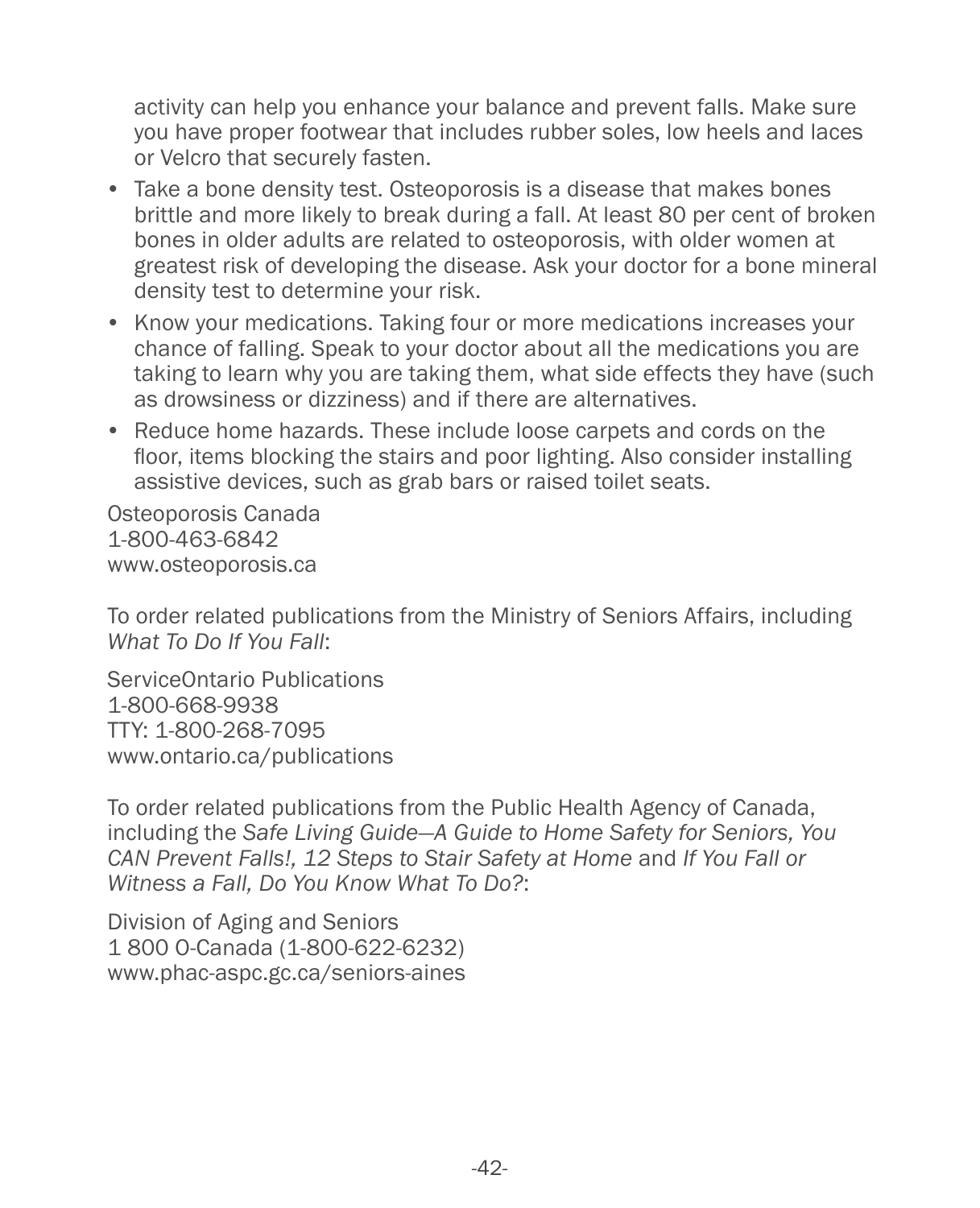activity can help you enhance your balance and prevent falls. Make sure you have proper footwear that includes rubber soles, low heels and laces or Velcro that securely fasten.

- Take a bone density test. Osteoporosis is a disease that makes bones brittle and more likely to break during a fall. At least 80 per cent of broken bones in older adults are related to osteoporosis, with older women at greatest risk of developing the disease. Ask your doctor for a bone mineral density test to determine your risk.
- Know your medications. Taking four or more medications increases your chance of falling. Speak to your doctor about all the medications you are taking to learn why you are taking them, what side effects they have (such as drowsiness or dizziness) and if there are alternatives.
- Reduce home hazards. These include loose carpets and cords on the floor, items blocking the stairs and poor lighting. Also consider installing assistive devices, such as grab bars or raised toilet seats.

Osteoporosis Canada
1-800-463-6842
www.osteoporosis.ca

To order related publications from the Ministry of Seniors Affairs, including *What To Do If You Fall*:

ServiceOntario Publications
1-800-668-9938
TTY: 1-800-268-7095
www.ontario.ca/publications

To order related publications from the Public Health Agency of Canada, including the *Safe Living Guide—A Guide to Home Safety for Seniors, You CAN Prevent Falls!, 12 Steps to Stair Safety at Home* and *If You Fall or Witness a Fall, Do You Know What To Do?*:

Division of Aging and Seniors
1 800 O-Canada (1-800-622-6232)
www.phac-aspc.gc.ca/seniors-aines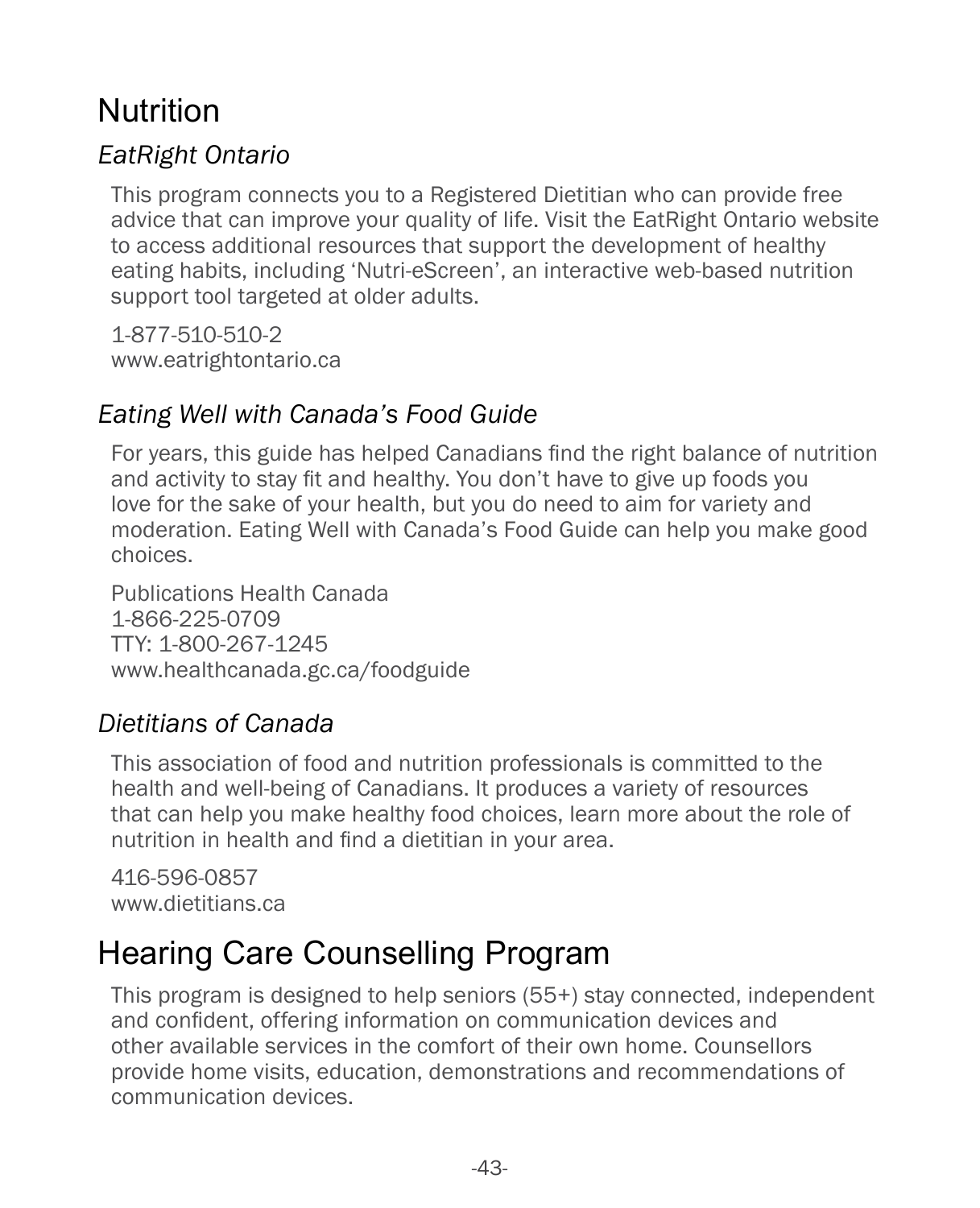# Nutrition

### *EatRight Ontario*

This program connects you to a Registered Dietitian who can provide free advice that can improve your quality of life. Visit the EatRight Ontario website to access additional resources that support the development of healthy eating habits, including 'Nutri-eScreen', an interactive web-based nutrition support tool targeted at older adults.

1-877-510-510-2
www.eatrightontario.ca

### *Eating Well with Canada's Food Guide*

For years, this guide has helped Canadians find the right balance of nutrition and activity to stay fit and healthy. You don't have to give up foods you love for the sake of your health, but you do need to aim for variety and moderation. Eating Well with Canada's Food Guide can help you make good choices.

Publications Health Canada
1-866-225-0709
TTY: 1-800-267-1245
www.healthcanada.gc.ca/foodguide

### *Dietitians of Canada*

This association of food and nutrition professionals is committed to the health and well-being of Canadians. It produces a variety of resources that can help you make healthy food choices, learn more about the role of nutrition in health and find a dietitian in your area.

416-596-0857
www.dietitians.ca

# Hearing Care Counselling Program

This program is designed to help seniors (55+) stay connected, independent and confident, offering information on communication devices and other available services in the comfort of their own home. Counsellors provide home visits, education, demonstrations and recommendations of communication devices.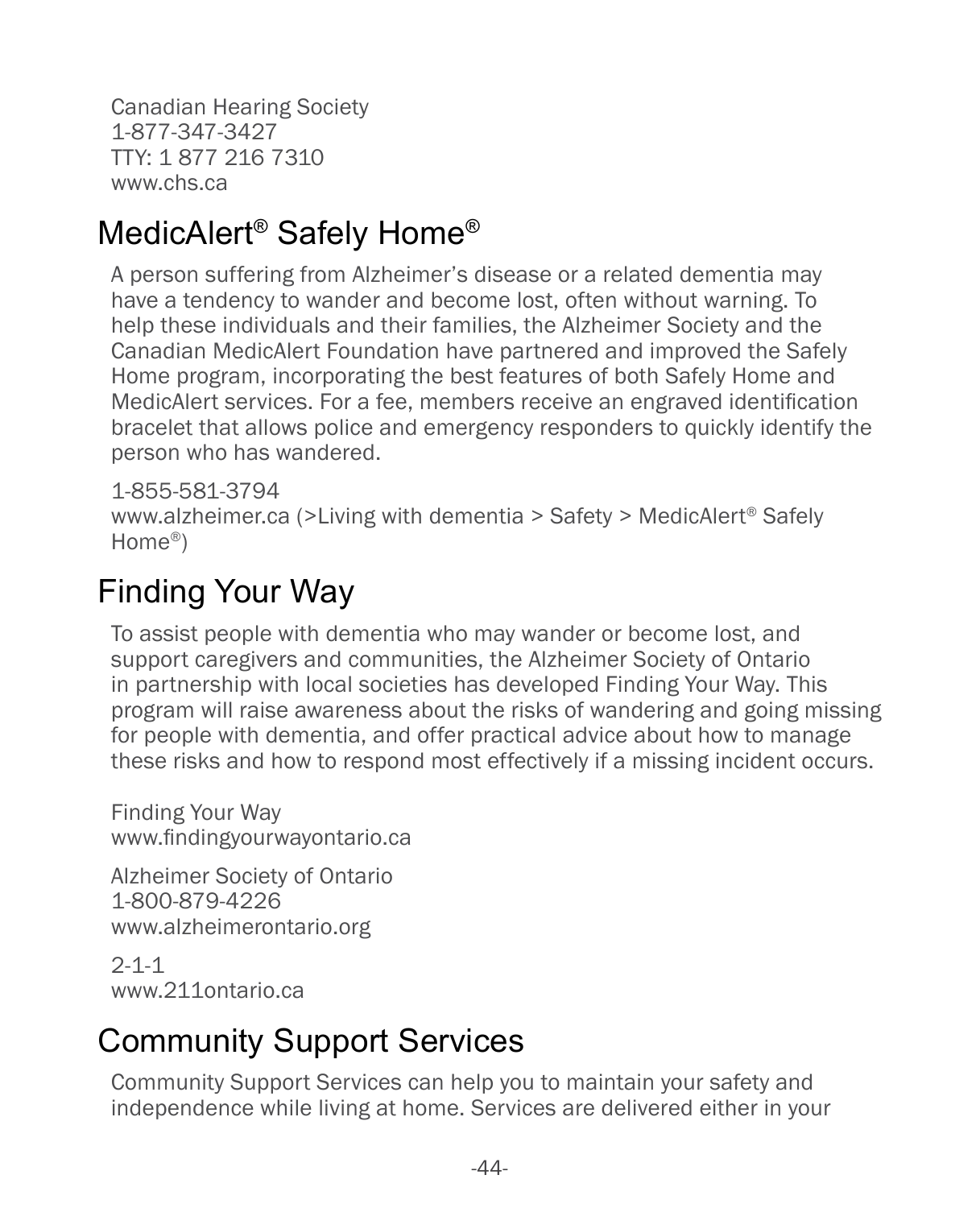Canadian Hearing Society
1-877-347-3427
TTY: 1 877 216 7310
www.chs.ca

## MedicAlert® Safely Home®

A person suffering from Alzheimer's disease or a related dementia may have a tendency to wander and become lost, often without warning. To help these individuals and their families, the Alzheimer Society and the Canadian MedicAlert Foundation have partnered and improved the Safely Home program, incorporating the best features of both Safely Home and MedicAlert services. For a fee, members receive an engraved identification bracelet that allows police and emergency responders to quickly identify the person who has wandered.

1-855-581-3794
www.alzheimer.ca (>Living with dementia > Safety > MedicAlert® Safely Home®)

## Finding Your Way

To assist people with dementia who may wander or become lost, and support caregivers and communities, the Alzheimer Society of Ontario in partnership with local societies has developed Finding Your Way. This program will raise awareness about the risks of wandering and going missing for people with dementia, and offer practical advice about how to manage these risks and how to respond most effectively if a missing incident occurs.

Finding Your Way
www.findingyourwayontario.ca

Alzheimer Society of Ontario
1-800-879-4226
www.alzheimerontario.org

2-1-1
www.211ontario.ca

## Community Support Services

Community Support Services can help you to maintain your safety and independence while living at home. Services are delivered either in your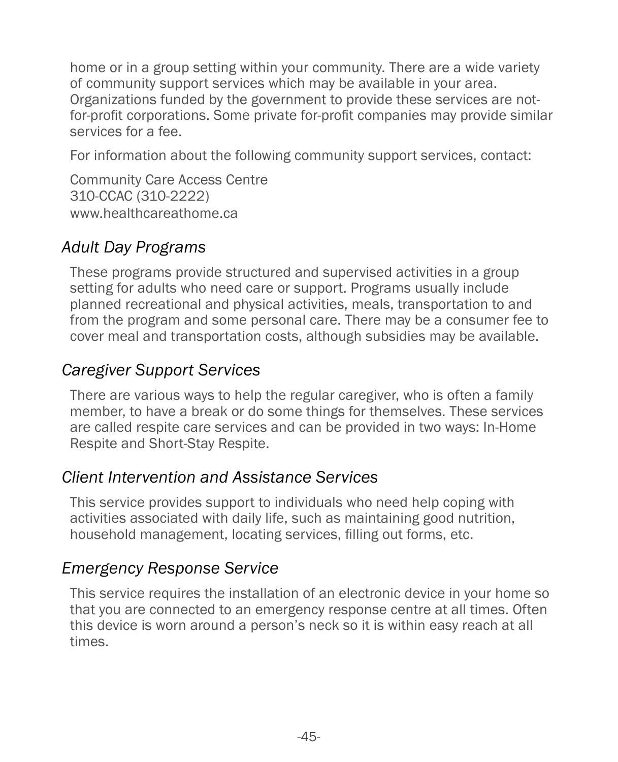home or in a group setting within your community. There are a wide variety of community support services which may be available in your area. Organizations funded by the government to provide these services are not-for-profit corporations. Some private for-profit companies may provide similar services for a fee.

For information about the following community support services, contact:

Community Care Access Centre
310-CCAC (310-2222)
www.healthcareathome.ca

### *Adult Day Programs*

These programs provide structured and supervised activities in a group setting for adults who need care or support. Programs usually include planned recreational and physical activities, meals, transportation to and from the program and some personal care. There may be a consumer fee to cover meal and transportation costs, although subsidies may be available.

### *Caregiver Support Services*

There are various ways to help the regular caregiver, who is often a family member, to have a break or do some things for themselves. These services are called respite care services and can be provided in two ways: In-Home Respite and Short-Stay Respite.

### *Client Intervention and Assistance Services*

This service provides support to individuals who need help coping with activities associated with daily life, such as maintaining good nutrition, household management, locating services, filling out forms, etc.

### *Emergency Response Service*

This service requires the installation of an electronic device in your home so that you are connected to an emergency response centre at all times. Often this device is worn around a person's neck so it is within easy reach at all times.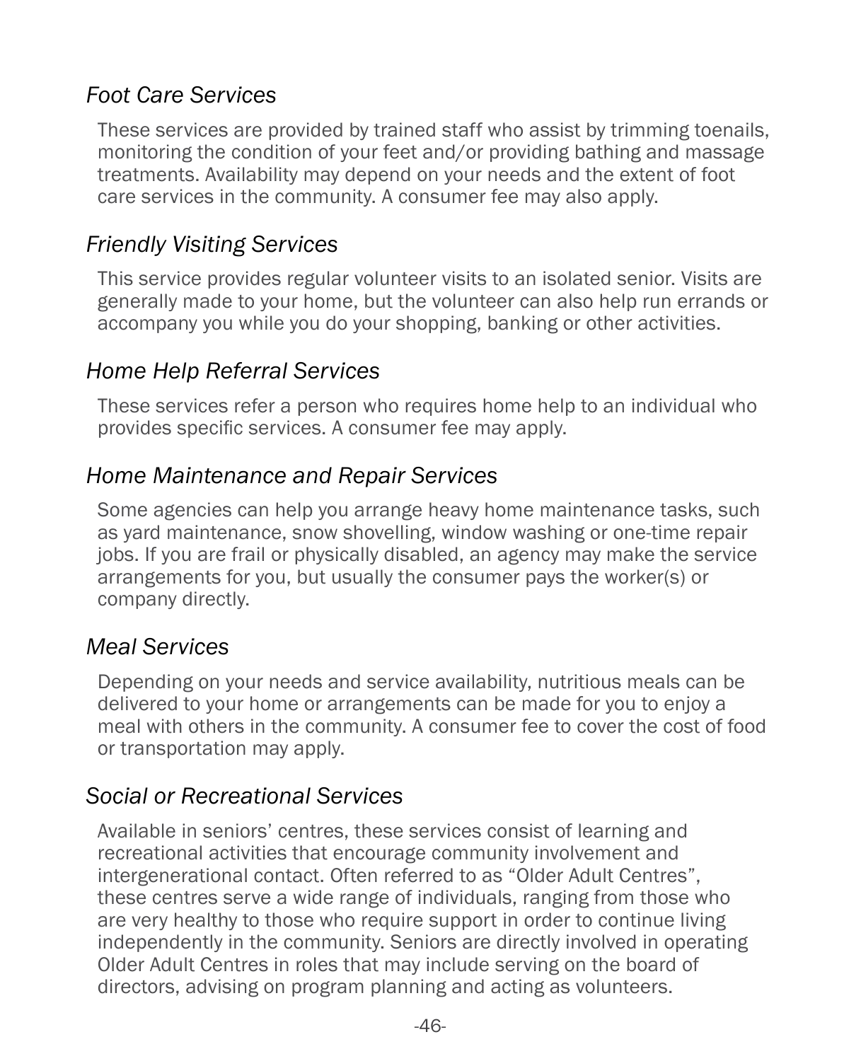### *Foot Care Services*

These services are provided by trained staff who assist by trimming toenails, monitoring the condition of your feet and/or providing bathing and massage treatments. Availability may depend on your needs and the extent of foot care services in the community. A consumer fee may also apply.

### *Friendly Visiting Services*

This service provides regular volunteer visits to an isolated senior. Visits are generally made to your home, but the volunteer can also help run errands or accompany you while you do your shopping, banking or other activities.

### *Home Help Referral Services*

These services refer a person who requires home help to an individual who provides specific services. A consumer fee may apply.

### *Home Maintenance and Repair Services*

Some agencies can help you arrange heavy home maintenance tasks, such as yard maintenance, snow shovelling, window washing or one-time repair jobs. If you are frail or physically disabled, an agency may make the service arrangements for you, but usually the consumer pays the worker(s) or company directly.

### *Meal Services*

Depending on your needs and service availability, nutritious meals can be delivered to your home or arrangements can be made for you to enjoy a meal with others in the community. A consumer fee to cover the cost of food or transportation may apply.

### *Social or Recreational Services*

Available in seniors' centres, these services consist of learning and recreational activities that encourage community involvement and intergenerational contact. Often referred to as "Older Adult Centres", these centres serve a wide range of individuals, ranging from those who are very healthy to those who require support in order to continue living independently in the community. Seniors are directly involved in operating Older Adult Centres in roles that may include serving on the board of directors, advising on program planning and acting as volunteers.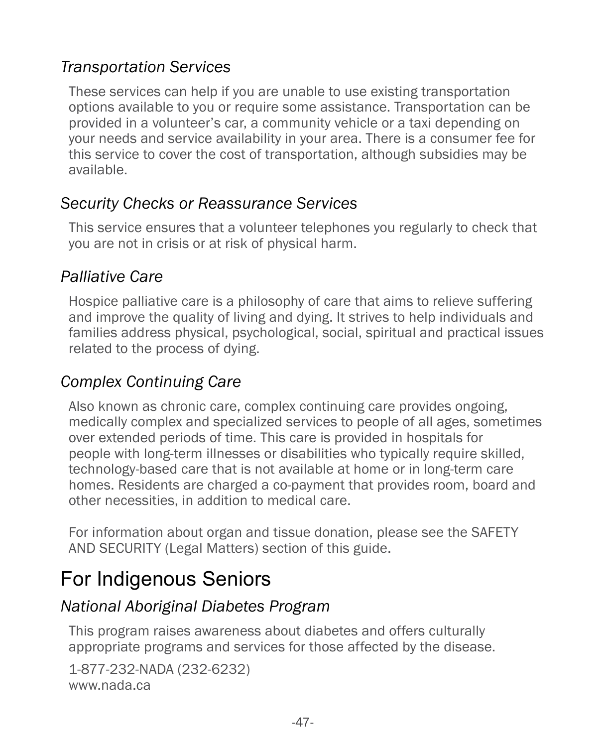### *Transportation Services*

These services can help if you are unable to use existing transportation options available to you or require some assistance. Transportation can be provided in a volunteer's car, a community vehicle or a taxi depending on your needs and service availability in your area. There is a consumer fee for this service to cover the cost of transportation, although subsidies may be available.

### *Security Checks or Reassurance Services*

This service ensures that a volunteer telephones you regularly to check that you are not in crisis or at risk of physical harm.

### *Palliative Care*

Hospice palliative care is a philosophy of care that aims to relieve suffering and improve the quality of living and dying. It strives to help individuals and families address physical, psychological, social, spiritual and practical issues related to the process of dying.

### *Complex Continuing Care*

Also known as chronic care, complex continuing care provides ongoing, medically complex and specialized services to people of all ages, sometimes over extended periods of time. This care is provided in hospitals for people with long-term illnesses or disabilities who typically require skilled, technology-based care that is not available at home or in long-term care homes. Residents are charged a co-payment that provides room, board and other necessities, in addition to medical care.

For information about organ and tissue donation, please see the SAFETY AND SECURITY (Legal Matters) section of this guide.

## For Indigenous Seniors

### *National Aboriginal Diabetes Program*

This program raises awareness about diabetes and offers culturally appropriate programs and services for those affected by the disease.

1-877-232-NADA (232-6232)
www.nada.ca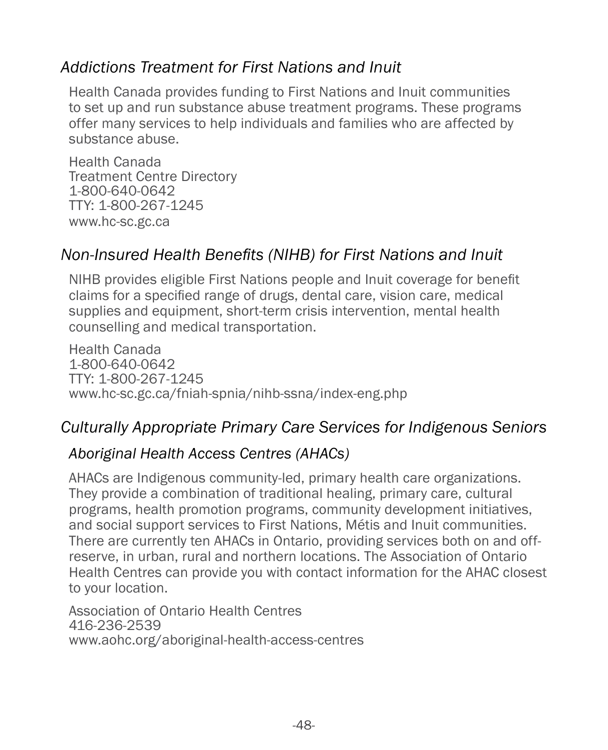### *Addictions Treatment for First Nations and Inuit*

Health Canada provides funding to First Nations and Inuit communities to set up and run substance abuse treatment programs. These programs offer many services to help individuals and families who are affected by substance abuse.

Health Canada  
Treatment Centre Directory  
1-800-640-0642  
TTY: 1-800-267-1245  
www.hc-sc.gc.ca

### *Non-Insured Health Benefits (NIHB) for First Nations and Inuit*

NIHB provides eligible First Nations people and Inuit coverage for benefit claims for a specified range of drugs, dental care, vision care, medical supplies and equipment, short-term crisis intervention, mental health counselling and medical transportation.

Health Canada  
1-800-640-0642  
TTY: 1-800-267-1245  
www.hc-sc.gc.ca/fniah-spnia/nihb-ssna/index-eng.php

### *Culturally Appropriate Primary Care Services for Indigenous Seniors*

#### *Aboriginal Health Access Centres (AHACs)*

AHACs are Indigenous community-led, primary health care organizations. They provide a combination of traditional healing, primary care, cultural programs, health promotion programs, community development initiatives, and social support services to First Nations, Métis and Inuit communities. There are currently ten AHACs in Ontario, providing services both on and off-reserve, in urban, rural and northern locations. The Association of Ontario Health Centres can provide you with contact information for the AHAC closest to your location.

Association of Ontario Health Centres  
416-236-2539  
www.aohc.org/aboriginal-health-access-centres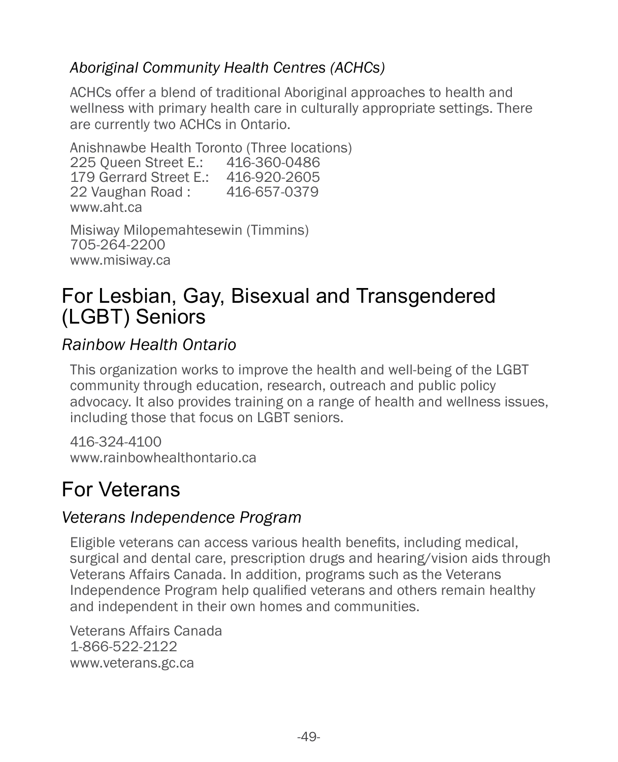### *Aboriginal Community Health Centres (ACHCs)*

ACHCs offer a blend of traditional Aboriginal approaches to health and wellness with primary health care in culturally appropriate settings. There are currently two ACHCs in Ontario.

Anishnawbe Health Toronto (Three locations)
225 Queen Street E.: 416-360-0486
179 Gerrard Street E.: 416-920-2605
22 Vaughan Road : 416-657-0379
www.aht.ca

Misiway Milopemahtesewin (Timmins)
705-264-2200
www.misiway.ca

## For Lesbian, Gay, Bisexual and Transgendered (LGBT) Seniors

### *Rainbow Health Ontario*

This organization works to improve the health and well-being of the LGBT community through education, research, outreach and public policy advocacy. It also provides training on a range of health and wellness issues, including those that focus on LGBT seniors.

416-324-4100
www.rainbowhealthontario.ca

## For Veterans

### *Veterans Independence Program*

Eligible veterans can access various health benefits, including medical, surgical and dental care, prescription drugs and hearing/vision aids through Veterans Affairs Canada. In addition, programs such as the Veterans Independence Program help qualified veterans and others remain healthy and independent in their own homes and communities.

Veterans Affairs Canada
1-866-522-2122
www.veterans.gc.ca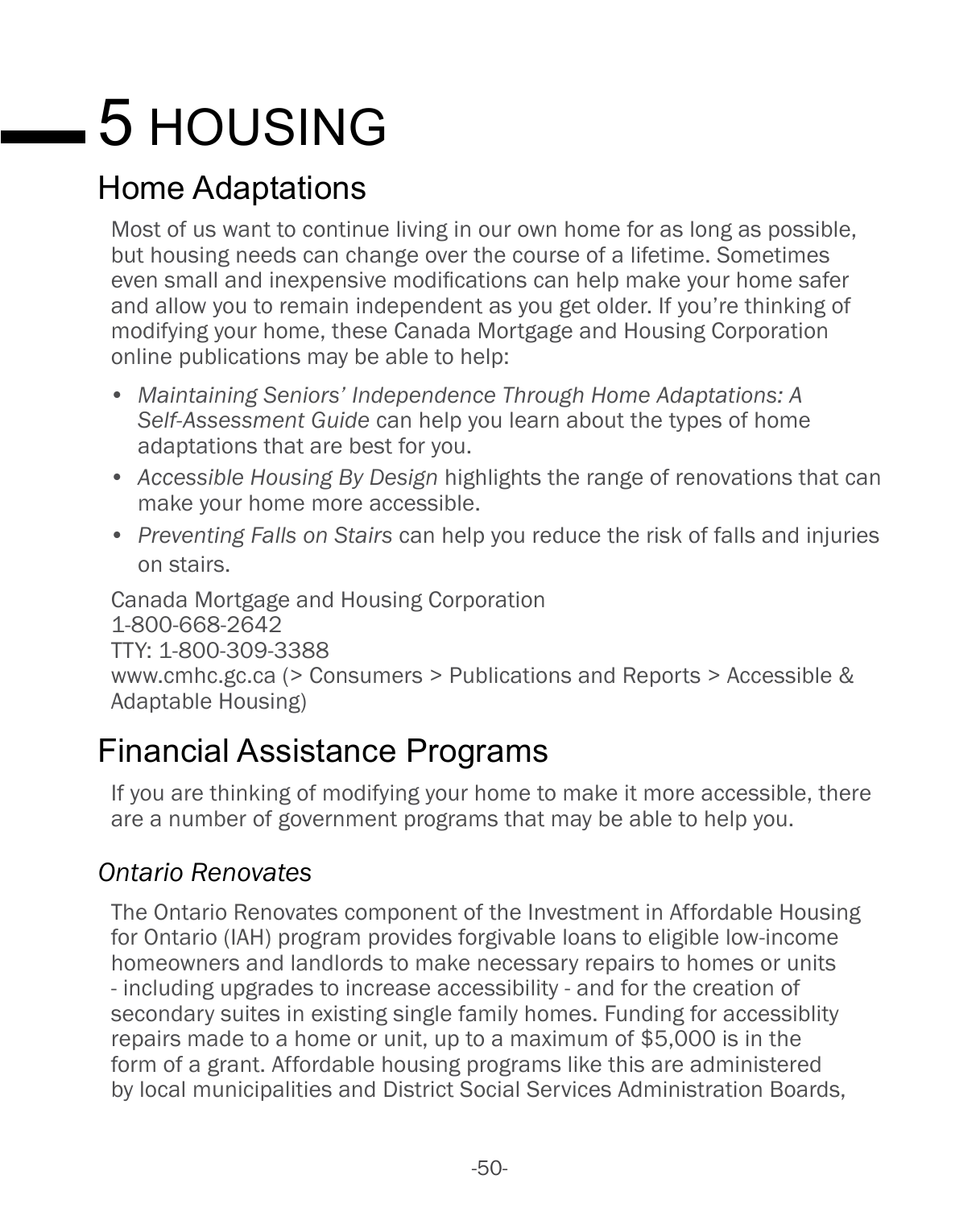# 5 HOUSING

## Home Adaptations

Most of us want to continue living in our own home for as long as possible, but housing needs can change over the course of a lifetime. Sometimes even small and inexpensive modifications can help make your home safer and allow you to remain independent as you get older. If you're thinking of modifying your home, these Canada Mortgage and Housing Corporation online publications may be able to help:

- *Maintaining Seniors' Independence Through Home Adaptations: A Self-Assessment Guide* can help you learn about the types of home adaptations that are best for you.
- *Accessible Housing By Design* highlights the range of renovations that can make your home more accessible.
- *Preventing Falls on Stairs* can help you reduce the risk of falls and injuries on stairs.

Canada Mortgage and Housing Corporation
1-800-668-2642
TTY: 1-800-309-3388
www.cmhc.gc.ca (> Consumers > Publications and Reports > Accessible & Adaptable Housing)

## Financial Assistance Programs

If you are thinking of modifying your home to make it more accessible, there are a number of government programs that may be able to help you.

### *Ontario Renovates*

The Ontario Renovates component of the Investment in Affordable Housing for Ontario (IAH) program provides forgivable loans to eligible low-income homeowners and landlords to make necessary repairs to homes or units - including upgrades to increase accessibility - and for the creation of secondary suites in existing single family homes. Funding for accessiblity repairs made to a home or unit, up to a maximum of $5,000 is in the form of a grant. Affordable housing programs like this are administered by local municipalities and District Social Services Administration Boards,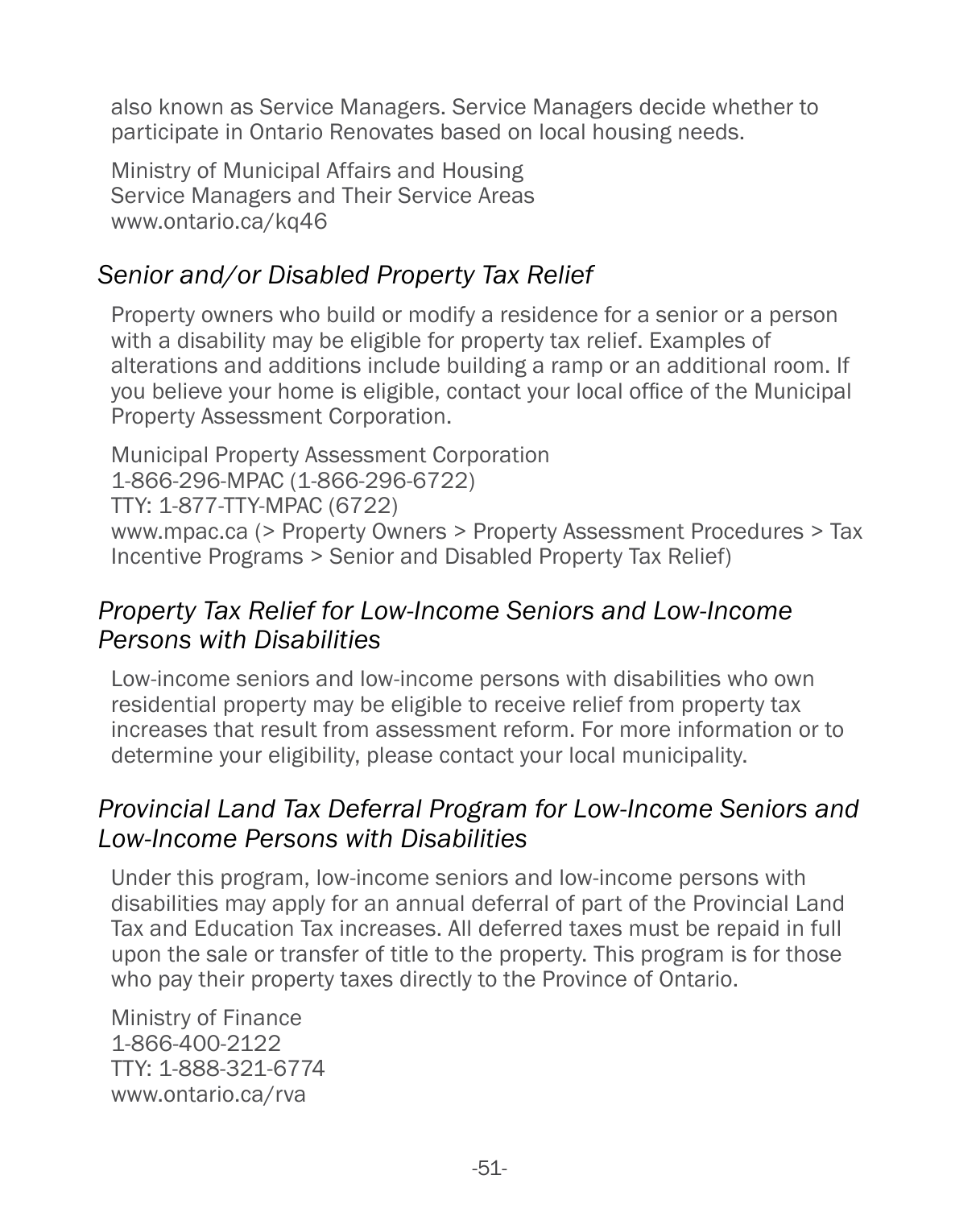also known as Service Managers. Service Managers decide whether to participate in Ontario Renovates based on local housing needs.

Ministry of Municipal Affairs and Housing
Service Managers and Their Service Areas
www.ontario.ca/kq46

### *Senior and/or Disabled Property Tax Relief*

Property owners who build or modify a residence for a senior or a person with a disability may be eligible for property tax relief. Examples of alterations and additions include building a ramp or an additional room. If you believe your home is eligible, contact your local office of the Municipal Property Assessment Corporation.

Municipal Property Assessment Corporation
1-866-296-MPAC (1-866-296-6722)
TTY: 1-877-TTY-MPAC (6722)
www.mpac.ca (> Property Owners > Property Assessment Procedures > Tax Incentive Programs > Senior and Disabled Property Tax Relief)

### *Property Tax Relief for Low-Income Seniors and Low-Income Persons with Disabilities*

Low-income seniors and low-income persons with disabilities who own residential property may be eligible to receive relief from property tax increases that result from assessment reform. For more information or to determine your eligibility, please contact your local municipality.

### *Provincial Land Tax Deferral Program for Low-Income Seniors and Low-Income Persons with Disabilities*

Under this program, low-income seniors and low-income persons with disabilities may apply for an annual deferral of part of the Provincial Land Tax and Education Tax increases. All deferred taxes must be repaid in full upon the sale or transfer of title to the property. This program is for those who pay their property taxes directly to the Province of Ontario.

Ministry of Finance
1-866-400-2122
TTY: 1-888-321-6774
www.ontario.ca/rva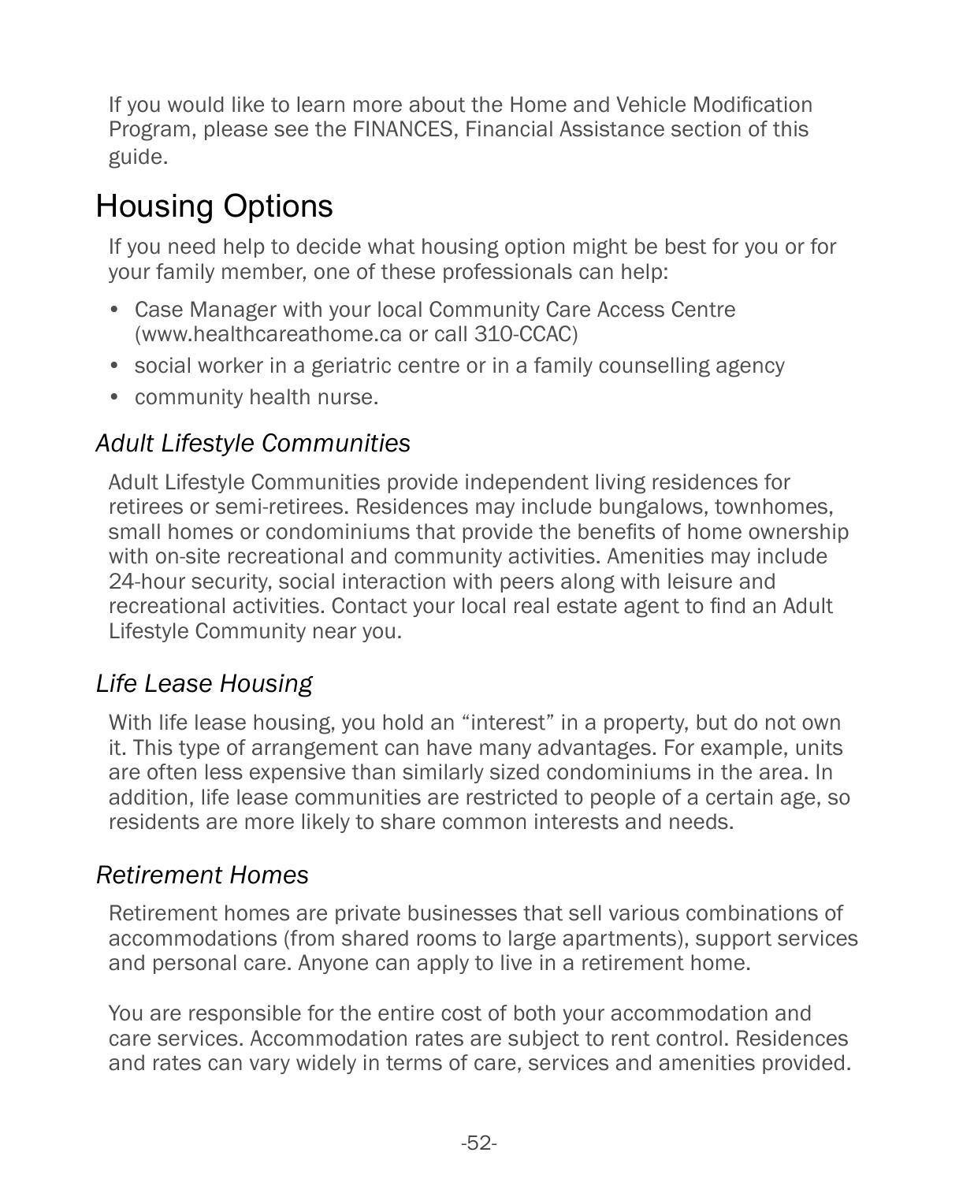If you would like to learn more about the Home and Vehicle Modification Program, please see the FINANCES, Financial Assistance section of this guide.

## Housing Options

If you need help to decide what housing option might be best for you or for your family member, one of these professionals can help:

- Case Manager with your local Community Care Access Centre (www.healthcareathome.ca or call 310-CCAC)
- social worker in a geriatric centre or in a family counselling agency
- community health nurse.

### *Adult Lifestyle Communities*

Adult Lifestyle Communities provide independent living residences for retirees or semi-retirees. Residences may include bungalows, townhomes, small homes or condominiums that provide the benefits of home ownership with on-site recreational and community activities. Amenities may include 24-hour security, social interaction with peers along with leisure and recreational activities. Contact your local real estate agent to find an Adult Lifestyle Community near you.

### *Life Lease Housing*

With life lease housing, you hold an "interest" in a property, but do not own it. This type of arrangement can have many advantages. For example, units are often less expensive than similarly sized condominiums in the area. In addition, life lease communities are restricted to people of a certain age, so residents are more likely to share common interests and needs.

### *Retirement Homes*

Retirement homes are private businesses that sell various combinations of accommodations (from shared rooms to large apartments), support services and personal care. Anyone can apply to live in a retirement home.

You are responsible for the entire cost of both your accommodation and care services. Accommodation rates are subject to rent control. Residences and rates can vary widely in terms of care, services and amenities provided.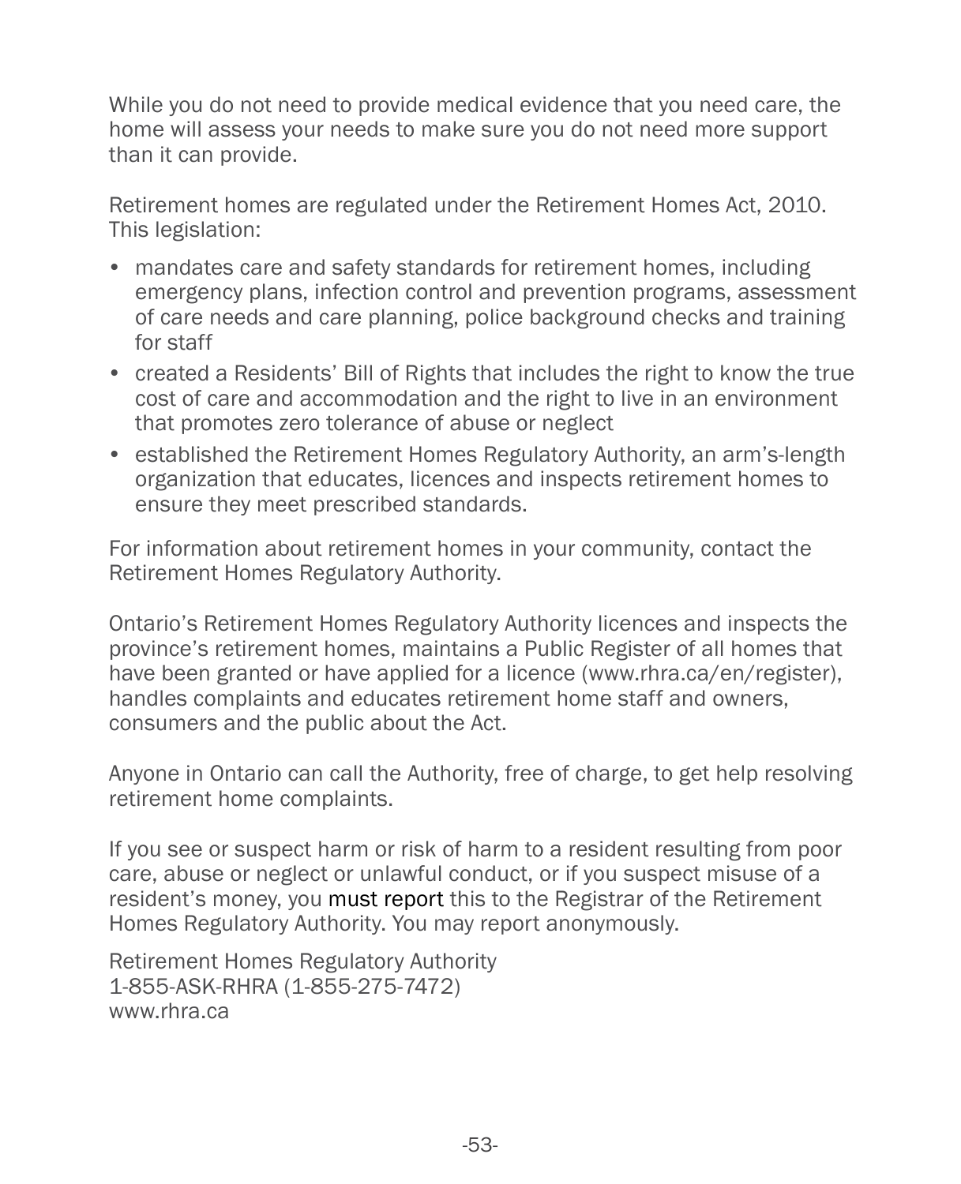While you do not need to provide medical evidence that you need care, the home will assess your needs to make sure you do not need more support than it can provide.

Retirement homes are regulated under the Retirement Homes Act, 2010. This legislation:

- mandates care and safety standards for retirement homes, including emergency plans, infection control and prevention programs, assessment of care needs and care planning, police background checks and training for staff
- created a Residents' Bill of Rights that includes the right to know the true cost of care and accommodation and the right to live in an environment that promotes zero tolerance of abuse or neglect
- established the Retirement Homes Regulatory Authority, an arm's-length organization that educates, licences and inspects retirement homes to ensure they meet prescribed standards.

For information about retirement homes in your community, contact the Retirement Homes Regulatory Authority.

Ontario's Retirement Homes Regulatory Authority licences and inspects the province's retirement homes, maintains a Public Register of all homes that have been granted or have applied for a licence (www.rhra.ca/en/register), handles complaints and educates retirement home staff and owners, consumers and the public about the Act.

Anyone in Ontario can call the Authority, free of charge, to get help resolving retirement home complaints.

If you see or suspect harm or risk of harm to a resident resulting from poor care, abuse or neglect or unlawful conduct, or if you suspect misuse of a resident's money, you must report this to the Registrar of the Retirement Homes Regulatory Authority. You may report anonymously.

Retirement Homes Regulatory Authority  
1-855-ASK-RHRA (1-855-275-7472)  
www.rhra.ca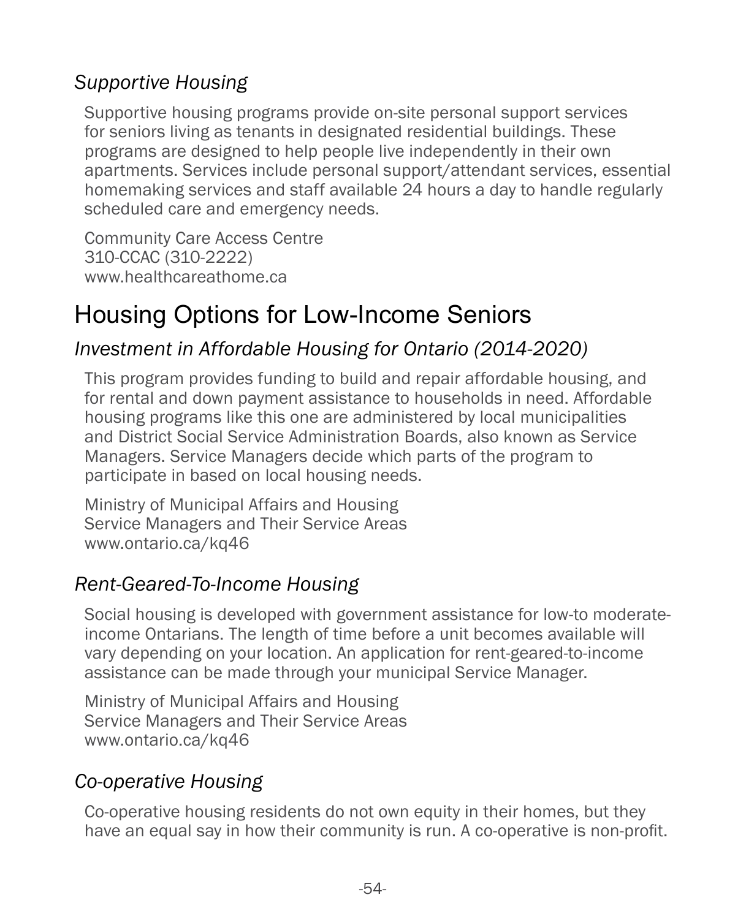### *Supportive Housing*

Supportive housing programs provide on-site personal support services for seniors living as tenants in designated residential buildings. These programs are designed to help people live independently in their own apartments. Services include personal support/attendant services, essential homemaking services and staff available 24 hours a day to handle regularly scheduled care and emergency needs.

Community Care Access Centre
310-CCAC (310-2222)
www.healthcareathome.ca

## Housing Options for Low-Income Seniors

### *Investment in Affordable Housing for Ontario (2014-2020)*

This program provides funding to build and repair affordable housing, and for rental and down payment assistance to households in need. Affordable housing programs like this one are administered by local municipalities and District Social Service Administration Boards, also known as Service Managers. Service Managers decide which parts of the program to participate in based on local housing needs.

Ministry of Municipal Affairs and Housing
Service Managers and Their Service Areas
www.ontario.ca/kq46

### *Rent-Geared-To-Income Housing*

Social housing is developed with government assistance for low-to moderate-income Ontarians. The length of time before a unit becomes available will vary depending on your location. An application for rent-geared-to-income assistance can be made through your municipal Service Manager.

Ministry of Municipal Affairs and Housing
Service Managers and Their Service Areas
www.ontario.ca/kq46

### *Co-operative Housing*

Co-operative housing residents do not own equity in their homes, but they have an equal say in how their community is run. A co-operative is non-profit.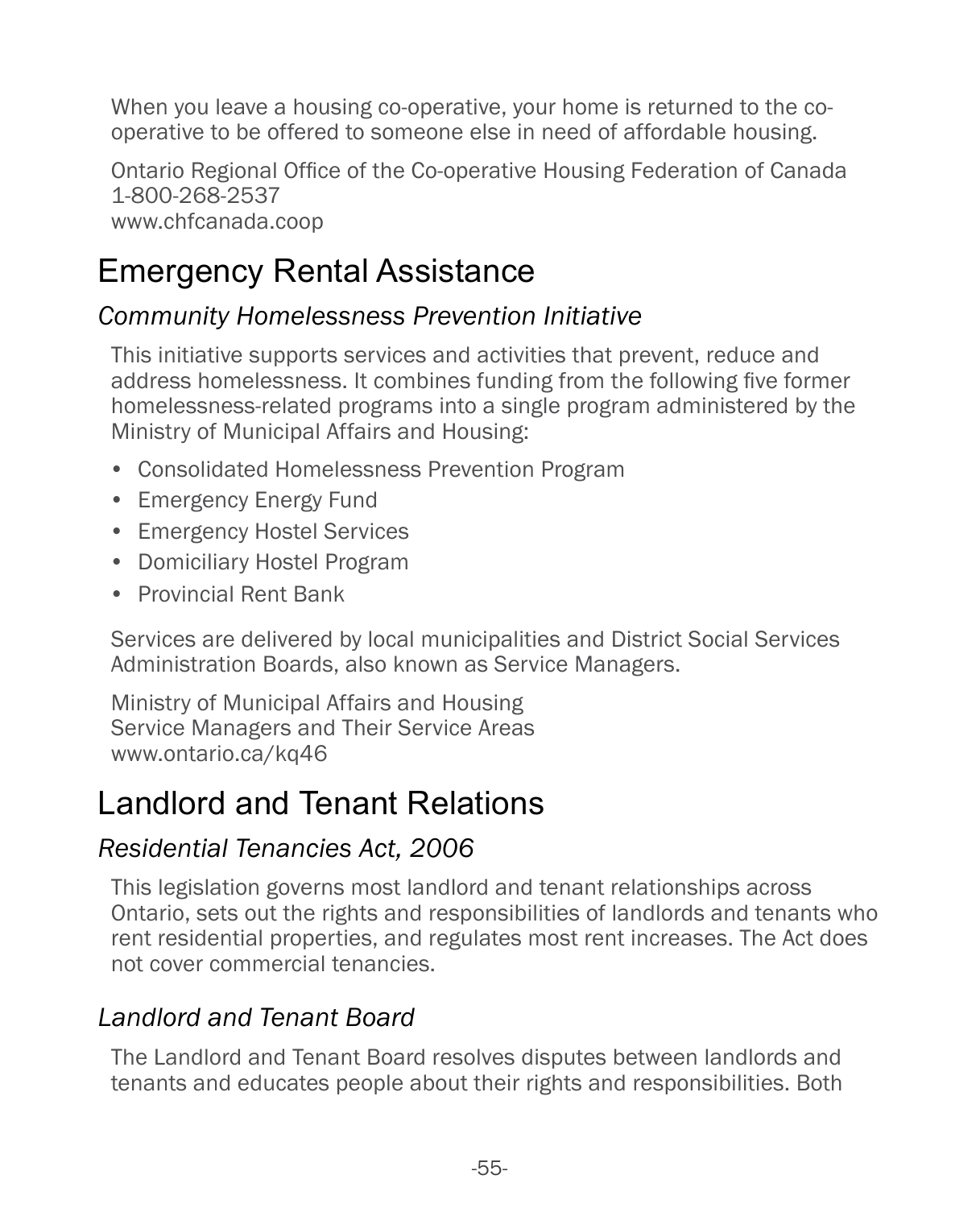When you leave a housing co-operative, your home is returned to the co-operative to be offered to someone else in need of affordable housing.

Ontario Regional Office of the Co-operative Housing Federation of Canada
1-800-268-2537
www.chfcanada.coop

## Emergency Rental Assistance

### *Community Homelessness Prevention Initiative*

This initiative supports services and activities that prevent, reduce and address homelessness. It combines funding from the following five former homelessness-related programs into a single program administered by the Ministry of Municipal Affairs and Housing:

- Consolidated Homelessness Prevention Program
- Emergency Energy Fund
- Emergency Hostel Services
- Domiciliary Hostel Program
- Provincial Rent Bank

Services are delivered by local municipalities and District Social Services Administration Boards, also known as Service Managers.

Ministry of Municipal Affairs and Housing
Service Managers and Their Service Areas
www.ontario.ca/kq46

## Landlord and Tenant Relations

### *Residential Tenancies Act, 2006*

This legislation governs most landlord and tenant relationships across Ontario, sets out the rights and responsibilities of landlords and tenants who rent residential properties, and regulates most rent increases. The Act does not cover commercial tenancies.

### *Landlord and Tenant Board*

The Landlord and Tenant Board resolves disputes between landlords and tenants and educates people about their rights and responsibilities. Both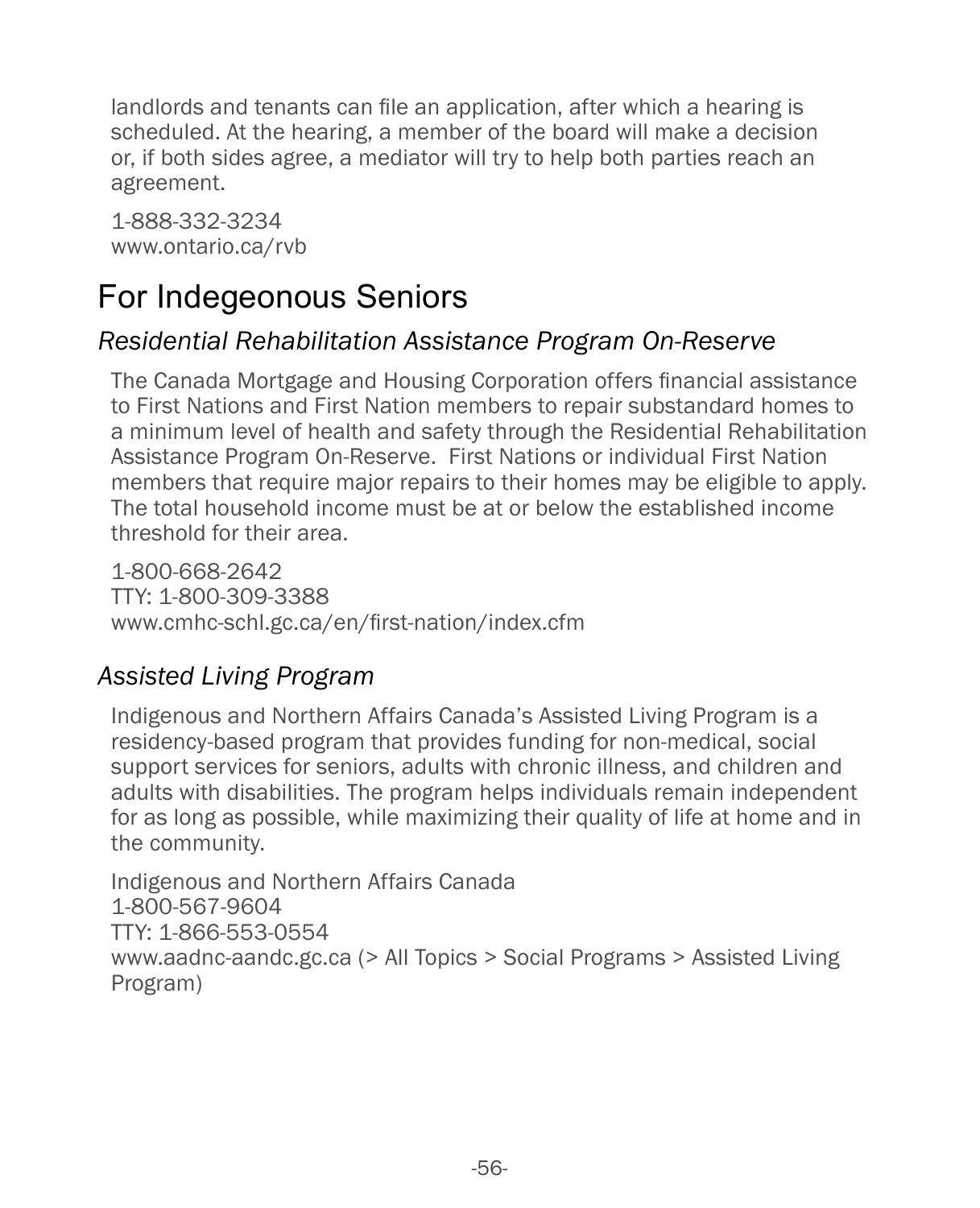landlords and tenants can file an application, after which a hearing is scheduled. At the hearing, a member of the board will make a decision or, if both sides agree, a mediator will try to help both parties reach an agreement.

1-888-332-3234
www.ontario.ca/rvb

## For Indegeonous Seniors

### *Residential Rehabilitation Assistance Program On-Reserve*

The Canada Mortgage and Housing Corporation offers financial assistance to First Nations and First Nation members to repair substandard homes to a minimum level of health and safety through the Residential Rehabilitation Assistance Program On-Reserve. First Nations or individual First Nation members that require major repairs to their homes may be eligible to apply. The total household income must be at or below the established income threshold for their area.

1-800-668-2642
TTY: 1-800-309-3388
www.cmhc-schl.gc.ca/en/first-nation/index.cfm

### *Assisted Living Program*

Indigenous and Northern Affairs Canada's Assisted Living Program is a residency-based program that provides funding for non-medical, social support services for seniors, adults with chronic illness, and children and adults with disabilities. The program helps individuals remain independent for as long as possible, while maximizing their quality of life at home and in the community.

Indigenous and Northern Affairs Canada
1-800-567-9604
TTY: 1-866-553-0554
www.aadnc-aandc.gc.ca (> All Topics > Social Programs > Assisted Living Program)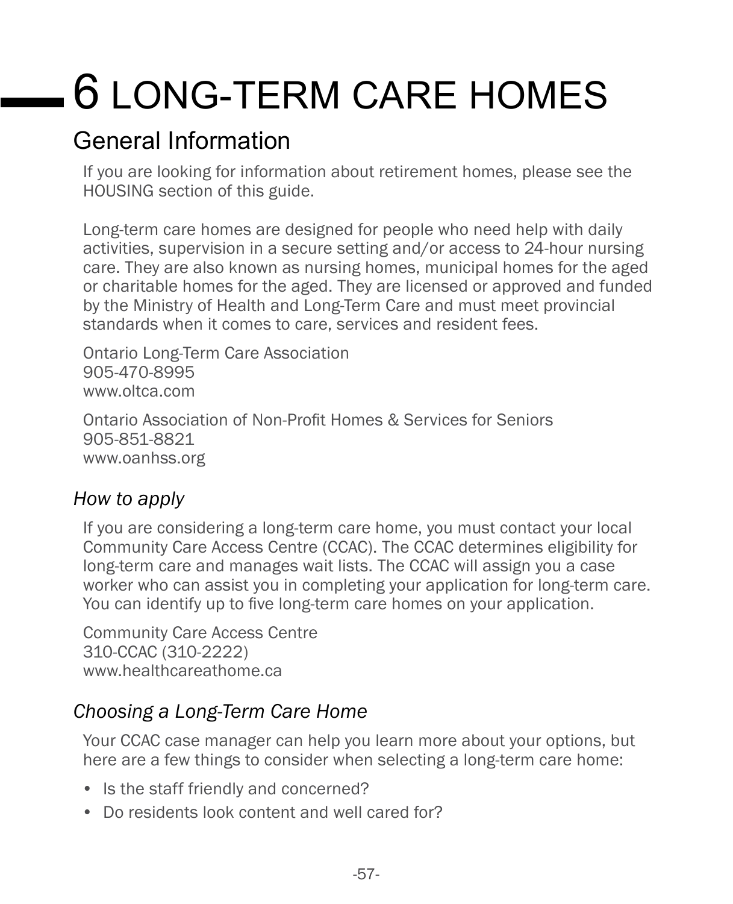# 6 LONG-TERM CARE HOMES

## General Information

If you are looking for information about retirement homes, please see the HOUSING section of this guide.

Long-term care homes are designed for people who need help with daily activities, supervision in a secure setting and/or access to 24-hour nursing care. They are also known as nursing homes, municipal homes for the aged or charitable homes for the aged. They are licensed or approved and funded by the Ministry of Health and Long-Term Care and must meet provincial standards when it comes to care, services and resident fees.

Ontario Long-Term Care Association
905-470-8995
www.oltca.com

Ontario Association of Non-Profit Homes & Services for Seniors
905-851-8821
www.oanhss.org

### *How to apply*

If you are considering a long-term care home, you must contact your local Community Care Access Centre (CCAC). The CCAC determines eligibility for long-term care and manages wait lists. The CCAC will assign you a case worker who can assist you in completing your application for long-term care. You can identify up to five long-term care homes on your application.

Community Care Access Centre
310-CCAC (310-2222)
www.healthcareathome.ca

### *Choosing a Long-Term Care Home*

Your CCAC case manager can help you learn more about your options, but here are a few things to consider when selecting a long-term care home:

- Is the staff friendly and concerned?
- Do residents look content and well cared for?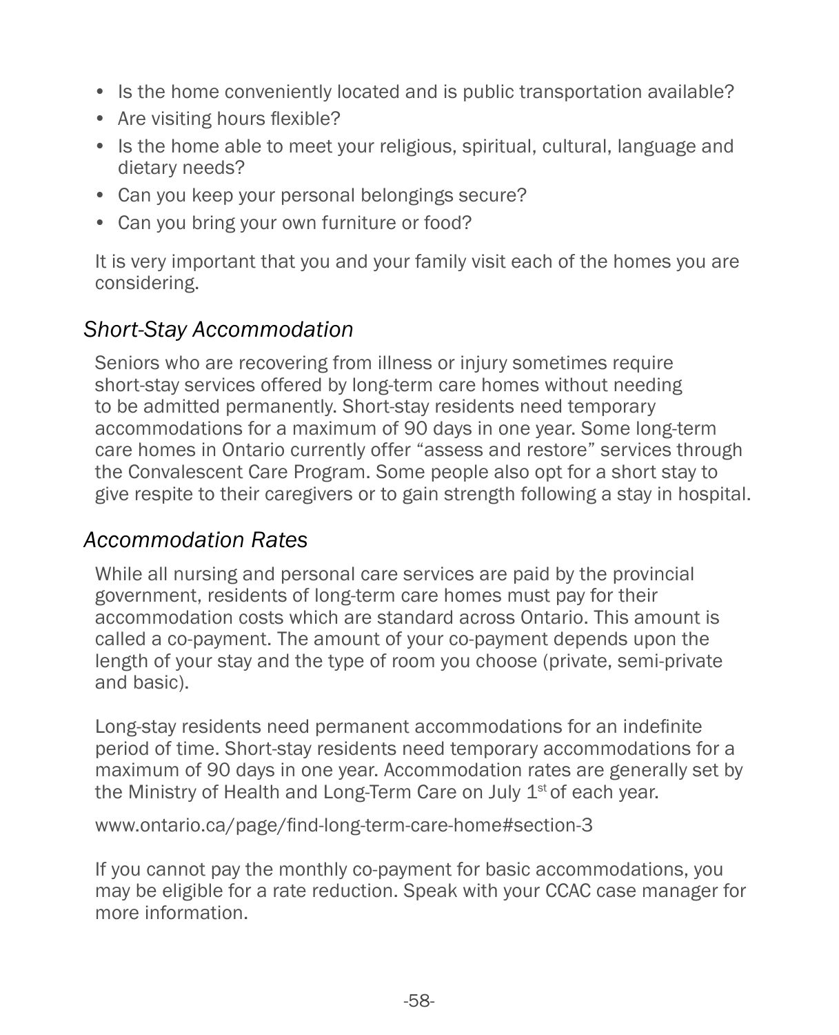- Is the home conveniently located and is public transportation available?
- Are visiting hours flexible?
- Is the home able to meet your religious, spiritual, cultural, language and dietary needs?
- Can you keep your personal belongings secure?
- Can you bring your own furniture or food?

It is very important that you and your family visit each of the homes you are considering.

### *Short-Stay Accommodation*

Seniors who are recovering from illness or injury sometimes require short-stay services offered by long-term care homes without needing to be admitted permanently. Short-stay residents need temporary accommodations for a maximum of 90 days in one year. Some long-term care homes in Ontario currently offer "assess and restore" services through the Convalescent Care Program. Some people also opt for a short stay to give respite to their caregivers or to gain strength following a stay in hospital.

### *Accommodation Rates*

While all nursing and personal care services are paid by the provincial government, residents of long-term care homes must pay for their accommodation costs which are standard across Ontario. This amount is called a co-payment. The amount of your co-payment depends upon the length of your stay and the type of room you choose (private, semi-private and basic).

Long-stay residents need permanent accommodations for an indefinite period of time. Short-stay residents need temporary accommodations for a maximum of 90 days in one year. Accommodation rates are generally set by the Ministry of Health and Long-Term Care on July 1st of each year.

www.ontario.ca/page/find-long-term-care-home#section-3

If you cannot pay the monthly co-payment for basic accommodations, you may be eligible for a rate reduction. Speak with your CCAC case manager for more information.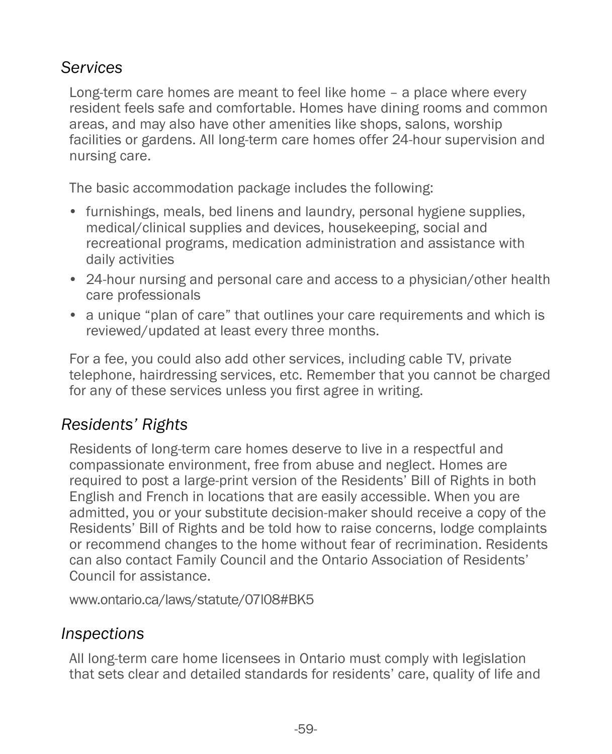### *Services*

Long-term care homes are meant to feel like home – a place where every resident feels safe and comfortable. Homes have dining rooms and common areas, and may also have other amenities like shops, salons, worship facilities or gardens. All long-term care homes offer 24-hour supervision and nursing care.

The basic accommodation package includes the following:

- furnishings, meals, bed linens and laundry, personal hygiene supplies, medical/clinical supplies and devices, housekeeping, social and recreational programs, medication administration and assistance with daily activities
- 24-hour nursing and personal care and access to a physician/other health care professionals
- a unique "plan of care" that outlines your care requirements and which is reviewed/updated at least every three months.

For a fee, you could also add other services, including cable TV, private telephone, hairdressing services, etc. Remember that you cannot be charged for any of these services unless you first agree in writing.

### *Residents' Rights*

Residents of long-term care homes deserve to live in a respectful and compassionate environment, free from abuse and neglect. Homes are required to post a large-print version of the Residents' Bill of Rights in both English and French in locations that are easily accessible. When you are admitted, you or your substitute decision-maker should receive a copy of the Residents' Bill of Rights and be told how to raise concerns, lodge complaints or recommend changes to the home without fear of recrimination. Residents can also contact Family Council and the Ontario Association of Residents' Council for assistance.

www.ontario.ca/laws/statute/07l08#BK5

### *Inspections*

All long-term care home licensees in Ontario must comply with legislation that sets clear and detailed standards for residents' care, quality of life and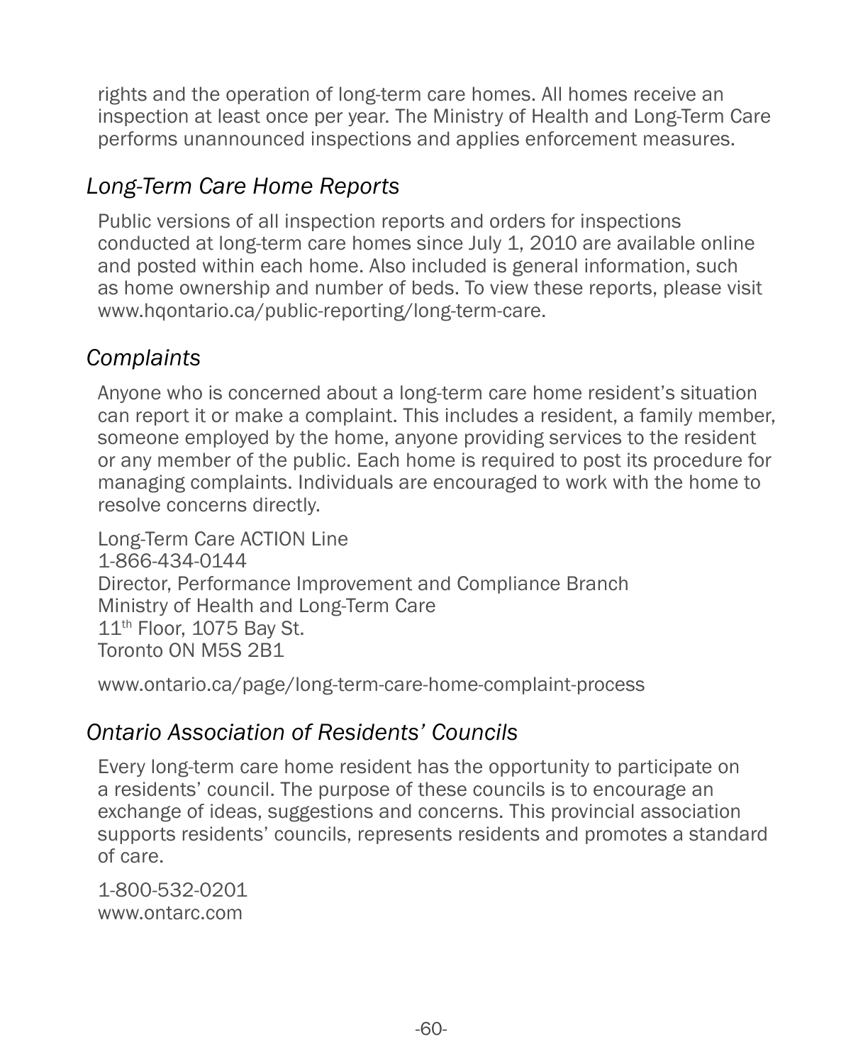rights and the operation of long-term care homes. All homes receive an inspection at least once per year. The Ministry of Health and Long-Term Care performs unannounced inspections and applies enforcement measures.

### *Long-Term Care Home Reports*

Public versions of all inspection reports and orders for inspections conducted at long-term care homes since July 1, 2010 are available online and posted within each home. Also included is general information, such as home ownership and number of beds. To view these reports, please visit www.hqontario.ca/public-reporting/long-term-care.

### *Complaints*

Anyone who is concerned about a long-term care home resident's situation can report it or make a complaint. This includes a resident, a family member, someone employed by the home, anyone providing services to the resident or any member of the public. Each home is required to post its procedure for managing complaints. Individuals are encouraged to work with the home to resolve concerns directly.

Long-Term Care ACTION Line  
1-866-434-0144  
Director, Performance Improvement and Compliance Branch  
Ministry of Health and Long-Term Care  
11th Floor, 1075 Bay St.  
Toronto ON M5S 2B1

www.ontario.ca/page/long-term-care-home-complaint-process

### *Ontario Association of Residents' Councils*

Every long-term care home resident has the opportunity to participate on a residents' council. The purpose of these councils is to encourage an exchange of ideas, suggestions and concerns. This provincial association supports residents' councils, represents residents and promotes a standard of care.

1-800-532-0201  
www.ontarc.com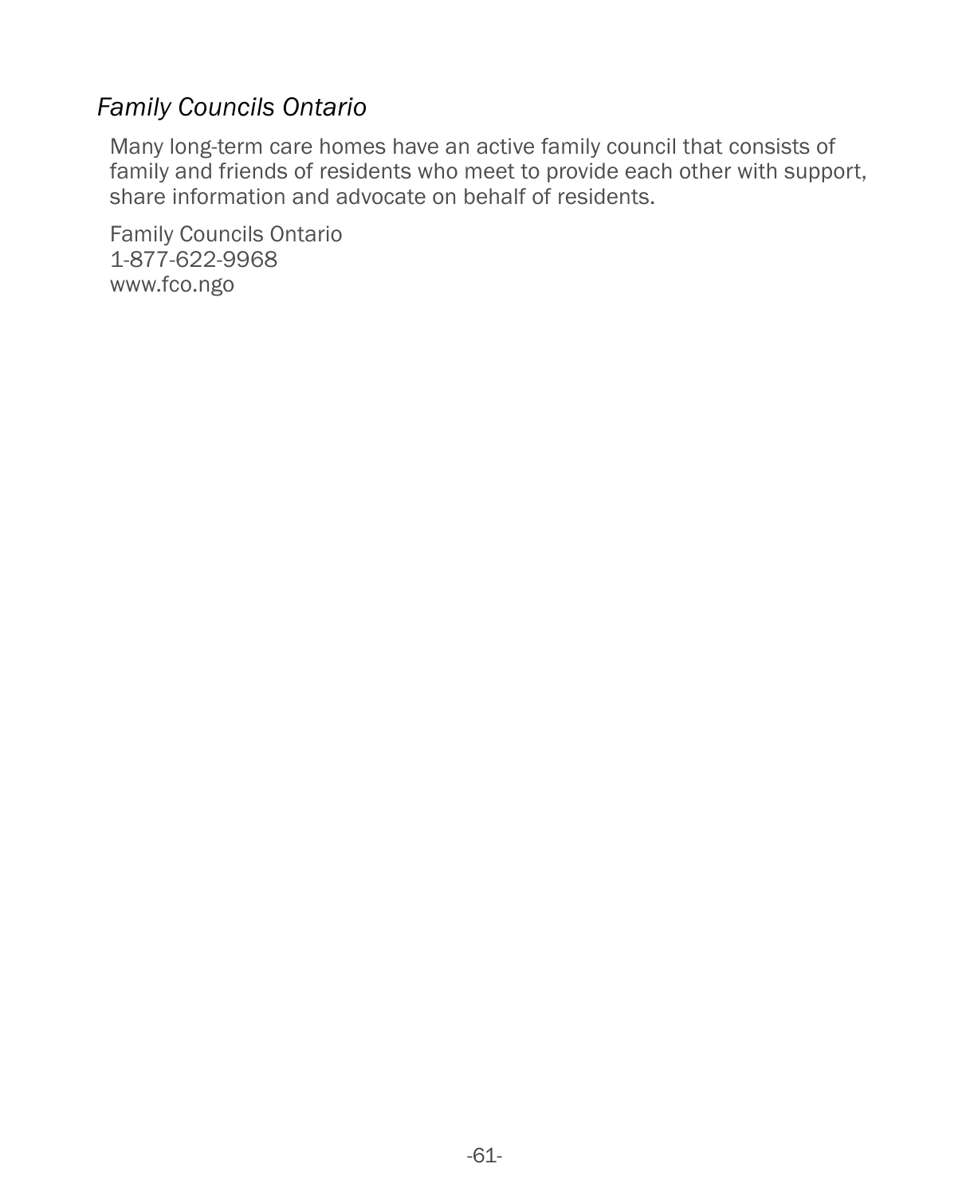### *Family Councils Ontario*

Many long-term care homes have an active family council that consists of family and friends of residents who meet to provide each other with support, share information and advocate on behalf of residents.

Family Councils Ontario
1-877-622-9968
www.fco.ngo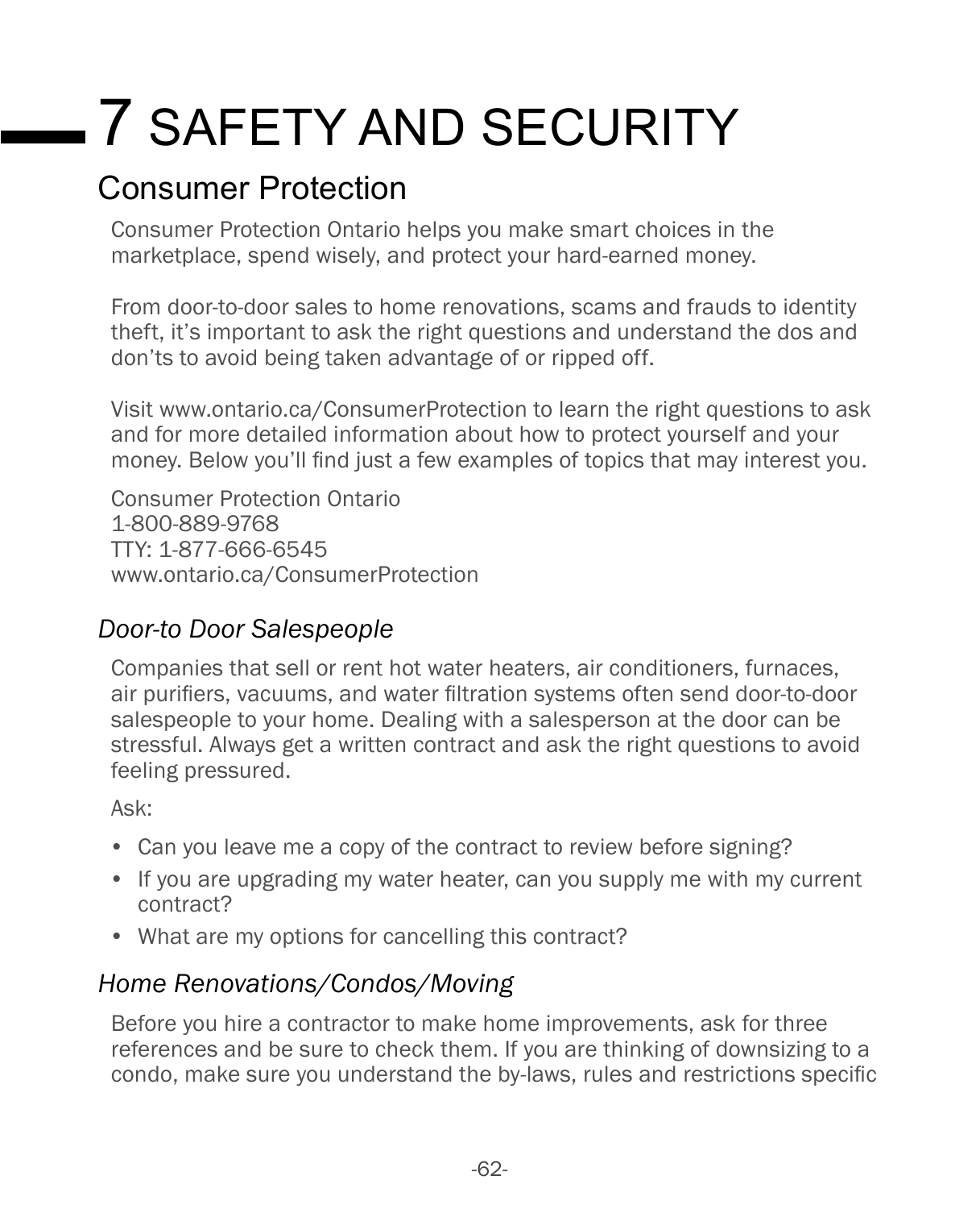# 7 SAFETY AND SECURITY

## Consumer Protection

Consumer Protection Ontario helps you make smart choices in the marketplace, spend wisely, and protect your hard-earned money.

From door-to-door sales to home renovations, scams and frauds to identity theft, it's important to ask the right questions and understand the dos and don'ts to avoid being taken advantage of or ripped off.

Visit www.ontario.ca/ConsumerProtection to learn the right questions to ask and for more detailed information about how to protect yourself and your money. Below you'll find just a few examples of topics that may interest you.

Consumer Protection Ontario
1-800-889-9768
TTY: 1-877-666-6545
www.ontario.ca/ConsumerProtection

### *Door-to Door Salespeople*

Companies that sell or rent hot water heaters, air conditioners, furnaces, air purifiers, vacuums, and water filtration systems often send door-to-door salespeople to your home. Dealing with a salesperson at the door can be stressful. Always get a written contract and ask the right questions to avoid feeling pressured.

Ask:

- Can you leave me a copy of the contract to review before signing?
- If you are upgrading my water heater, can you supply me with my current contract?
- What are my options for cancelling this contract?

### *Home Renovations/Condos/Moving*

Before you hire a contractor to make home improvements, ask for three references and be sure to check them. If you are thinking of downsizing to a condo, make sure you understand the by-laws, rules and restrictions specific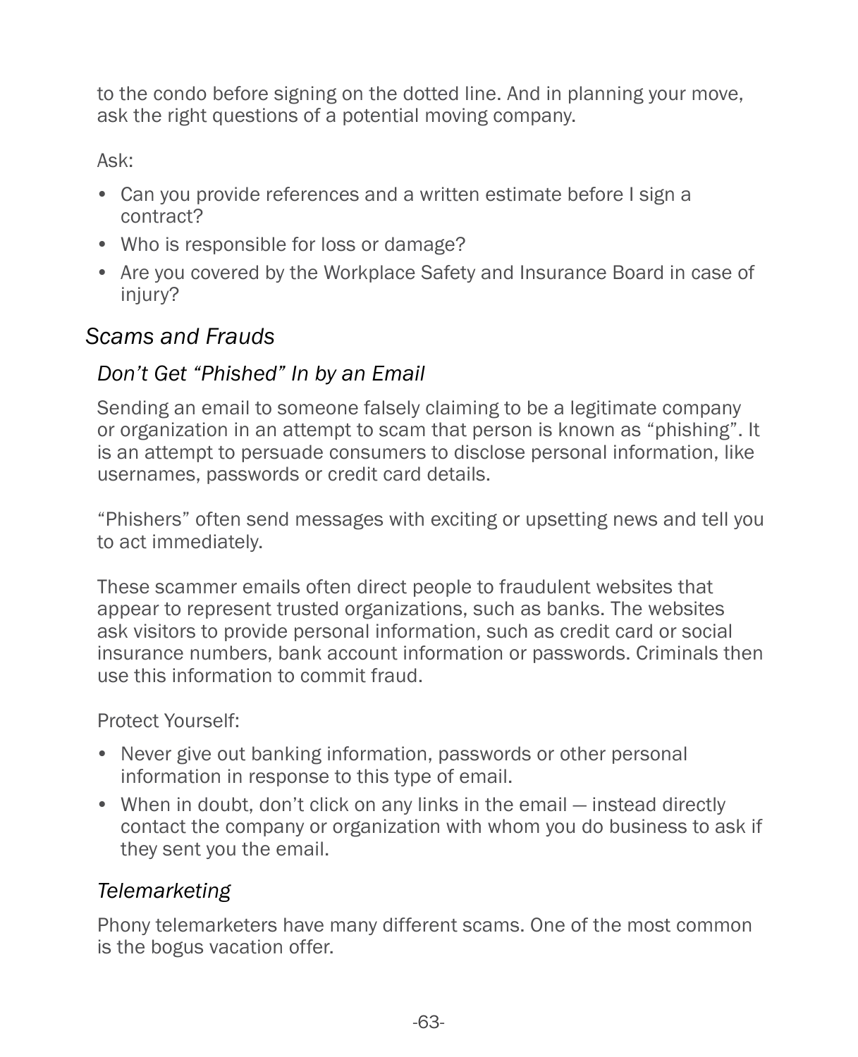to the condo before signing on the dotted line. And in planning your move, ask the right questions of a potential moving company.

Ask:

- Can you provide references and a written estimate before I sign a contract?
- Who is responsible for loss or damage?
- Are you covered by the Workplace Safety and Insurance Board in case of injury?

## *Scams and Frauds*

### *Don't Get "Phished" In by an Email*

Sending an email to someone falsely claiming to be a legitimate company or organization in an attempt to scam that person is known as "phishing". It is an attempt to persuade consumers to disclose personal information, like usernames, passwords or credit card details.

"Phishers" often send messages with exciting or upsetting news and tell you to act immediately.

These scammer emails often direct people to fraudulent websites that appear to represent trusted organizations, such as banks. The websites ask visitors to provide personal information, such as credit card or social insurance numbers, bank account information or passwords. Criminals then use this information to commit fraud.

Protect Yourself:

- Never give out banking information, passwords or other personal information in response to this type of email.
- When in doubt, don't click on any links in the email — instead directly contact the company or organization with whom you do business to ask if they sent you the email.

### *Telemarketing*

Phony telemarketers have many different scams. One of the most common is the bogus vacation offer.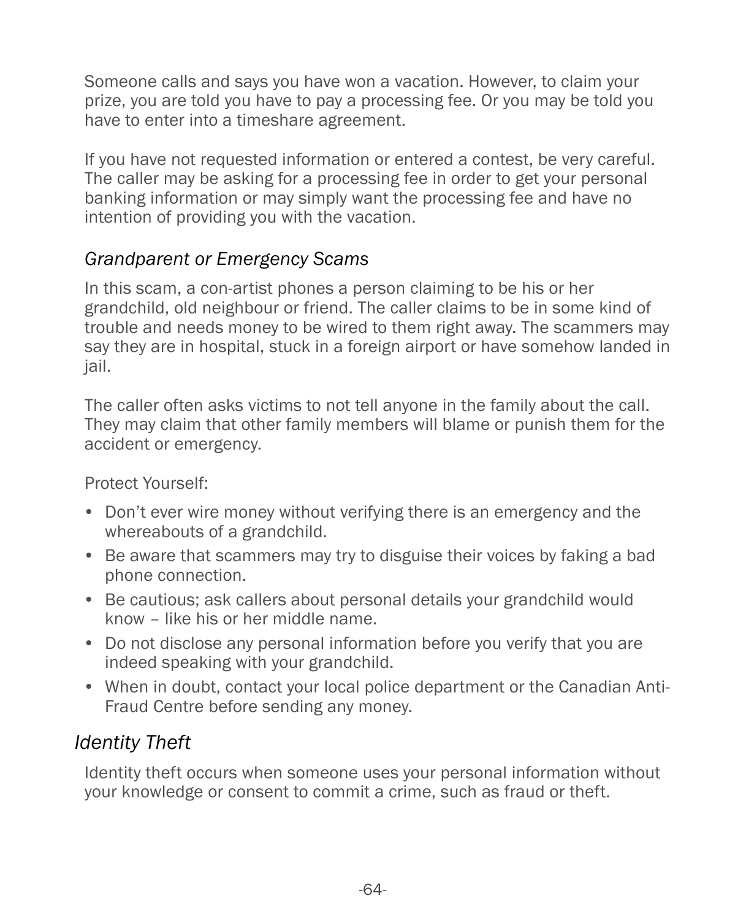Someone calls and says you have won a vacation. However, to claim your prize, you are told you have to pay a processing fee. Or you may be told you have to enter into a timeshare agreement.

If you have not requested information or entered a contest, be very careful. The caller may be asking for a processing fee in order to get your personal banking information or may simply want the processing fee and have no intention of providing you with the vacation.

### *Grandparent or Emergency Scams*

In this scam, a con-artist phones a person claiming to be his or her grandchild, old neighbour or friend. The caller claims to be in some kind of trouble and needs money to be wired to them right away. The scammers may say they are in hospital, stuck in a foreign airport or have somehow landed in jail.

The caller often asks victims to not tell anyone in the family about the call. They may claim that other family members will blame or punish them for the accident or emergency.

Protect Yourself:

- Don't ever wire money without verifying there is an emergency and the whereabouts of a grandchild.
- Be aware that scammers may try to disguise their voices by faking a bad phone connection.
- Be cautious; ask callers about personal details your grandchild would know – like his or her middle name.
- Do not disclose any personal information before you verify that you are indeed speaking with your grandchild.
- When in doubt, contact your local police department or the Canadian Anti-Fraud Centre before sending any money.

## *Identity Theft*

Identity theft occurs when someone uses your personal information without your knowledge or consent to commit a crime, such as fraud or theft.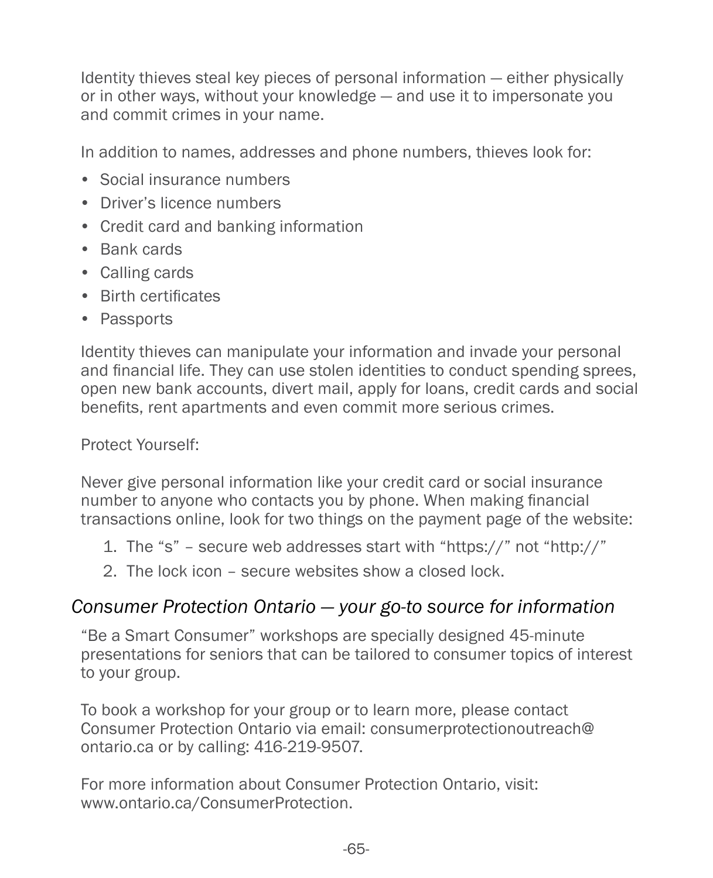Identity thieves steal key pieces of personal information — either physically or in other ways, without your knowledge — and use it to impersonate you and commit crimes in your name.

In addition to names, addresses and phone numbers, thieves look for:

- Social insurance numbers
- Driver's licence numbers
- Credit card and banking information
- Bank cards
- Calling cards
- Birth certificates
- Passports

Identity thieves can manipulate your information and invade your personal and financial life. They can use stolen identities to conduct spending sprees, open new bank accounts, divert mail, apply for loans, credit cards and social benefits, rent apartments and even commit more serious crimes.

Protect Yourself:

Never give personal information like your credit card or social insurance number to anyone who contacts you by phone. When making financial transactions online, look for two things on the payment page of the website:

1. The "s" – secure web addresses start with "https://" not "http://"
2. The lock icon – secure websites show a closed lock.

## *Consumer Protection Ontario — your go-to source for information*

"Be a Smart Consumer" workshops are specially designed 45-minute presentations for seniors that can be tailored to consumer topics of interest to your group.

To book a workshop for your group or to learn more, please contact Consumer Protection Ontario via email: consumerprotectionoutreach@ontario.ca or by calling: 416-219-9507.

For more information about Consumer Protection Ontario, visit: www.ontario.ca/ConsumerProtection.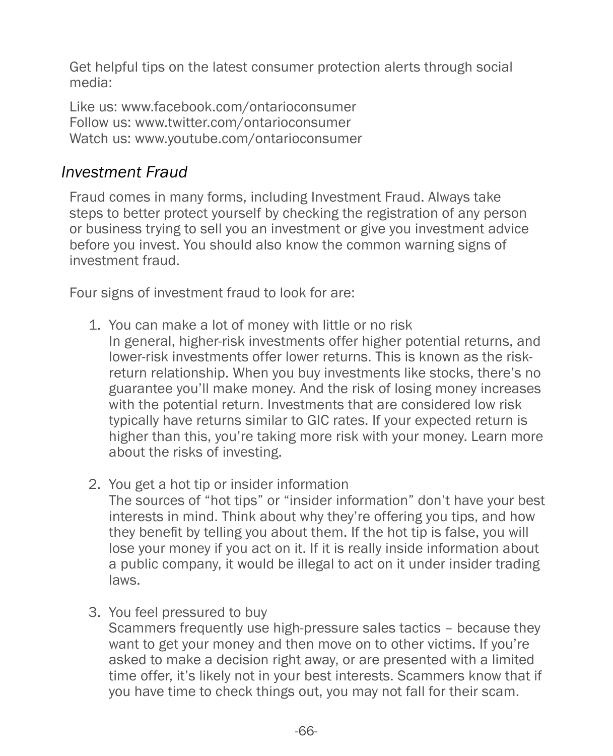Get helpful tips on the latest consumer protection alerts through social media:

Like us: www.facebook.com/ontarioconsumer
Follow us: www.twitter.com/ontarioconsumer
Watch us: www.youtube.com/ontarioconsumer

## *Investment Fraud*

Fraud comes in many forms, including Investment Fraud. Always take steps to better protect yourself by checking the registration of any person or business trying to sell you an investment or give you investment advice before you invest. You should also know the common warning signs of investment fraud.

Four signs of investment fraud to look for are:

1. You can make a lot of money with little or no risk
   In general, higher-risk investments offer higher potential returns, and lower-risk investments offer lower returns. This is known as the risk-return relationship. When you buy investments like stocks, there's no guarantee you'll make money. And the risk of losing money increases with the potential return. Investments that are considered low risk typically have returns similar to GIC rates. If your expected return is higher than this, you're taking more risk with your money. Learn more about the risks of investing.

2. You get a hot tip or insider information
   The sources of "hot tips" or "insider information" don't have your best interests in mind. Think about why they're offering you tips, and how they benefit by telling you about them. If the hot tip is false, you will lose your money if you act on it. If it is really inside information about a public company, it would be illegal to act on it under insider trading laws.

3. You feel pressured to buy
   Scammers frequently use high-pressure sales tactics – because they want to get your money and then move on to other victims. If you're asked to make a decision right away, or are presented with a limited time offer, it's likely not in your best interests. Scammers know that if you have time to check things out, you may not fall for their scam.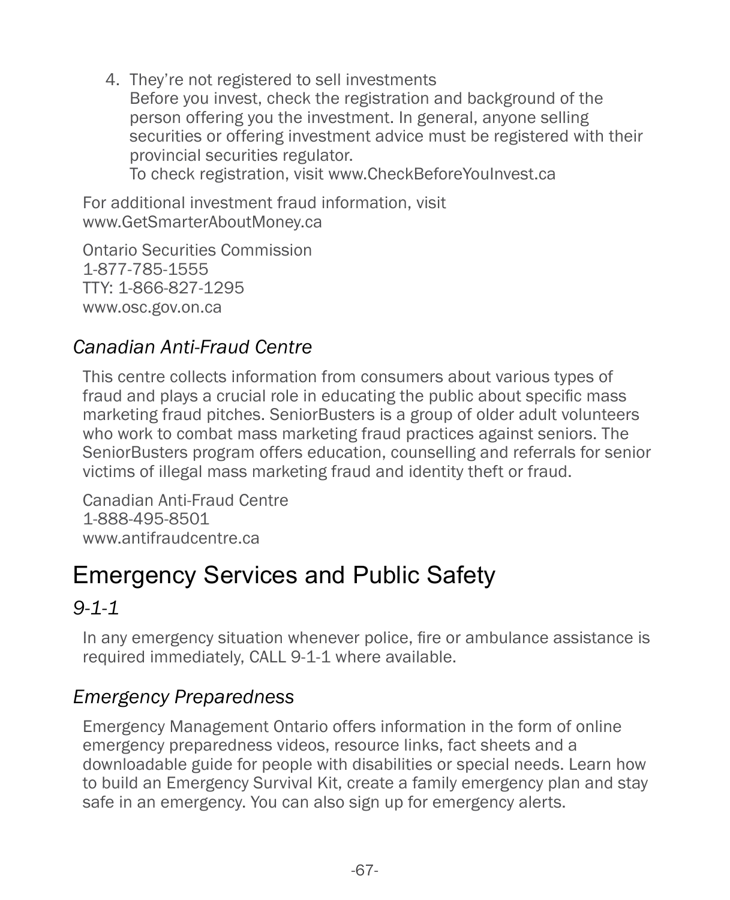4. They're not registered to sell investments
   Before you invest, check the registration and background of the person offering you the investment. In general, anyone selling securities or offering investment advice must be registered with their provincial securities regulator.
   To check registration, visit www.CheckBeforeYouInvest.ca

For additional investment fraud information, visit
www.GetSmarterAboutMoney.ca

Ontario Securities Commission
1-877-785-1555
TTY: 1-866-827-1295
www.osc.gov.on.ca

### *Canadian Anti-Fraud Centre*

This centre collects information from consumers about various types of fraud and plays a crucial role in educating the public about specific mass marketing fraud pitches. SeniorBusters is a group of older adult volunteers who work to combat mass marketing fraud practices against seniors. The SeniorBusters program offers education, counselling and referrals for senior victims of illegal mass marketing fraud and identity theft or fraud.

Canadian Anti-Fraud Centre
1-888-495-8501
www.antifraudcentre.ca

## Emergency Services and Public Safety

### *9-1-1*

In any emergency situation whenever police, fire or ambulance assistance is required immediately, CALL 9-1-1 where available.

### *Emergency Preparedness*

Emergency Management Ontario offers information in the form of online emergency preparedness videos, resource links, fact sheets and a downloadable guide for people with disabilities or special needs. Learn how to build an Emergency Survival Kit, create a family emergency plan and stay safe in an emergency. You can also sign up for emergency alerts.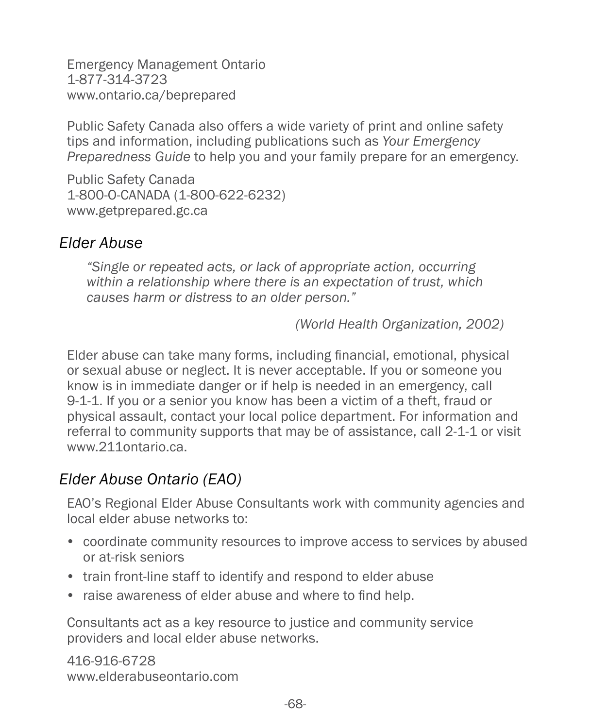Emergency Management Ontario
1-877-314-3723
www.ontario.ca/beprepared

Public Safety Canada also offers a wide variety of print and online safety tips and information, including publications such as *Your Emergency Preparedness Guide* to help you and your family prepare for an emergency.

Public Safety Canada
1-800-O-CANADA (1-800-622-6232)
www.getprepared.gc.ca

## *Elder Abuse*

> *"Single or repeated acts, or lack of appropriate action, occurring within a relationship where there is an expectation of trust, which causes harm or distress to an older person."*
>
> *(World Health Organization, 2002)*

Elder abuse can take many forms, including financial, emotional, physical or sexual abuse or neglect. It is never acceptable. If you or someone you know is in immediate danger or if help is needed in an emergency, call 9-1-1. If you or a senior you know has been a victim of a theft, fraud or physical assault, contact your local police department. For information and referral to community supports that may be of assistance, call 2-1-1 or visit www.211ontario.ca.

## *Elder Abuse Ontario (EAO)*

EAO's Regional Elder Abuse Consultants work with community agencies and local elder abuse networks to:

- coordinate community resources to improve access to services by abused or at-risk seniors
- train front-line staff to identify and respond to elder abuse
- raise awareness of elder abuse and where to find help.

Consultants act as a key resource to justice and community service providers and local elder abuse networks.

416-916-6728
www.elderabuseontario.com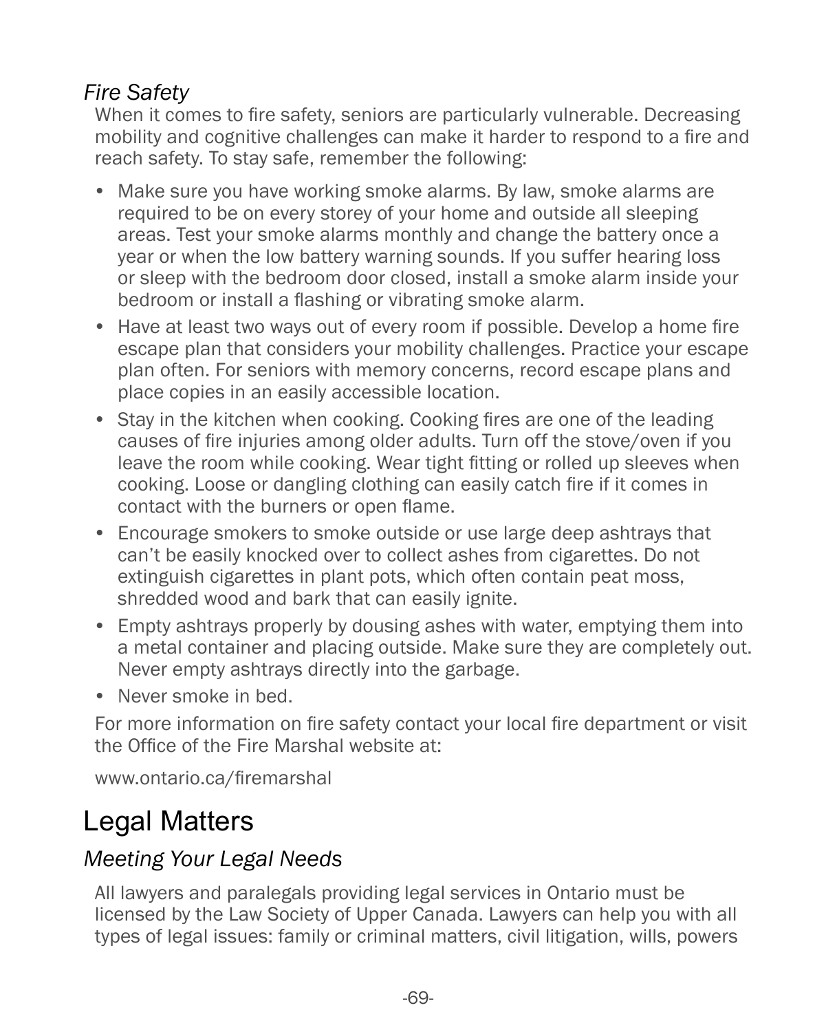### *Fire Safety*

When it comes to fire safety, seniors are particularly vulnerable. Decreasing mobility and cognitive challenges can make it harder to respond to a fire and reach safety. To stay safe, remember the following:

- Make sure you have working smoke alarms. By law, smoke alarms are required to be on every storey of your home and outside all sleeping areas. Test your smoke alarms monthly and change the battery once a year or when the low battery warning sounds. If you suffer hearing loss or sleep with the bedroom door closed, install a smoke alarm inside your bedroom or install a flashing or vibrating smoke alarm.
- Have at least two ways out of every room if possible. Develop a home fire escape plan that considers your mobility challenges. Practice your escape plan often. For seniors with memory concerns, record escape plans and place copies in an easily accessible location.
- Stay in the kitchen when cooking. Cooking fires are one of the leading causes of fire injuries among older adults. Turn off the stove/oven if you leave the room while cooking. Wear tight fitting or rolled up sleeves when cooking. Loose or dangling clothing can easily catch fire if it comes in contact with the burners or open flame.
- Encourage smokers to smoke outside or use large deep ashtrays that can't be easily knocked over to collect ashes from cigarettes. Do not extinguish cigarettes in plant pots, which often contain peat moss, shredded wood and bark that can easily ignite.
- Empty ashtrays properly by dousing ashes with water, emptying them into a metal container and placing outside. Make sure they are completely out. Never empty ashtrays directly into the garbage.
- Never smoke in bed.

For more information on fire safety contact your local fire department or visit the Office of the Fire Marshal website at:

www.ontario.ca/firemarshal

## Legal Matters

### *Meeting Your Legal Needs*

All lawyers and paralegals providing legal services in Ontario must be licensed by the Law Society of Upper Canada. Lawyers can help you with all types of legal issues: family or criminal matters, civil litigation, wills, powers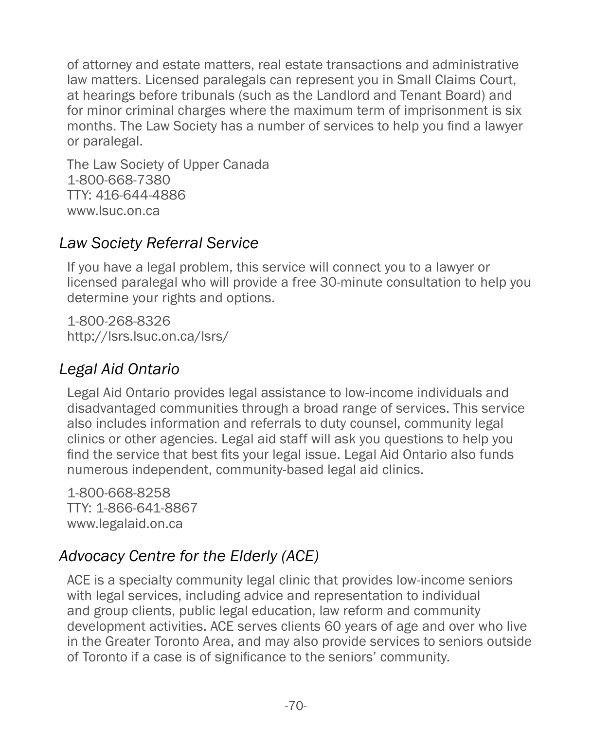of attorney and estate matters, real estate transactions and administrative law matters. Licensed paralegals can represent you in Small Claims Court, at hearings before tribunals (such as the Landlord and Tenant Board) and for minor criminal charges where the maximum term of imprisonment is six months. The Law Society has a number of services to help you find a lawyer or paralegal.

The Law Society of Upper Canada
1-800-668-7380
TTY: 416-644-4886
www.lsuc.on.ca

### *Law Society Referral Service*

If you have a legal problem, this service will connect you to a lawyer or licensed paralegal who will provide a free 30-minute consultation to help you determine your rights and options.

1-800-268-8326
http://lsrs.lsuc.on.ca/lsrs/

### *Legal Aid Ontario*

Legal Aid Ontario provides legal assistance to low-income individuals and disadvantaged communities through a broad range of services. This service also includes information and referrals to duty counsel, community legal clinics or other agencies. Legal aid staff will ask you questions to help you find the service that best fits your legal issue. Legal Aid Ontario also funds numerous independent, community-based legal aid clinics.

1-800-668-8258
TTY: 1-866-641-8867
www.legalaid.on.ca

### *Advocacy Centre for the Elderly (ACE)*

ACE is a specialty community legal clinic that provides low-income seniors with legal services, including advice and representation to individual and group clients, public legal education, law reform and community development activities. ACE serves clients 60 years of age and over who live in the Greater Toronto Area, and may also provide services to seniors outside of Toronto if a case is of significance to the seniors' community.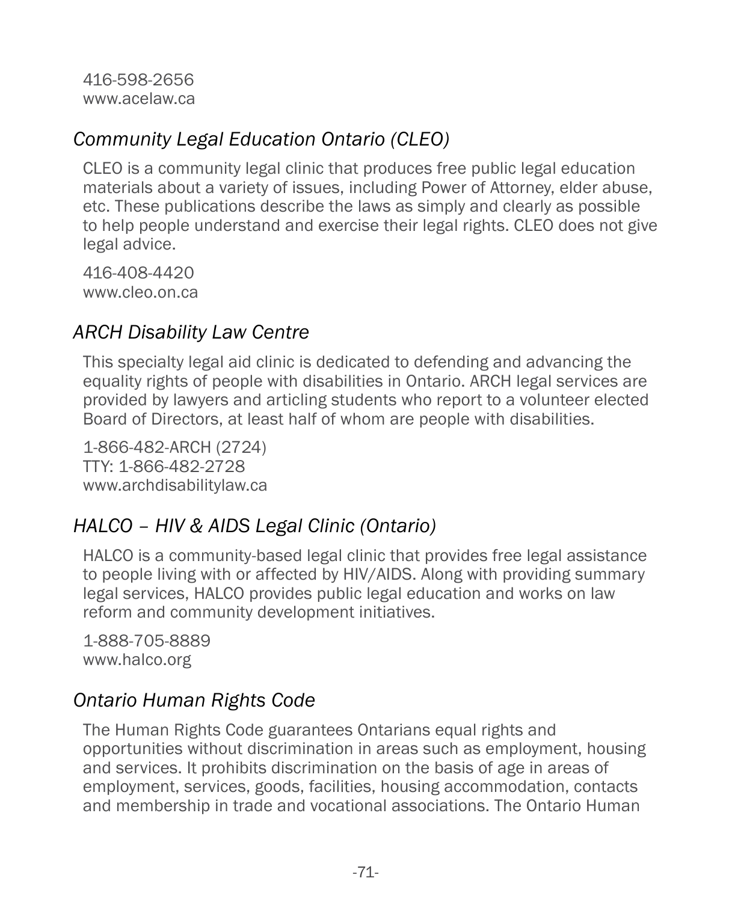416-598-2656
www.acelaw.ca

### *Community Legal Education Ontario (CLEO)*

CLEO is a community legal clinic that produces free public legal education materials about a variety of issues, including Power of Attorney, elder abuse, etc. These publications describe the laws as simply and clearly as possible to help people understand and exercise their legal rights. CLEO does not give legal advice.

416-408-4420
www.cleo.on.ca

### *ARCH Disability Law Centre*

This specialty legal aid clinic is dedicated to defending and advancing the equality rights of people with disabilities in Ontario. ARCH legal services are provided by lawyers and articling students who report to a volunteer elected Board of Directors, at least half of whom are people with disabilities.

1-866-482-ARCH (2724)
TTY: 1-866-482-2728
www.archdisabilitylaw.ca

### *HALCO – HIV & AIDS Legal Clinic (Ontario)*

HALCO is a community-based legal clinic that provides free legal assistance to people living with or affected by HIV/AIDS. Along with providing summary legal services, HALCO provides public legal education and works on law reform and community development initiatives.

1-888-705-8889
www.halco.org

### *Ontario Human Rights Code*

The Human Rights Code guarantees Ontarians equal rights and opportunities without discrimination in areas such as employment, housing and services. It prohibits discrimination on the basis of age in areas of employment, services, goods, facilities, housing accommodation, contacts and membership in trade and vocational associations. The Ontario Human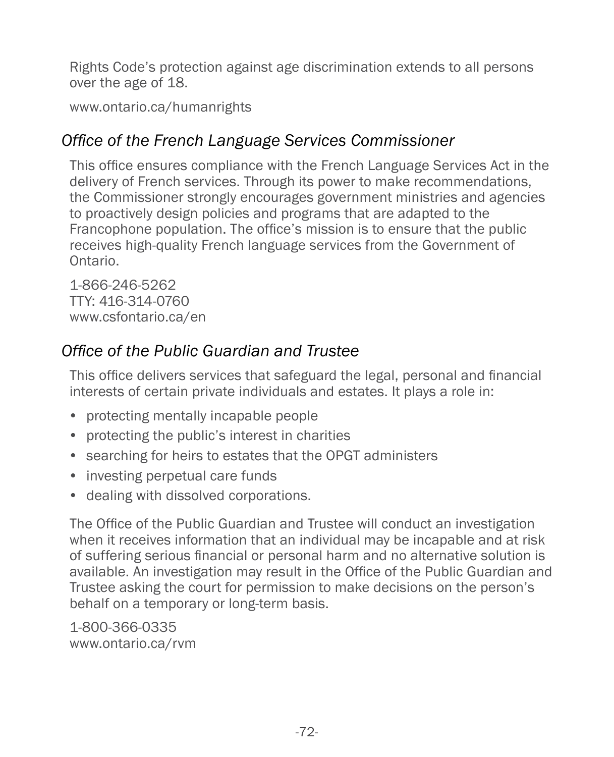Rights Code's protection against age discrimination extends to all persons over the age of 18.

www.ontario.ca/humanrights

### *Office of the French Language Services Commissioner*

This office ensures compliance with the French Language Services Act in the delivery of French services. Through its power to make recommendations, the Commissioner strongly encourages government ministries and agencies to proactively design policies and programs that are adapted to the Francophone population. The office's mission is to ensure that the public receives high-quality French language services from the Government of Ontario.

1-866-246-5262
TTY: 416-314-0760
www.csfontario.ca/en

### *Office of the Public Guardian and Trustee*

This office delivers services that safeguard the legal, personal and financial interests of certain private individuals and estates. It plays a role in:

- protecting mentally incapable people
- protecting the public's interest in charities
- searching for heirs to estates that the OPGT administers
- investing perpetual care funds
- dealing with dissolved corporations.

The Office of the Public Guardian and Trustee will conduct an investigation when it receives information that an individual may be incapable and at risk of suffering serious financial or personal harm and no alternative solution is available. An investigation may result in the Office of the Public Guardian and Trustee asking the court for permission to make decisions on the person's behalf on a temporary or long-term basis.

1-800-366-0335
www.ontario.ca/rvm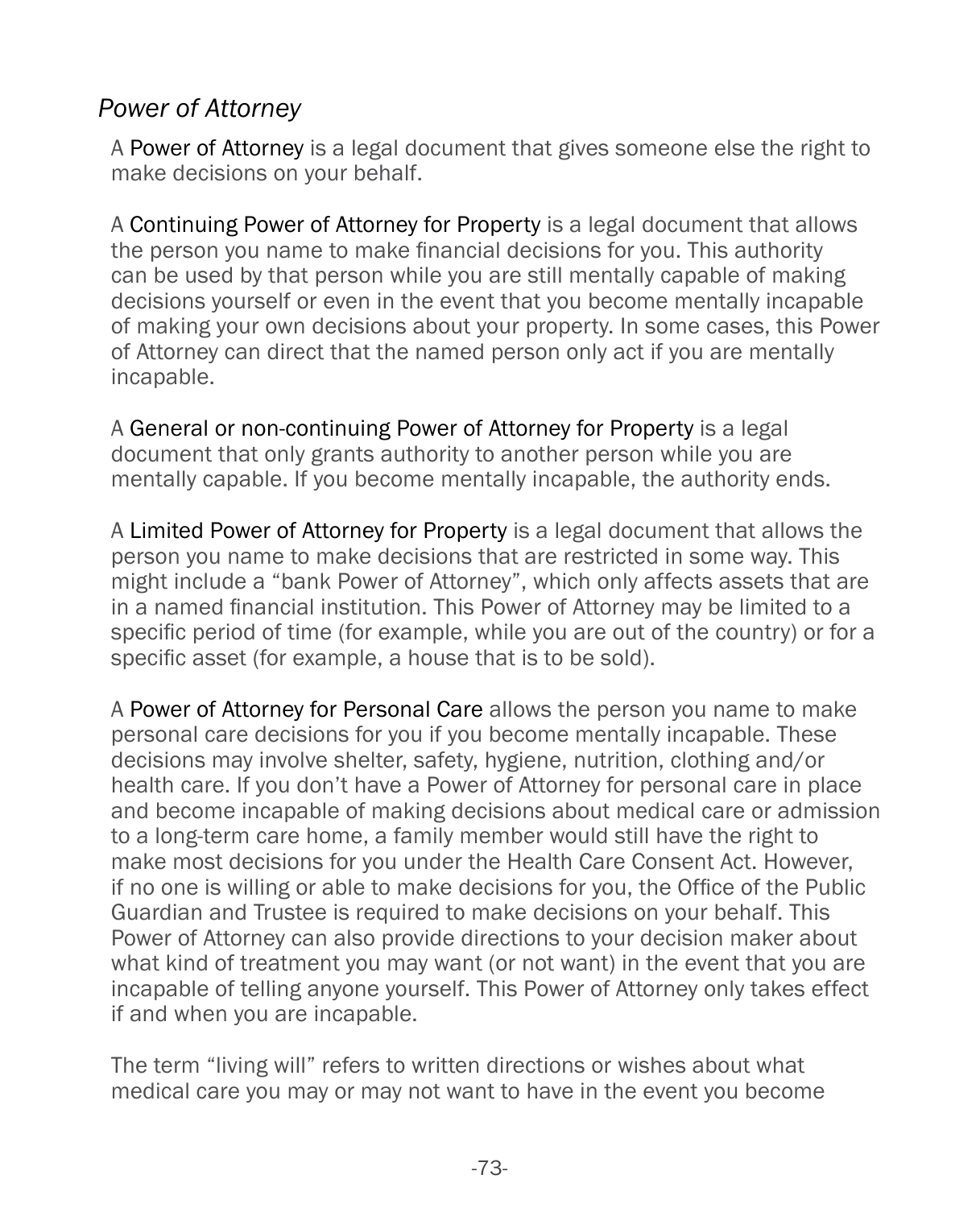## *Power of Attorney*

A Power of Attorney is a legal document that gives someone else the right to make decisions on your behalf.

A Continuing Power of Attorney for Property is a legal document that allows the person you name to make financial decisions for you. This authority can be used by that person while you are still mentally capable of making decisions yourself or even in the event that you become mentally incapable of making your own decisions about your property. In some cases, this Power of Attorney can direct that the named person only act if you are mentally incapable.

A General or non-continuing Power of Attorney for Property is a legal document that only grants authority to another person while you are mentally capable. If you become mentally incapable, the authority ends.

A Limited Power of Attorney for Property is a legal document that allows the person you name to make decisions that are restricted in some way. This might include a "bank Power of Attorney", which only affects assets that are in a named financial institution. This Power of Attorney may be limited to a specific period of time (for example, while you are out of the country) or for a specific asset (for example, a house that is to be sold).

A Power of Attorney for Personal Care allows the person you name to make personal care decisions for you if you become mentally incapable. These decisions may involve shelter, safety, hygiene, nutrition, clothing and/or health care. If you don't have a Power of Attorney for personal care in place and become incapable of making decisions about medical care or admission to a long-term care home, a family member would still have the right to make most decisions for you under the Health Care Consent Act. However, if no one is willing or able to make decisions for you, the Office of the Public Guardian and Trustee is required to make decisions on your behalf. This Power of Attorney can also provide directions to your decision maker about what kind of treatment you may want (or not want) in the event that you are incapable of telling anyone yourself. This Power of Attorney only takes effect if and when you are incapable.

The term "living will" refers to written directions or wishes about what medical care you may or may not want to have in the event you become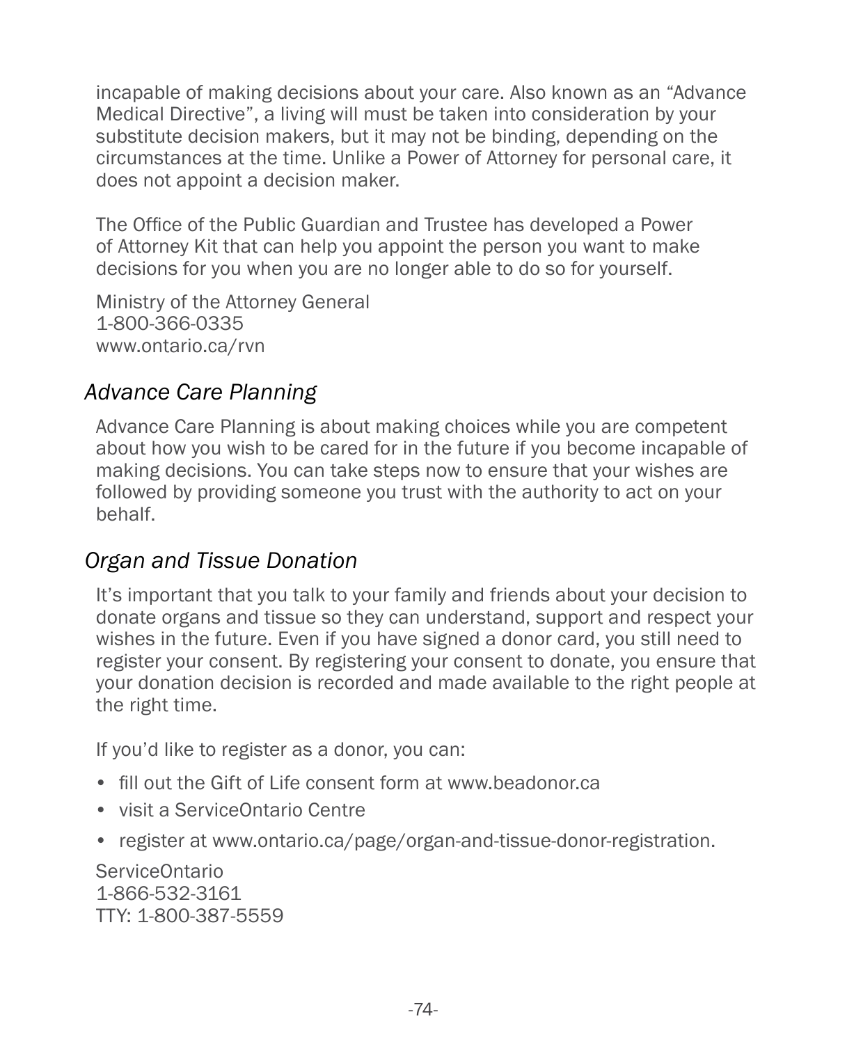incapable of making decisions about your care. Also known as an “Advance Medical Directive”, a living will must be taken into consideration by your substitute decision makers, but it may not be binding, depending on the circumstances at the time. Unlike a Power of Attorney for personal care, it does not appoint a decision maker.

The Office of the Public Guardian and Trustee has developed a Power of Attorney Kit that can help you appoint the person you want to make decisions for you when you are no longer able to do so for yourself.

Ministry of the Attorney General  
1-800-366-0335  
www.ontario.ca/rvn

### *Advance Care Planning*

Advance Care Planning is about making choices while you are competent about how you wish to be cared for in the future if you become incapable of making decisions. You can take steps now to ensure that your wishes are followed by providing someone you trust with the authority to act on your behalf.

### *Organ and Tissue Donation*

It’s important that you talk to your family and friends about your decision to donate organs and tissue so they can understand, support and respect your wishes in the future. Even if you have signed a donor card, you still need to register your consent. By registering your consent to donate, you ensure that your donation decision is recorded and made available to the right people at the right time.

If you’d like to register as a donor, you can:

- fill out the Gift of Life consent form at www.beadonor.ca
- visit a ServiceOntario Centre
- register at www.ontario.ca/page/organ-and-tissue-donor-registration.

ServiceOntario  
1-866-532-3161  
TTY: 1-800-387-5559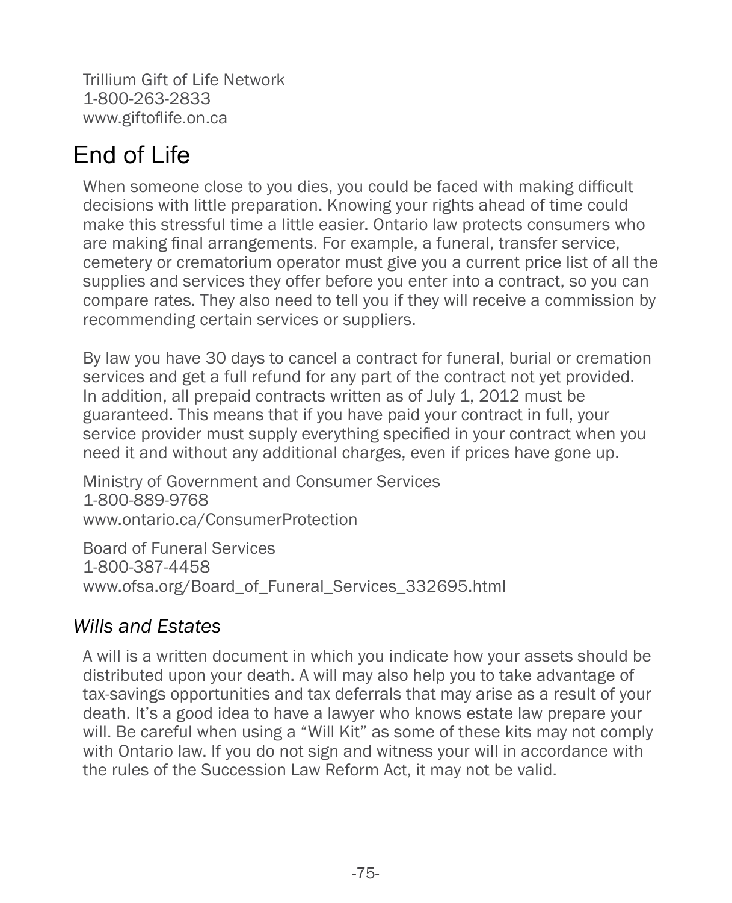Trillium Gift of Life Network
1-800-263-2833
www.giftoflife.on.ca

# End of Life

When someone close to you dies, you could be faced with making difficult decisions with little preparation. Knowing your rights ahead of time could make this stressful time a little easier. Ontario law protects consumers who are making final arrangements. For example, a funeral, transfer service, cemetery or crematorium operator must give you a current price list of all the supplies and services they offer before you enter into a contract, so you can compare rates. They also need to tell you if they will receive a commission by recommending certain services or suppliers.

By law you have 30 days to cancel a contract for funeral, burial or cremation services and get a full refund for any part of the contract not yet provided. In addition, all prepaid contracts written as of July 1, 2012 must be guaranteed. This means that if you have paid your contract in full, your service provider must supply everything specified in your contract when you need it and without any additional charges, even if prices have gone up.

Ministry of Government and Consumer Services
1-800-889-9768
www.ontario.ca/ConsumerProtection

Board of Funeral Services
1-800-387-4458
www.ofsa.org/Board_of_Funeral_Services_332695.html

## *Wills and Estates*

A will is a written document in which you indicate how your assets should be distributed upon your death. A will may also help you to take advantage of tax-savings opportunities and tax deferrals that may arise as a result of your death. It's a good idea to have a lawyer who knows estate law prepare your will. Be careful when using a "Will Kit" as some of these kits may not comply with Ontario law. If you do not sign and witness your will in accordance with the rules of the Succession Law Reform Act, it may not be valid.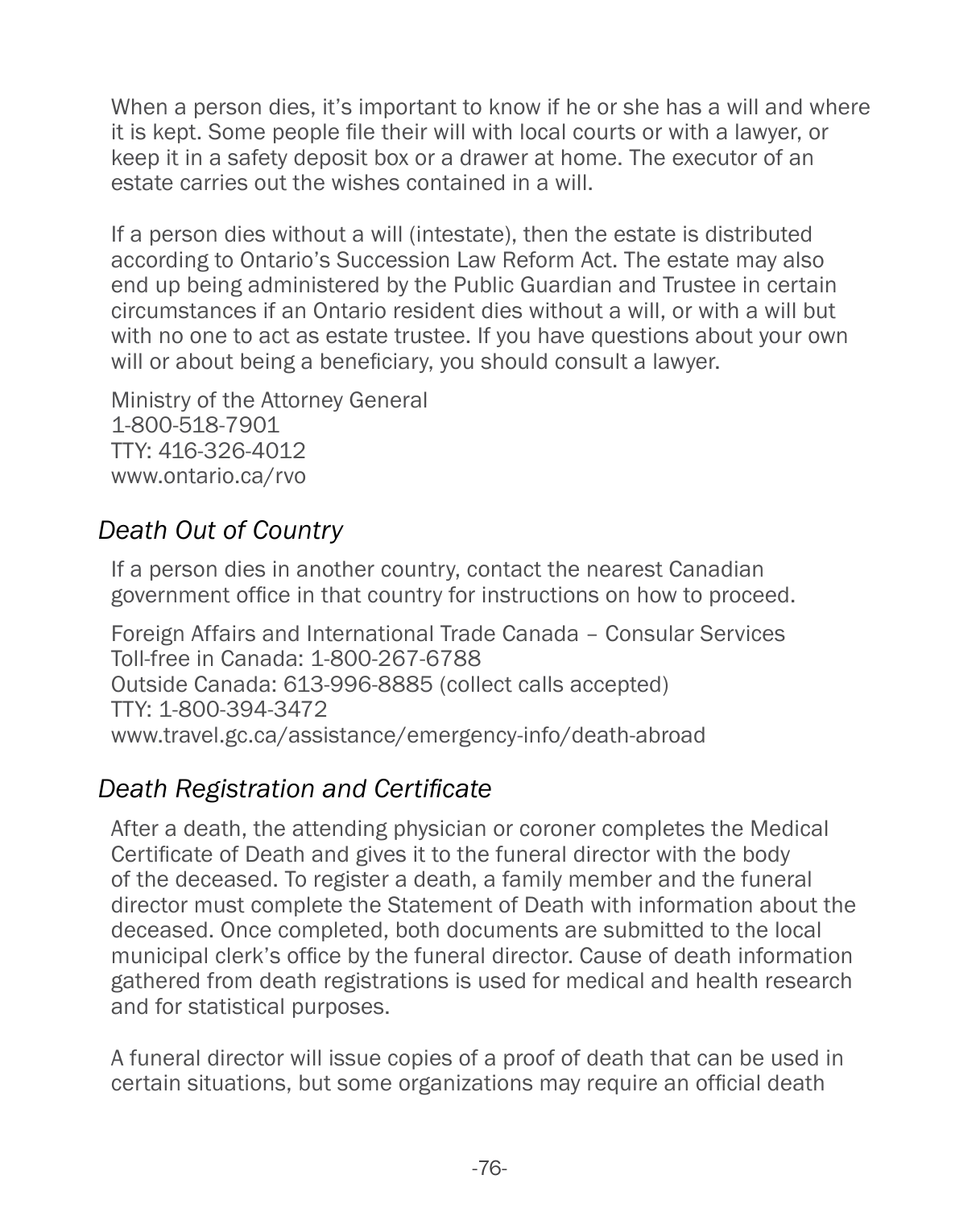When a person dies, it's important to know if he or she has a will and where it is kept. Some people file their will with local courts or with a lawyer, or keep it in a safety deposit box or a drawer at home. The executor of an estate carries out the wishes contained in a will.

If a person dies without a will (intestate), then the estate is distributed according to Ontario's Succession Law Reform Act. The estate may also end up being administered by the Public Guardian and Trustee in certain circumstances if an Ontario resident dies without a will, or with a will but with no one to act as estate trustee. If you have questions about your own will or about being a beneficiary, you should consult a lawyer.

Ministry of the Attorney General
1-800-518-7901
TTY: 416-326-4012
www.ontario.ca/rvo

## *Death Out of Country*

If a person dies in another country, contact the nearest Canadian government office in that country for instructions on how to proceed.

Foreign Affairs and International Trade Canada – Consular Services
Toll-free in Canada: 1-800-267-6788
Outside Canada: 613-996-8885 (collect calls accepted)
TTY: 1-800-394-3472
www.travel.gc.ca/assistance/emergency-info/death-abroad

## *Death Registration and Certificate*

After a death, the attending physician or coroner completes the Medical Certificate of Death and gives it to the funeral director with the body of the deceased. To register a death, a family member and the funeral director must complete the Statement of Death with information about the deceased. Once completed, both documents are submitted to the local municipal clerk's office by the funeral director. Cause of death information gathered from death registrations is used for medical and health research and for statistical purposes.

A funeral director will issue copies of a proof of death that can be used in certain situations, but some organizations may require an official death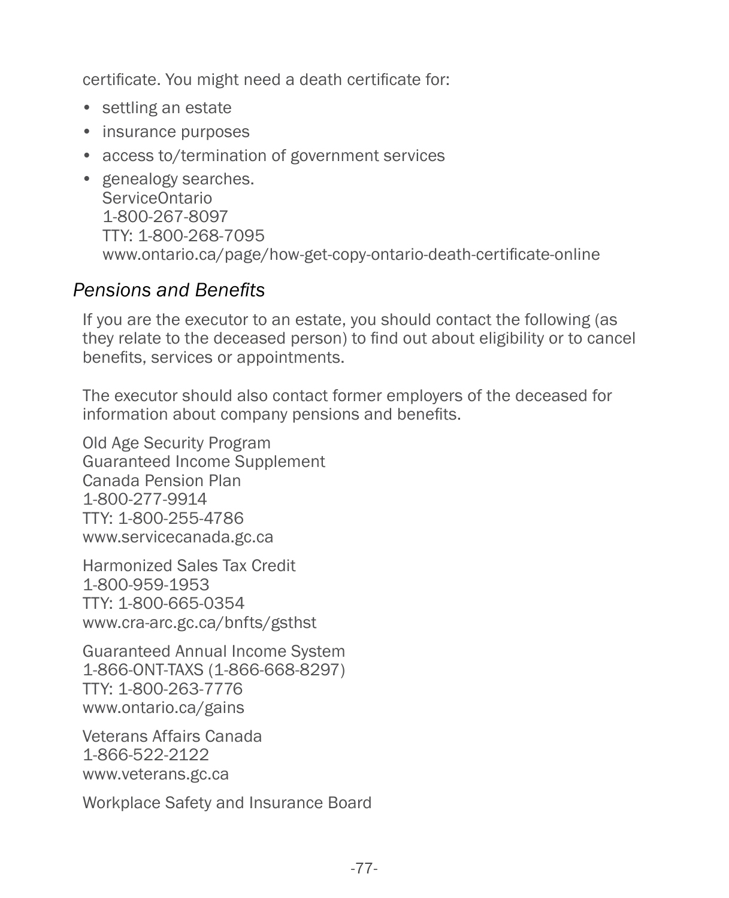certificate. You might need a death certificate for:

- settling an estate
- insurance purposes
- access to/termination of government services
- genealogy searches.
  ServiceOntario
  1-800-267-8097
  TTY: 1-800-268-7095
  www.ontario.ca/page/how-get-copy-ontario-death-certificate-online

### *Pensions and Benefits*

If you are the executor to an estate, you should contact the following (as they relate to the deceased person) to find out about eligibility or to cancel benefits, services or appointments.

The executor should also contact former employers of the deceased for information about company pensions and benefits.

Old Age Security Program
Guaranteed Income Supplement
Canada Pension Plan
1-800-277-9914
TTY: 1-800-255-4786
www.servicecanada.gc.ca

Harmonized Sales Tax Credit
1-800-959-1953
TTY: 1-800-665-0354
www.cra-arc.gc.ca/bnfts/gsthst

Guaranteed Annual Income System
1-866-ONT-TAXS (1-866-668-8297)
TTY: 1-800-263-7776
www.ontario.ca/gains

Veterans Affairs Canada
1-866-522-2122
www.veterans.gc.ca

Workplace Safety and Insurance Board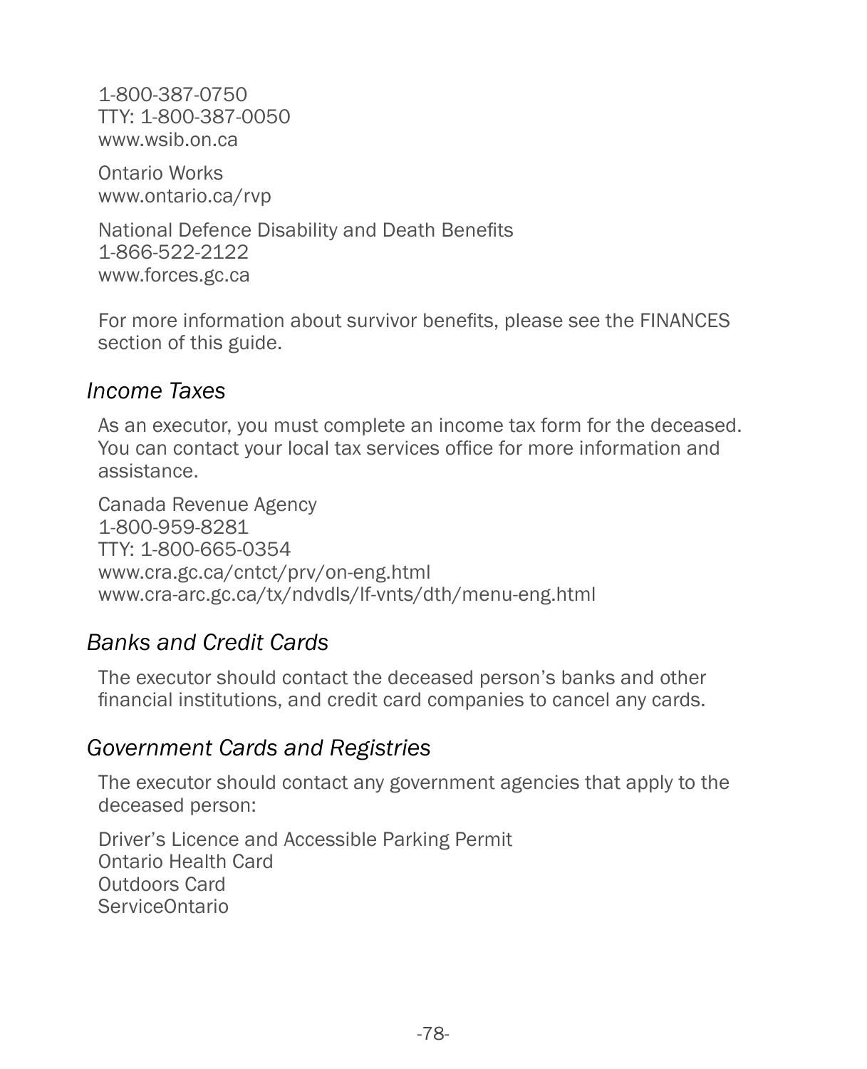1-800-387-0750
TTY: 1-800-387-0050
www.wsib.on.ca

Ontario Works
www.ontario.ca/rvp

National Defence Disability and Death Benefits
1-866-522-2122
www.forces.gc.ca

For more information about survivor benefits, please see the FINANCES section of this guide.

### *Income Taxes*

As an executor, you must complete an income tax form for the deceased. You can contact your local tax services office for more information and assistance.

Canada Revenue Agency
1-800-959-8281
TTY: 1-800-665-0354
www.cra.gc.ca/cntct/prv/on-eng.html
www.cra-arc.gc.ca/tx/ndvdls/lf-vnts/dth/menu-eng.html

### *Banks and Credit Cards*

The executor should contact the deceased person's banks and other financial institutions, and credit card companies to cancel any cards.

### *Government Cards and Registries*

The executor should contact any government agencies that apply to the deceased person:

Driver's Licence and Accessible Parking Permit
Ontario Health Card
Outdoors Card
ServiceOntario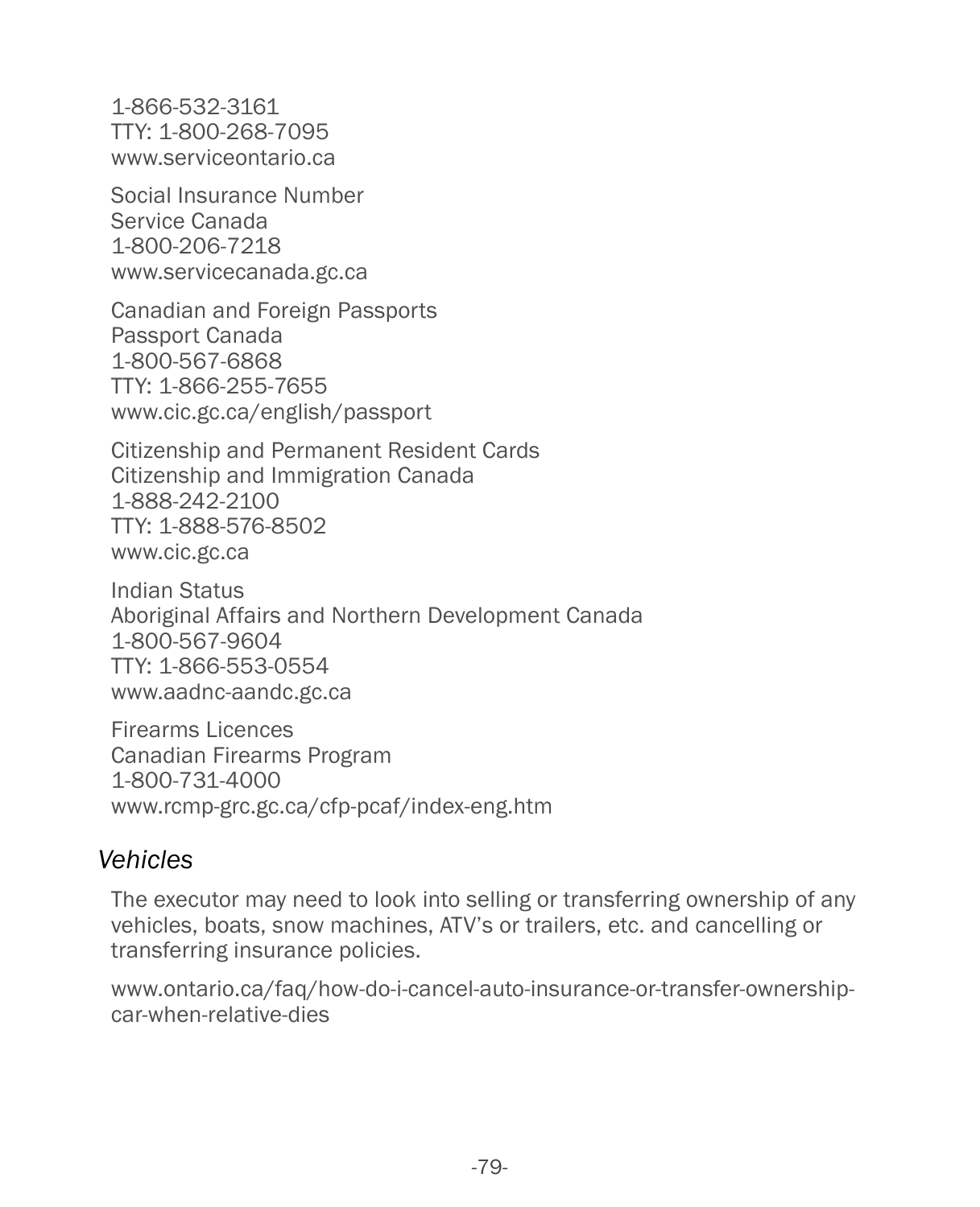1-866-532-3161
TTY: 1-800-268-7095
www.serviceontario.ca

Social Insurance Number
Service Canada
1-800-206-7218
www.servicecanada.gc.ca

Canadian and Foreign Passports
Passport Canada
1-800-567-6868
TTY: 1-866-255-7655
www.cic.gc.ca/english/passport

Citizenship and Permanent Resident Cards
Citizenship and Immigration Canada
1-888-242-2100
TTY: 1-888-576-8502
www.cic.gc.ca

Indian Status
Aboriginal Affairs and Northern Development Canada
1-800-567-9604
TTY: 1-866-553-0554
www.aadnc-aandc.gc.ca

Firearms Licences
Canadian Firearms Program
1-800-731-4000
www.rcmp-grc.gc.ca/cfp-pcaf/index-eng.htm

## *Vehicles*

The executor may need to look into selling or transferring ownership of any vehicles, boats, snow machines, ATV's or trailers, etc. and cancelling or transferring insurance policies.

www.ontario.ca/faq/how-do-i-cancel-auto-insurance-or-transfer-ownership-car-when-relative-dies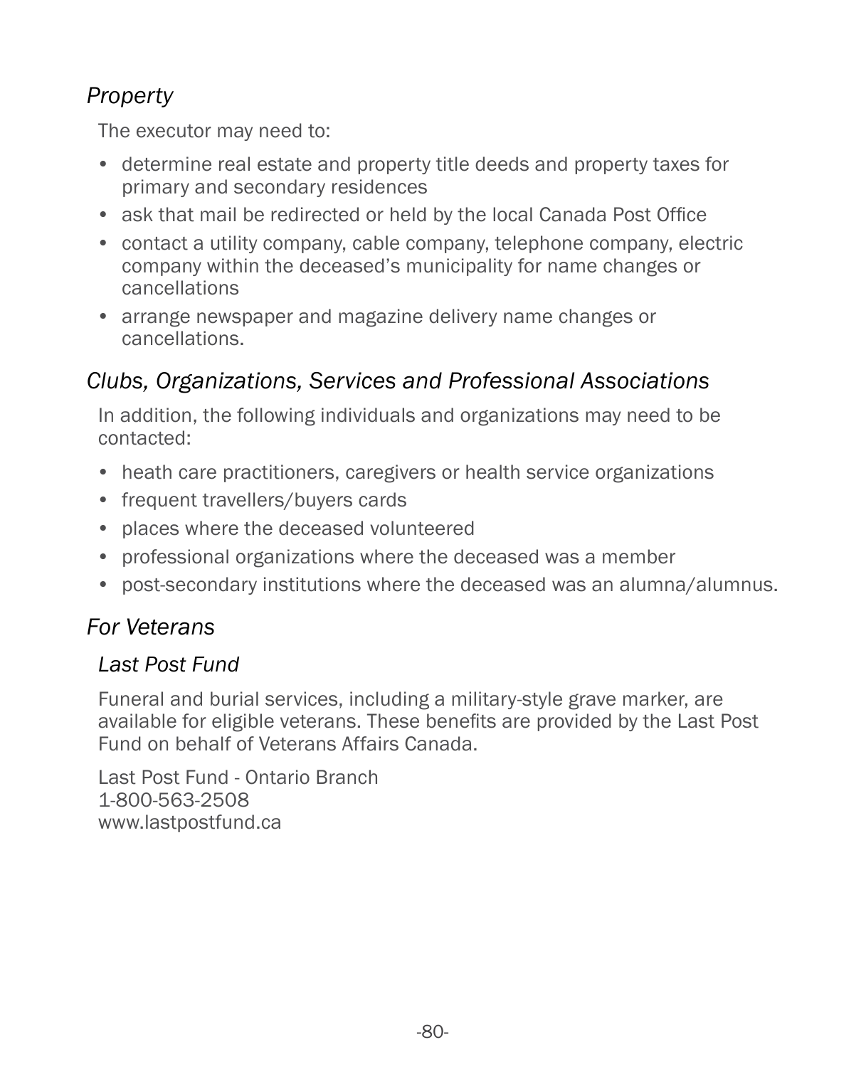### *Property*

The executor may need to:

- determine real estate and property title deeds and property taxes for primary and secondary residences
- ask that mail be redirected or held by the local Canada Post Office
- contact a utility company, cable company, telephone company, electric company within the deceased's municipality for name changes or cancellations
- arrange newspaper and magazine delivery name changes or cancellations.

### *Clubs, Organizations, Services and Professional Associations*

In addition, the following individuals and organizations may need to be contacted:

- heath care practitioners, caregivers or health service organizations
- frequent travellers/buyers cards
- places where the deceased volunteered
- professional organizations where the deceased was a member
- post-secondary institutions where the deceased was an alumna/alumnus.

### *For Veterans*

#### *Last Post Fund*

Funeral and burial services, including a military-style grave marker, are available for eligible veterans. These benefits are provided by the Last Post Fund on behalf of Veterans Affairs Canada.

Last Post Fund - Ontario Branch
1-800-563-2508
www.lastpostfund.ca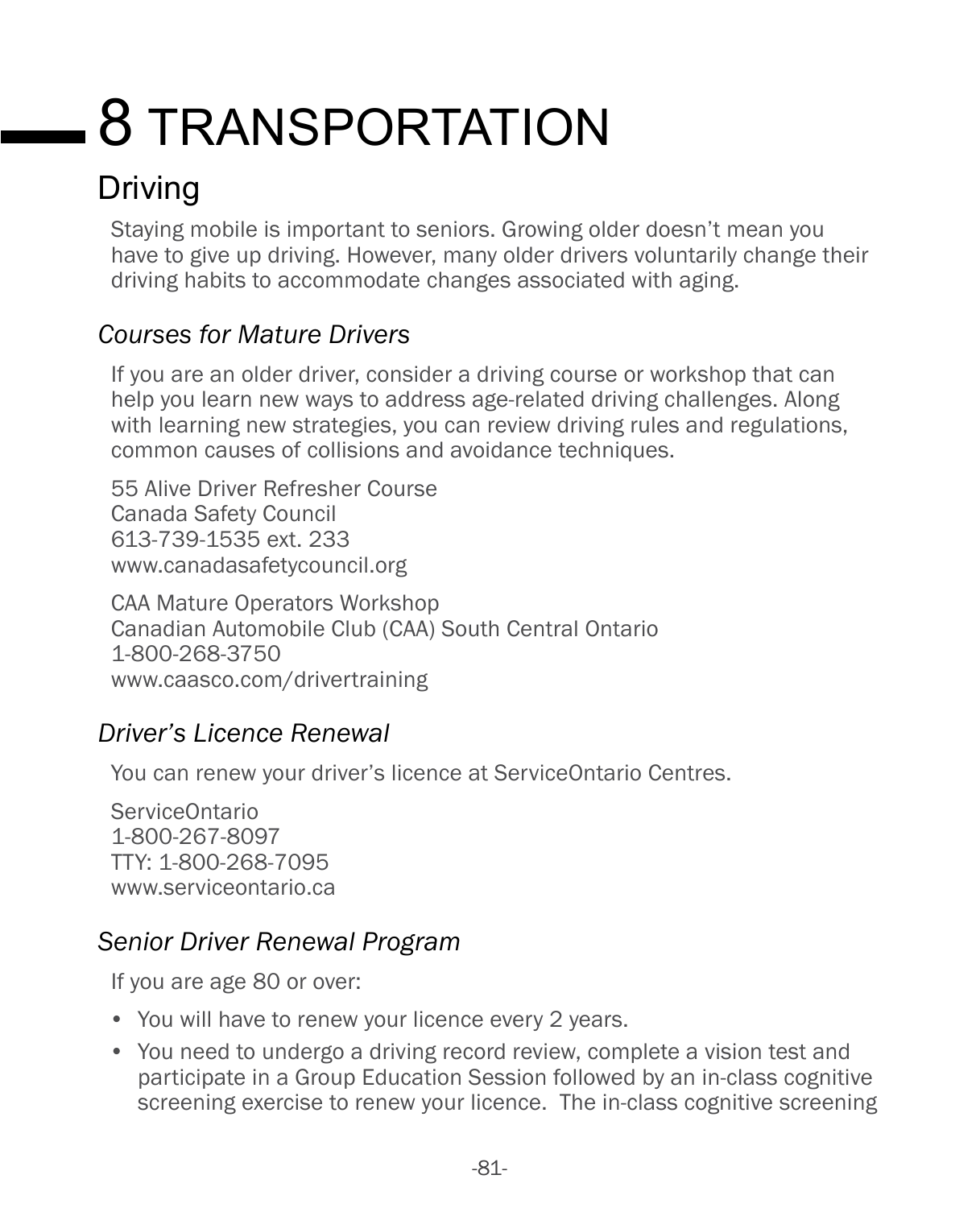# 8 TRANSPORTATION

## Driving

Staying mobile is important to seniors. Growing older doesn't mean you have to give up driving. However, many older drivers voluntarily change their driving habits to accommodate changes associated with aging.

### *Courses for Mature Drivers*

If you are an older driver, consider a driving course or workshop that can help you learn new ways to address age-related driving challenges. Along with learning new strategies, you can review driving rules and regulations, common causes of collisions and avoidance techniques.

55 Alive Driver Refresher Course
Canada Safety Council
613-739-1535 ext. 233
www.canadasafetycouncil.org

CAA Mature Operators Workshop
Canadian Automobile Club (CAA) South Central Ontario
1-800-268-3750
www.caasco.com/drivertraining

### *Driver's Licence Renewal*

You can renew your driver's licence at ServiceOntario Centres.

ServiceOntario
1-800-267-8097
TTY: 1-800-268-7095
www.serviceontario.ca

### *Senior Driver Renewal Program*

If you are age 80 or over:

- You will have to renew your licence every 2 years.
- You need to undergo a driving record review, complete a vision test and participate in a Group Education Session followed by an in-class cognitive screening exercise to renew your licence. The in-class cognitive screening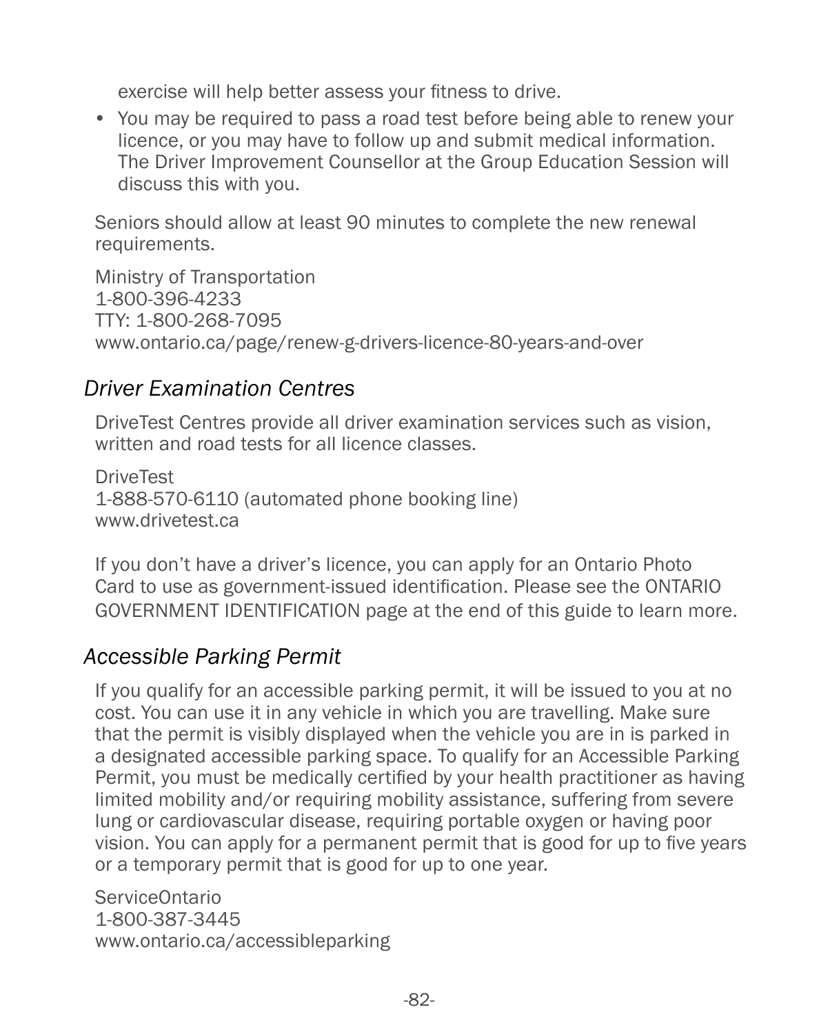exercise will help better assess your fitness to drive.

- You may be required to pass a road test before being able to renew your licence, or you may have to follow up and submit medical information. The Driver Improvement Counsellor at the Group Education Session will discuss this with you.

Seniors should allow at least 90 minutes to complete the new renewal requirements.

Ministry of Transportation
1-800-396-4233
TTY: 1-800-268-7095
www.ontario.ca/page/renew-g-drivers-licence-80-years-and-over

## *Driver Examination Centres*

DriveTest Centres provide all driver examination services such as vision, written and road tests for all licence classes.

DriveTest
1-888-570-6110 (automated phone booking line)
www.drivetest.ca

If you don't have a driver's licence, you can apply for an Ontario Photo Card to use as government-issued identification. Please see the ONTARIO GOVERNMENT IDENTIFICATION page at the end of this guide to learn more.

## *Accessible Parking Permit*

If you qualify for an accessible parking permit, it will be issued to you at no cost. You can use it in any vehicle in which you are travelling. Make sure that the permit is visibly displayed when the vehicle you are in is parked in a designated accessible parking space. To qualify for an Accessible Parking Permit, you must be medically certified by your health practitioner as having limited mobility and/or requiring mobility assistance, suffering from severe lung or cardiovascular disease, requiring portable oxygen or having poor vision. You can apply for a permanent permit that is good for up to five years or a temporary permit that is good for up to one year.

ServiceOntario
1-800-387-3445
www.ontario.ca/accessibleparking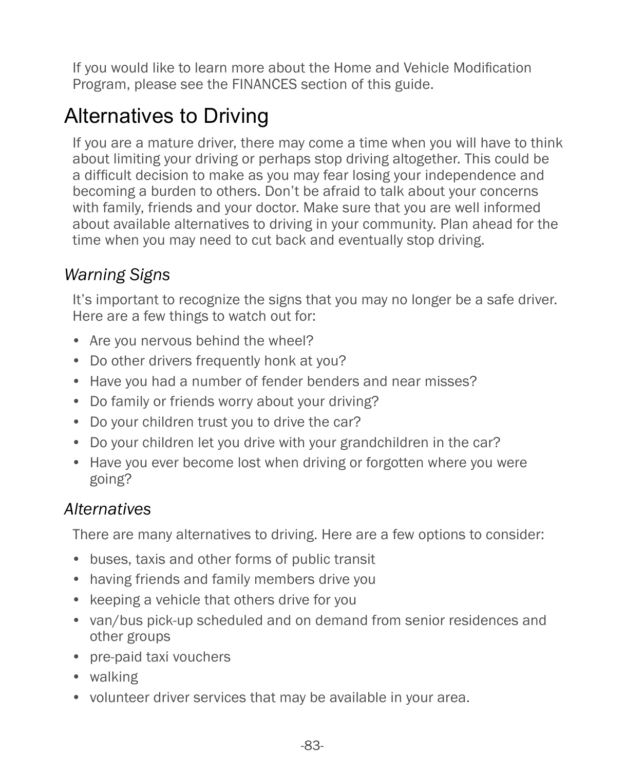If you would like to learn more about the Home and Vehicle Modification Program, please see the FINANCES section of this guide.

## Alternatives to Driving

If you are a mature driver, there may come a time when you will have to think about limiting your driving or perhaps stop driving altogether. This could be a difficult decision to make as you may fear losing your independence and becoming a burden to others. Don't be afraid to talk about your concerns with family, friends and your doctor. Make sure that you are well informed about available alternatives to driving in your community. Plan ahead for the time when you may need to cut back and eventually stop driving.

### *Warning Signs*

It's important to recognize the signs that you may no longer be a safe driver. Here are a few things to watch out for:

- Are you nervous behind the wheel?
- Do other drivers frequently honk at you?
- Have you had a number of fender benders and near misses?
- Do family or friends worry about your driving?
- Do your children trust you to drive the car?
- Do your children let you drive with your grandchildren in the car?
- Have you ever become lost when driving or forgotten where you were going?

### *Alternatives*

There are many alternatives to driving. Here are a few options to consider:

- buses, taxis and other forms of public transit
- having friends and family members drive you
- keeping a vehicle that others drive for you
- van/bus pick-up scheduled and on demand from senior residences and other groups
- pre-paid taxi vouchers
- walking
- volunteer driver services that may be available in your area.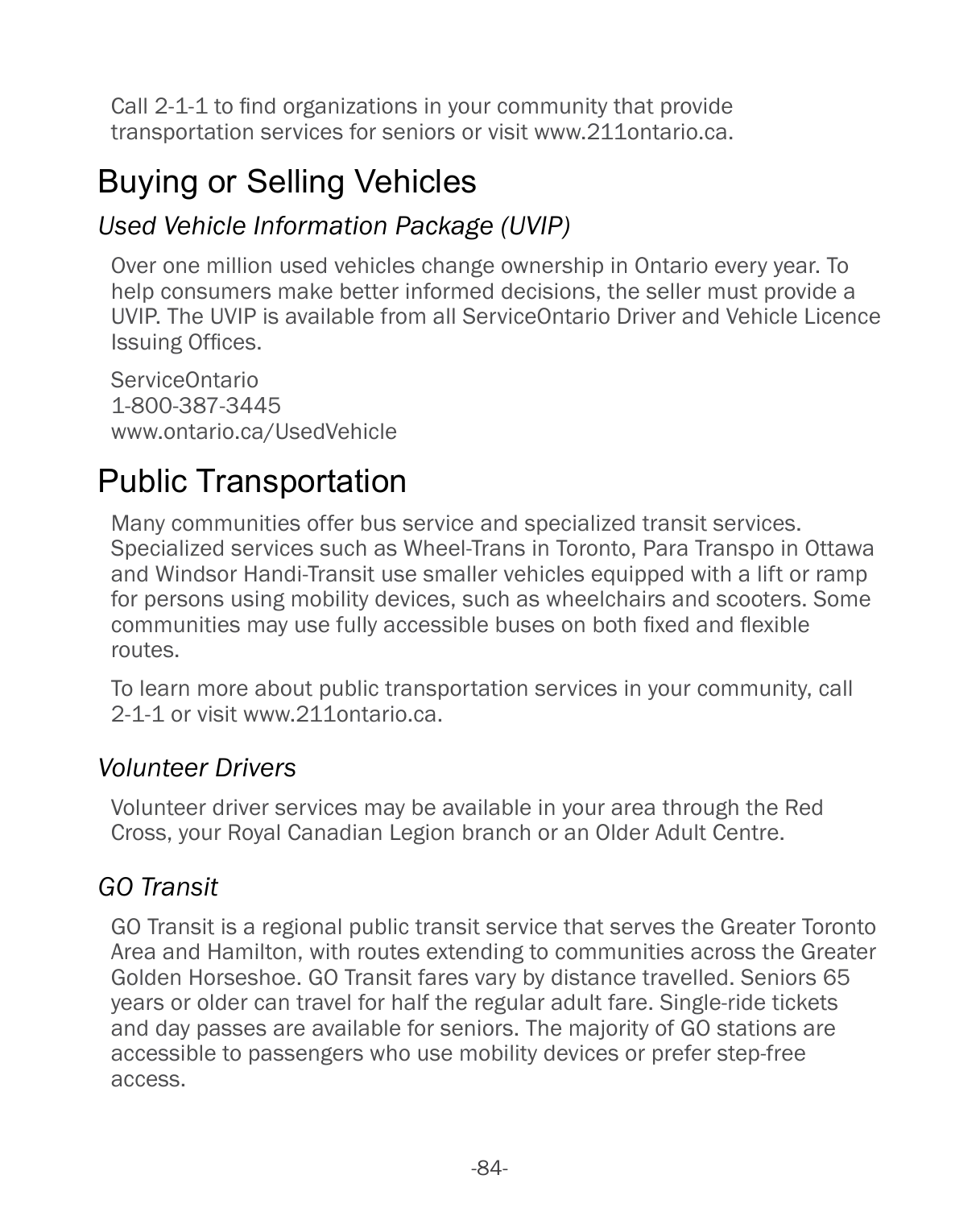Call 2-1-1 to find organizations in your community that provide transportation services for seniors or visit www.211ontario.ca.

# Buying or Selling Vehicles

## *Used Vehicle Information Package (UVIP)*

Over one million used vehicles change ownership in Ontario every year. To help consumers make better informed decisions, the seller must provide a UVIP. The UVIP is available from all ServiceOntario Driver and Vehicle Licence Issuing Offices.

ServiceOntario
1-800-387-3445
www.ontario.ca/UsedVehicle

# Public Transportation

Many communities offer bus service and specialized transit services. Specialized services such as Wheel-Trans in Toronto, Para Transpo in Ottawa and Windsor Handi-Transit use smaller vehicles equipped with a lift or ramp for persons using mobility devices, such as wheelchairs and scooters. Some communities may use fully accessible buses on both fixed and flexible routes.

To learn more about public transportation services in your community, call 2-1-1 or visit www.211ontario.ca.

## *Volunteer Drivers*

Volunteer driver services may be available in your area through the Red Cross, your Royal Canadian Legion branch or an Older Adult Centre.

## *GO Transit*

GO Transit is a regional public transit service that serves the Greater Toronto Area and Hamilton, with routes extending to communities across the Greater Golden Horseshoe. GO Transit fares vary by distance travelled. Seniors 65 years or older can travel for half the regular adult fare. Single-ride tickets and day passes are available for seniors. The majority of GO stations are accessible to passengers who use mobility devices or prefer step-free access.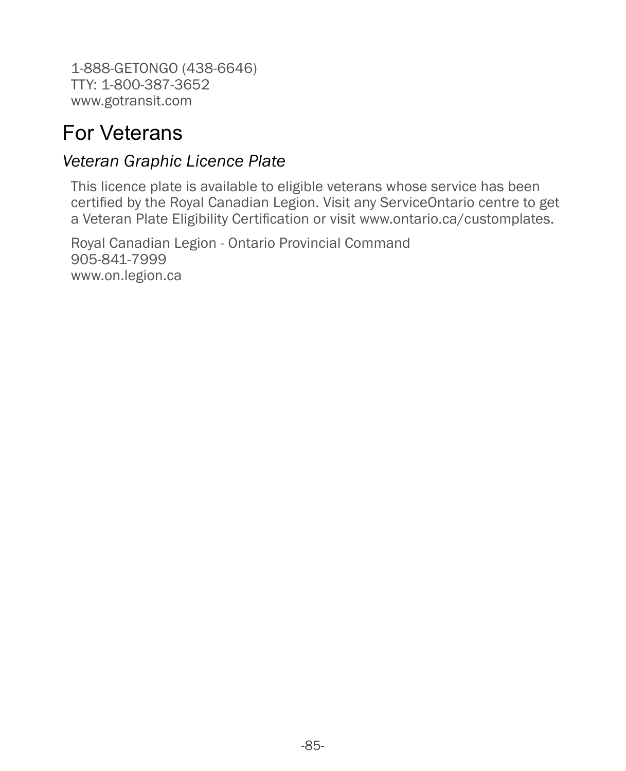1-888-GETONGO (438-6646)
TTY: 1-800-387-3652
www.gotransit.com

## For Veterans

### *Veteran Graphic Licence Plate*

This licence plate is available to eligible veterans whose service has been certified by the Royal Canadian Legion. Visit any ServiceOntario centre to get a Veteran Plate Eligibility Certification or visit www.ontario.ca/customplates.

Royal Canadian Legion - Ontario Provincial Command
905-841-7999
www.on.legion.ca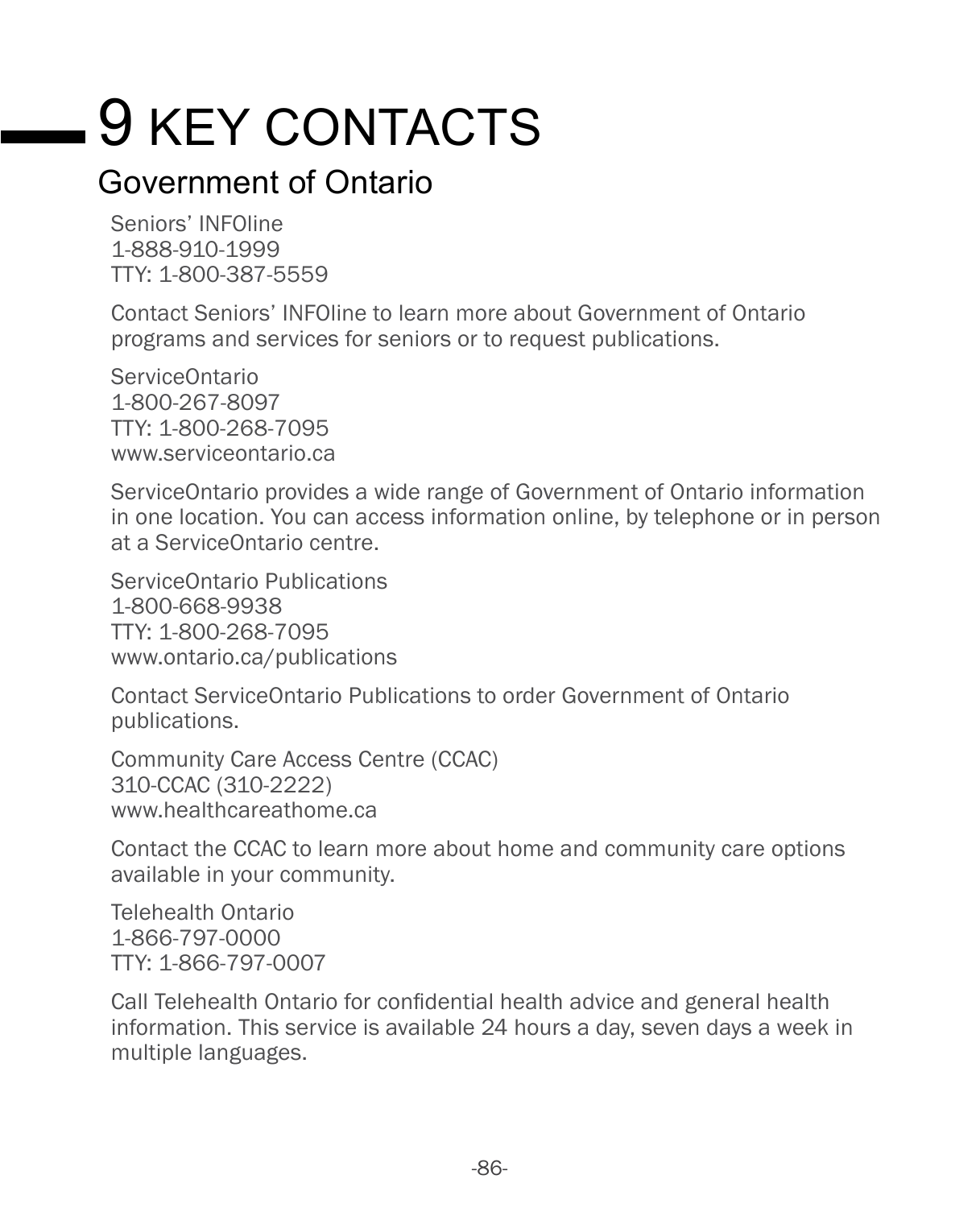# 9 KEY CONTACTS

## Government of Ontario

Seniors' INFOline
1-888-910-1999
TTY: 1-800-387-5559

Contact Seniors' INFOline to learn more about Government of Ontario programs and services for seniors or to request publications.

ServiceOntario
1-800-267-8097
TTY: 1-800-268-7095
www.serviceontario.ca

ServiceOntario provides a wide range of Government of Ontario information in one location. You can access information online, by telephone or in person at a ServiceOntario centre.

ServiceOntario Publications
1-800-668-9938
TTY: 1-800-268-7095
www.ontario.ca/publications

Contact ServiceOntario Publications to order Government of Ontario publications.

Community Care Access Centre (CCAC)
310-CCAC (310-2222)
www.healthcareathome.ca

Contact the CCAC to learn more about home and community care options available in your community.

Telehealth Ontario
1-866-797-0000
TTY: 1-866-797-0007

Call Telehealth Ontario for confidential health advice and general health information. This service is available 24 hours a day, seven days a week in multiple languages.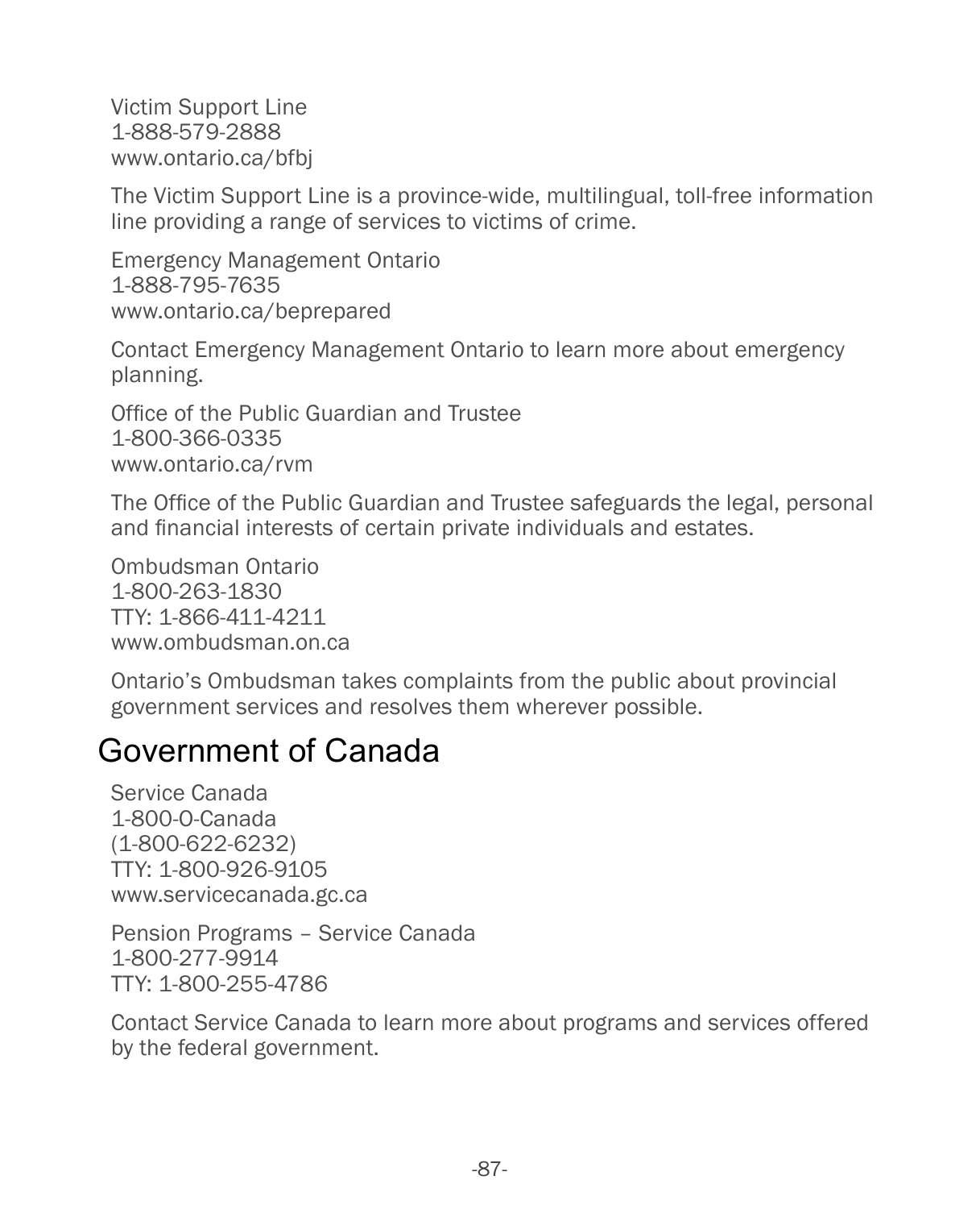Victim Support Line
1-888-579-2888
www.ontario.ca/bfbj

The Victim Support Line is a province-wide, multilingual, toll-free information line providing a range of services to victims of crime.

Emergency Management Ontario
1-888-795-7635
www.ontario.ca/beprepared

Contact Emergency Management Ontario to learn more about emergency planning.

Office of the Public Guardian and Trustee
1-800-366-0335
www.ontario.ca/rvm

The Office of the Public Guardian and Trustee safeguards the legal, personal and financial interests of certain private individuals and estates.

Ombudsman Ontario
1-800-263-1830
TTY: 1-866-411-4211
www.ombudsman.on.ca

Ontario's Ombudsman takes complaints from the public about provincial government services and resolves them wherever possible.

## Government of Canada

Service Canada
1-800-O-Canada
(1-800-622-6232)
TTY: 1-800-926-9105
www.servicecanada.gc.ca

Pension Programs – Service Canada
1-800-277-9914
TTY: 1-800-255-4786

Contact Service Canada to learn more about programs and services offered by the federal government.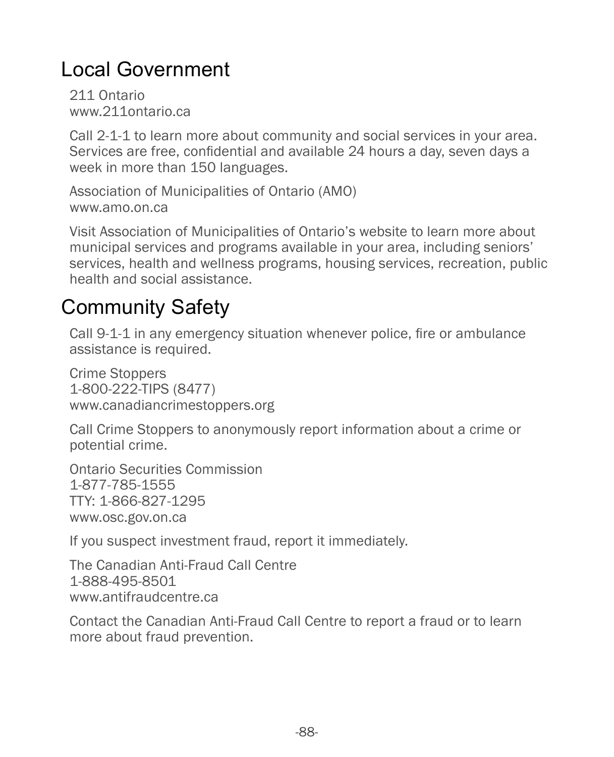## Local Government

211 Ontario
www.211ontario.ca

Call 2-1-1 to learn more about community and social services in your area. Services are free, confidential and available 24 hours a day, seven days a week in more than 150 languages.

Association of Municipalities of Ontario (AMO)
www.amo.on.ca

Visit Association of Municipalities of Ontario's website to learn more about municipal services and programs available in your area, including seniors' services, health and wellness programs, housing services, recreation, public health and social assistance.

## Community Safety

Call 9-1-1 in any emergency situation whenever police, fire or ambulance assistance is required.

Crime Stoppers
1-800-222-TIPS (8477)
www.canadiancrimestoppers.org

Call Crime Stoppers to anonymously report information about a crime or potential crime.

Ontario Securities Commission
1-877-785-1555
TTY: 1-866-827-1295
www.osc.gov.on.ca

If you suspect investment fraud, report it immediately.

The Canadian Anti-Fraud Call Centre
1-888-495-8501
www.antifraudcentre.ca

Contact the Canadian Anti-Fraud Call Centre to report a fraud or to learn more about fraud prevention.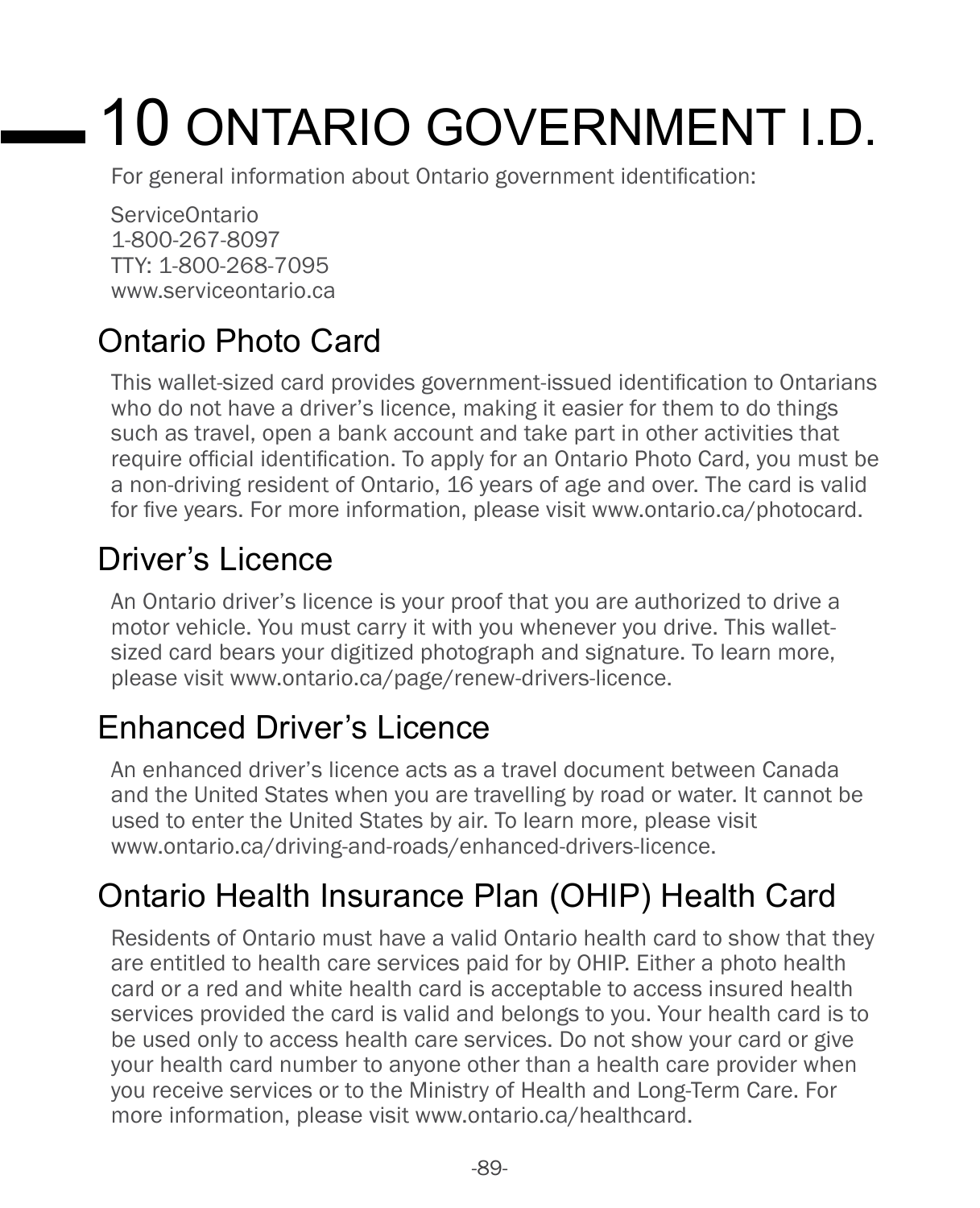# 10 ONTARIO GOVERNMENT I.D.

For general information about Ontario government identification:

ServiceOntario
1-800-267-8097
TTY: 1-800-268-7095
www.serviceontario.ca

## Ontario Photo Card

This wallet-sized card provides government-issued identification to Ontarians who do not have a driver's licence, making it easier for them to do things such as travel, open a bank account and take part in other activities that require official identification. To apply for an Ontario Photo Card, you must be a non-driving resident of Ontario, 16 years of age and over. The card is valid for five years. For more information, please visit www.ontario.ca/photocard.

## Driver's Licence

An Ontario driver's licence is your proof that you are authorized to drive a motor vehicle. You must carry it with you whenever you drive. This wallet-sized card bears your digitized photograph and signature. To learn more, please visit www.ontario.ca/page/renew-drivers-licence.

## Enhanced Driver's Licence

An enhanced driver's licence acts as a travel document between Canada and the United States when you are travelling by road or water. It cannot be used to enter the United States by air. To learn more, please visit www.ontario.ca/driving-and-roads/enhanced-drivers-licence.

## Ontario Health Insurance Plan (OHIP) Health Card

Residents of Ontario must have a valid Ontario health card to show that they are entitled to health care services paid for by OHIP. Either a photo health card or a red and white health card is acceptable to access insured health services provided the card is valid and belongs to you. Your health card is to be used only to access health care services. Do not show your card or give your health card number to anyone other than a health care provider when you receive services or to the Ministry of Health and Long-Term Care. For more information, please visit www.ontario.ca/healthcard.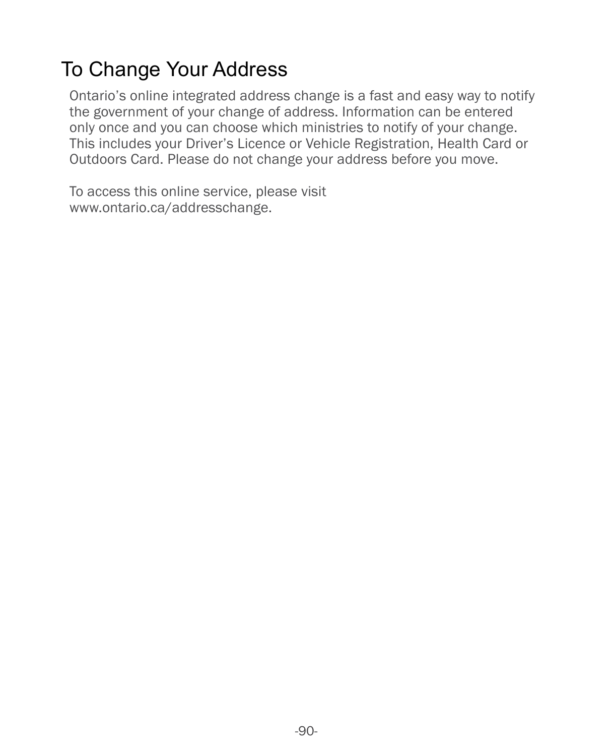# To Change Your Address

Ontario's online integrated address change is a fast and easy way to notify the government of your change of address. Information can be entered only once and you can choose which ministries to notify of your change. This includes your Driver's Licence or Vehicle Registration, Health Card or Outdoors Card. Please do not change your address before you move.

To access this online service, please visit www.ontario.ca/addresschange.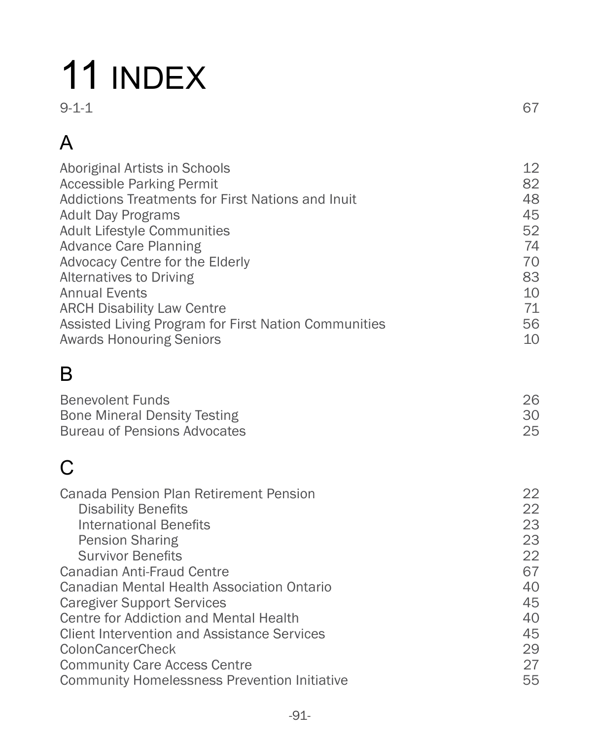# 11 INDEX

| | |
|---|---|
| 9-1-1 | 67 |

## A

| | |
|---|---|
| Aboriginal Artists in Schools | 12 |
| Accessible Parking Permit | 82 |
| Addictions Treatments for First Nations and Inuit | 48 |
| Adult Day Programs | 45 |
| Adult Lifestyle Communities | 52 |
| Advance Care Planning | 74 |
| Advocacy Centre for the Elderly | 70 |
| Alternatives to Driving | 83 |
| Annual Events | 10 |
| ARCH Disability Law Centre | 71 |
| Assisted Living Program for First Nation Communities | 56 |
| Awards Honouring Seniors | 10 |

## B

| | |
|---|---|
| Benevolent Funds | 26 |
| Bone Mineral Density Testing | 30 |
| Bureau of Pensions Advocates | 25 |

## C

| | |
|---|---|
| Canada Pension Plan Retirement Pension | 22 |
| Disability Benefits | 22 |
| International Benefits | 23 |
| Pension Sharing | 23 |
| Survivor Benefits | 22 |
| Canadian Anti-Fraud Centre | 67 |
| Canadian Mental Health Association Ontario | 40 |
| Caregiver Support Services | 45 |
| Centre for Addiction and Mental Health | 40 |
| Client Intervention and Assistance Services | 45 |
| ColonCancerCheck | 29 |
| Community Care Access Centre | 27 |
| Community Homelessness Prevention Initiative | 55 |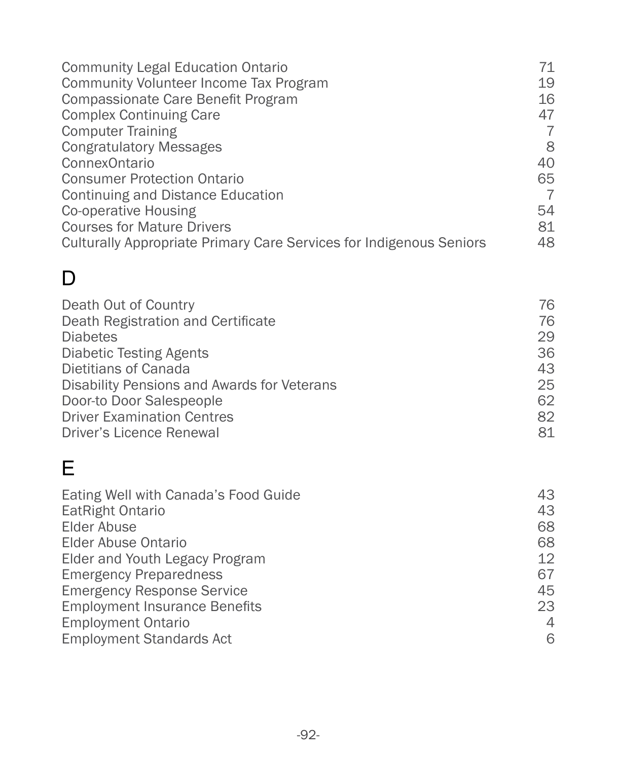| | |
|---|---|
| Community Legal Education Ontario | 71 |
| Community Volunteer Income Tax Program | 19 |
| Compassionate Care Benefit Program | 16 |
| Complex Continuing Care | 47 |
| Computer Training | 7 |
| Congratulatory Messages | 8 |
| ConnexOntario | 40 |
| Consumer Protection Ontario | 65 |
| Continuing and Distance Education | 7 |
| Co-operative Housing | 54 |
| Courses for Mature Drivers | 81 |
| Culturally Appropriate Primary Care Services for Indigenous Seniors | 48 |

# D

| | |
|---|---|
| Death Out of Country | 76 |
| Death Registration and Certificate | 76 |
| Diabetes | 29 |
| Diabetic Testing Agents | 36 |
| Dietitians of Canada | 43 |
| Disability Pensions and Awards for Veterans | 25 |
| Door-to Door Salespeople | 62 |
| Driver Examination Centres | 82 |
| Driver's Licence Renewal | 81 |

# E

| | |
|---|---|
| Eating Well with Canada's Food Guide | 43 |
| EatRight Ontario | 43 |
| Elder Abuse | 68 |
| Elder Abuse Ontario | 68 |
| Elder and Youth Legacy Program | 12 |
| Emergency Preparedness | 67 |
| Emergency Response Service | 45 |
| Employment Insurance Benefits | 23 |
| Employment Ontario | 4 |
| Employment Standards Act | 6 |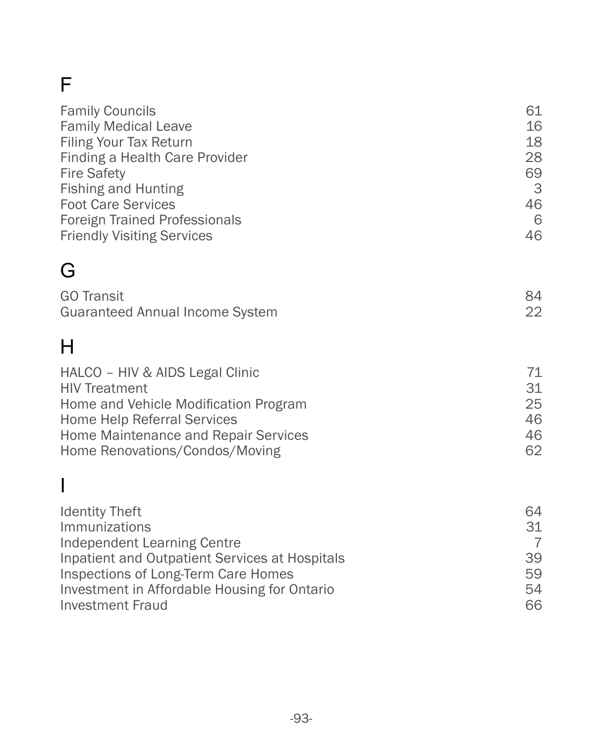# F

| | |
|---|---|
| Family Councils | 61 |
| Family Medical Leave | 16 |
| Filing Your Tax Return | 18 |
| Finding a Health Care Provider | 28 |
| Fire Safety | 69 |
| Fishing and Hunting | 3 |
| Foot Care Services | 46 |
| Foreign Trained Professionals | 6 |
| Friendly Visiting Services | 46 |

# G

| | |
|---|---|
| GO Transit | 84 |
| Guaranteed Annual Income System | 22 |

# H

| | |
|---|---|
| HALCO – HIV & AIDS Legal Clinic | 71 |
| HIV Treatment | 31 |
| Home and Vehicle Modification Program | 25 |
| Home Help Referral Services | 46 |
| Home Maintenance and Repair Services | 46 |
| Home Renovations/Condos/Moving | 62 |

# I

| | |
|---|---|
| Identity Theft | 64 |
| Immunizations | 31 |
| Independent Learning Centre | 7 |
| Inpatient and Outpatient Services at Hospitals | 39 |
| Inspections of Long-Term Care Homes | 59 |
| Investment in Affordable Housing for Ontario | 54 |
| Investment Fraud | 66 |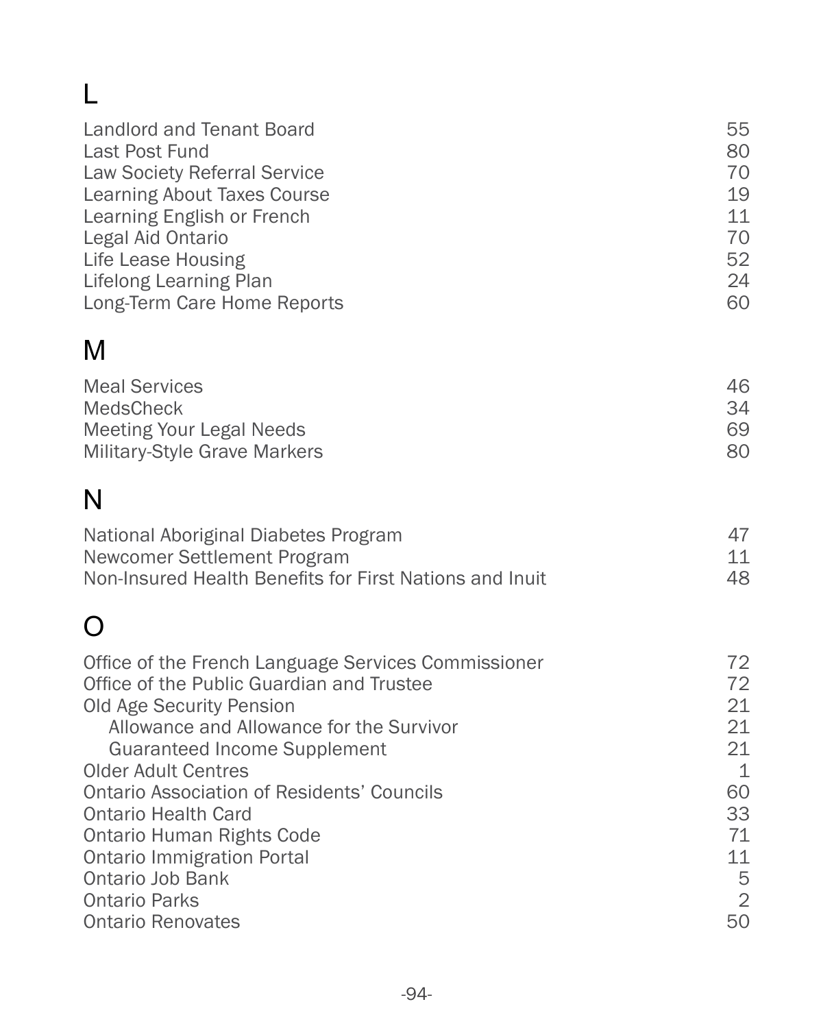## L

| | |
|---|---|
| Landlord and Tenant Board | 55 |
| Last Post Fund | 80 |
| Law Society Referral Service | 70 |
| Learning About Taxes Course | 19 |
| Learning English or French | 11 |
| Legal Aid Ontario | 70 |
| Life Lease Housing | 52 |
| Lifelong Learning Plan | 24 |
| Long-Term Care Home Reports | 60 |

## M

| | |
|---|---|
| Meal Services | 46 |
| MedsCheck | 34 |
| Meeting Your Legal Needs | 69 |
| Military-Style Grave Markers | 80 |

## N

| | |
|---|---|
| National Aboriginal Diabetes Program | 47 |
| Newcomer Settlement Program | 11 |
| Non-Insured Health Benefits for First Nations and Inuit | 48 |

## O

| | |
|---|---|
| Office of the French Language Services Commissioner | 72 |
| Office of the Public Guardian and Trustee | 72 |
| Old Age Security Pension | 21 |
| &nbsp;&nbsp;&nbsp;&nbsp;Allowance and Allowance for the Survivor | 21 |
| &nbsp;&nbsp;&nbsp;&nbsp;Guaranteed Income Supplement | 21 |
| Older Adult Centres | 1 |
| Ontario Association of Residents' Councils | 60 |
| Ontario Health Card | 33 |
| Ontario Human Rights Code | 71 |
| Ontario Immigration Portal | 11 |
| Ontario Job Bank | 5 |
| Ontario Parks | 2 |
| Ontario Renovates | 50 |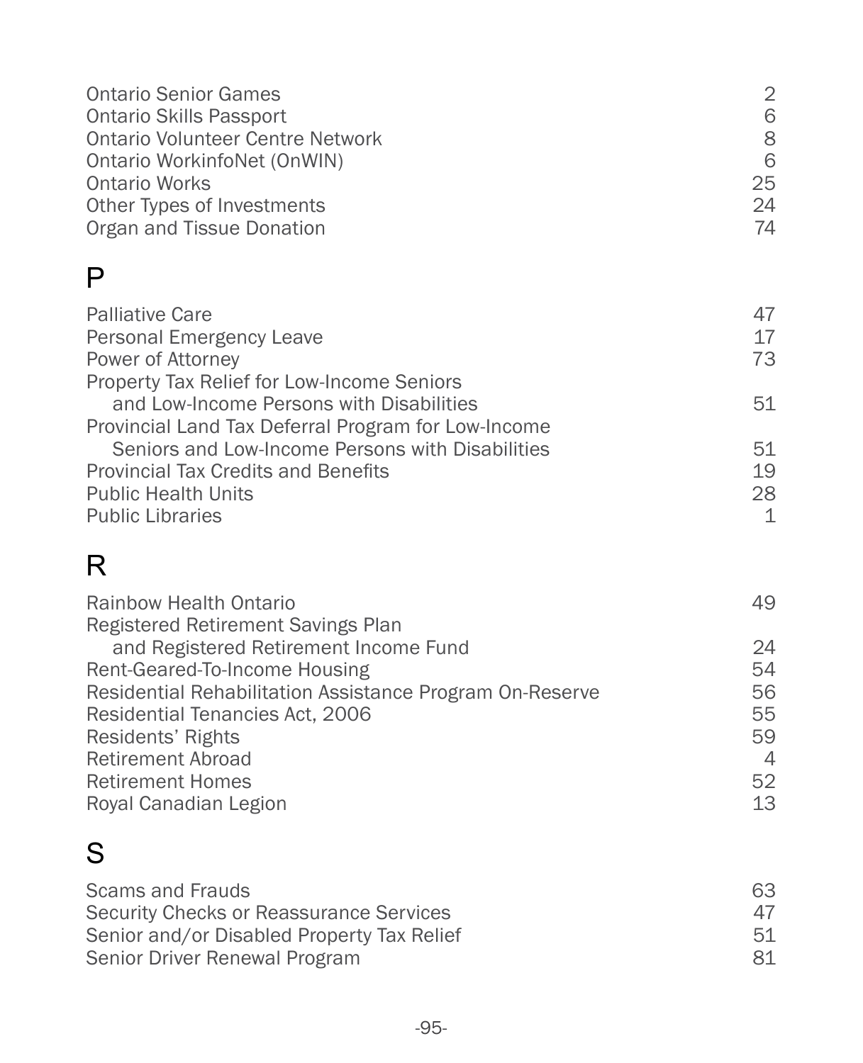| | |
|---|---|
| Ontario Senior Games | 2 |
| Ontario Skills Passport | 6 |
| Ontario Volunteer Centre Network | 8 |
| Ontario WorkinfoNet (OnWIN) | 6 |
| Ontario Works | 25 |
| Other Types of Investments | 24 |
| Organ and Tissue Donation | 74 |

## P

| | |
|---|---|
| Palliative Care | 47 |
| Personal Emergency Leave | 17 |
| Power of Attorney | 73 |
| Property Tax Relief for Low-Income Seniors and Low-Income Persons with Disabilities | 51 |
| Provincial Land Tax Deferral Program for Low-Income Seniors and Low-Income Persons with Disabilities | 51 |
| Provincial Tax Credits and Benefits | 19 |
| Public Health Units | 28 |
| Public Libraries | 1 |

## R

| | |
|---|---|
| Rainbow Health Ontario | 49 |
| Registered Retirement Savings Plan and Registered Retirement Income Fund | 24 |
| Rent-Geared-To-Income Housing | 54 |
| Residential Rehabilitation Assistance Program On-Reserve | 56 |
| Residential Tenancies Act, 2006 | 55 |
| Residents' Rights | 59 |
| Retirement Abroad | 4 |
| Retirement Homes | 52 |
| Royal Canadian Legion | 13 |

## S

| | |
|---|---|
| Scams and Frauds | 63 |
| Security Checks or Reassurance Services | 47 |
| Senior and/or Disabled Property Tax Relief | 51 |
| Senior Driver Renewal Program | 81 |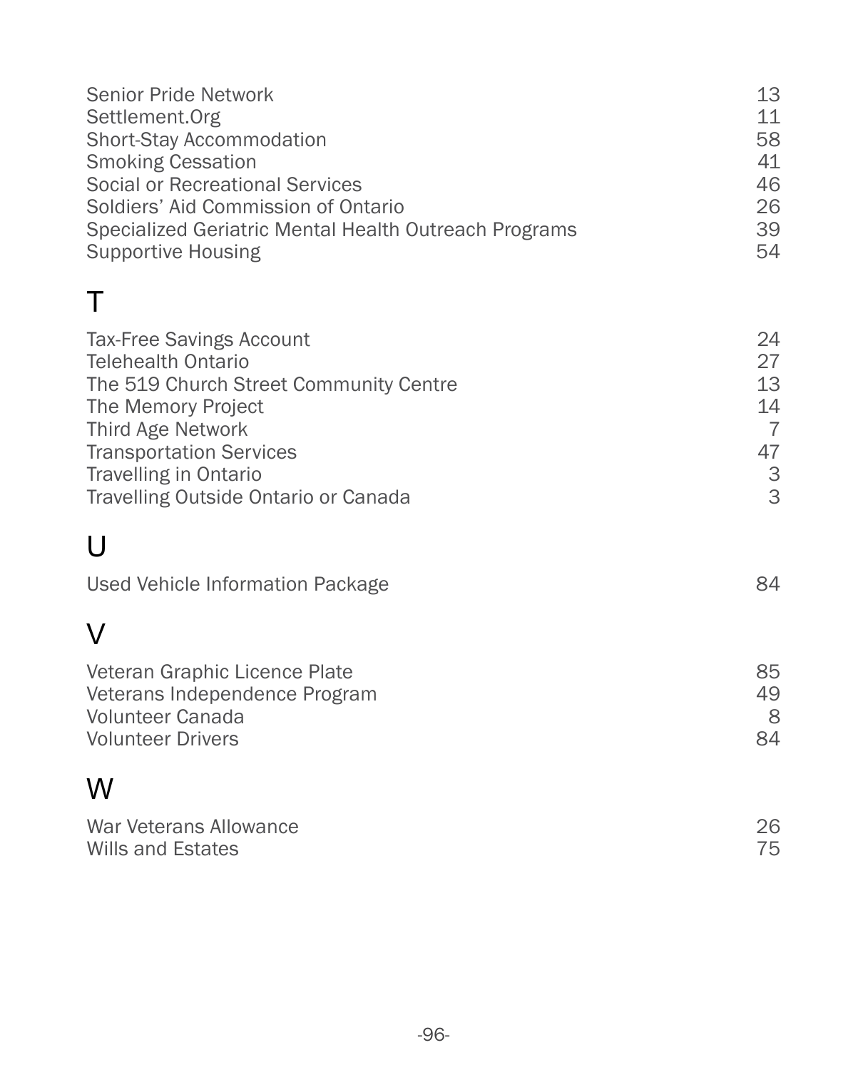| | |
|---|---|
| Senior Pride Network | 13 |
| Settlement.Org | 11 |
| Short-Stay Accommodation | 58 |
| Smoking Cessation | 41 |
| Social or Recreational Services | 46 |
| Soldiers' Aid Commission of Ontario | 26 |
| Specialized Geriatric Mental Health Outreach Programs | 39 |
| Supportive Housing | 54 |

## T

| | |
|---|---|
| Tax-Free Savings Account | 24 |
| Telehealth Ontario | 27 |
| The 519 Church Street Community Centre | 13 |
| The Memory Project | 14 |
| Third Age Network | 7 |
| Transportation Services | 47 |
| Travelling in Ontario | 3 |
| Travelling Outside Ontario or Canada | 3 |

## U

| | |
|---|---|
| Used Vehicle Information Package | 84 |

## V

| | |
|---|---|
| Veteran Graphic Licence Plate | 85 |
| Veterans Independence Program | 49 |
| Volunteer Canada | 8 |
| Volunteer Drivers | 84 |

## W

| | |
|---|---|
| War Veterans Allowance | 26 |
| Wills and Estates | 75 |